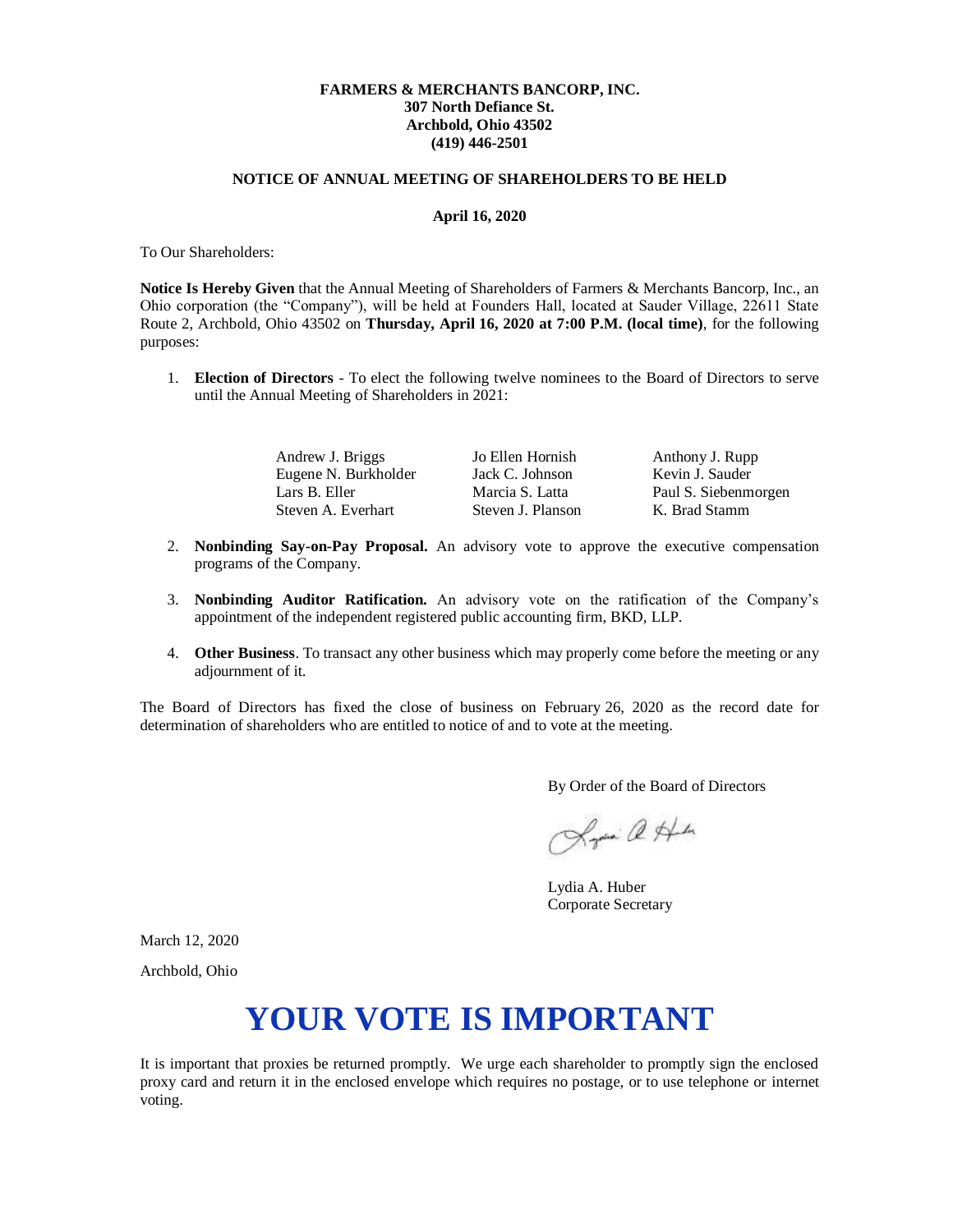**FARMERS & MERCHANTS BANCORP, INC.**
**307 North Defiance St.**
**Archbold, Ohio 43502**
**(419) 446-2501**

**NOTICE OF ANNUAL MEETING OF SHAREHOLDERS TO BE HELD**

**April 16, 2020**

To Our Shareholders:

**Notice Is Hereby Given** that the Annual Meeting of Shareholders of Farmers & Merchants Bancorp, Inc., an Ohio corporation (the "Company"), will be held at Founders Hall, located at Sauder Village, 22611 State Route 2, Archbold, Ohio 43502 on **Thursday, April 16, 2020 at 7:00 P.M. (local time)**, for the following purposes:

1. **Election of Directors** - To elect the following twelve nominees to the Board of Directors to serve until the Annual Meeting of Shareholders in 2021:

| | | |
|---|---|---|
| Andrew J. Briggs | Jo Ellen Hornish | Anthony J. Rupp |
| Eugene N. Burkholder | Jack C. Johnson | Kevin J. Sauder |
| Lars B. Eller | Marcia S. Latta | Paul S. Siebenmorgen |
| Steven A. Everhart | Steven J. Planson | K. Brad Stamm |

2. **Nonbinding Say-on-Pay Proposal.** An advisory vote to approve the executive compensation programs of the Company.

3. **Nonbinding Auditor Ratification.** An advisory vote on the ratification of the Company's appointment of the independent registered public accounting firm, BKD, LLP.

4. **Other Business**. To transact any other business which may properly come before the meeting or any adjournment of it.

The Board of Directors has fixed the close of business on February 26, 2020 as the record date for determination of shareholders who are entitled to notice of and to vote at the meeting.

By Order of the Board of Directors

Lydia A. Huber
Corporate Secretary

March 12, 2020

Archbold, Ohio

# YOUR VOTE IS IMPORTANT

It is important that proxies be returned promptly. We urge each shareholder to promptly sign the enclosed proxy card and return it in the enclosed envelope which requires no postage, or to use telephone or internet voting.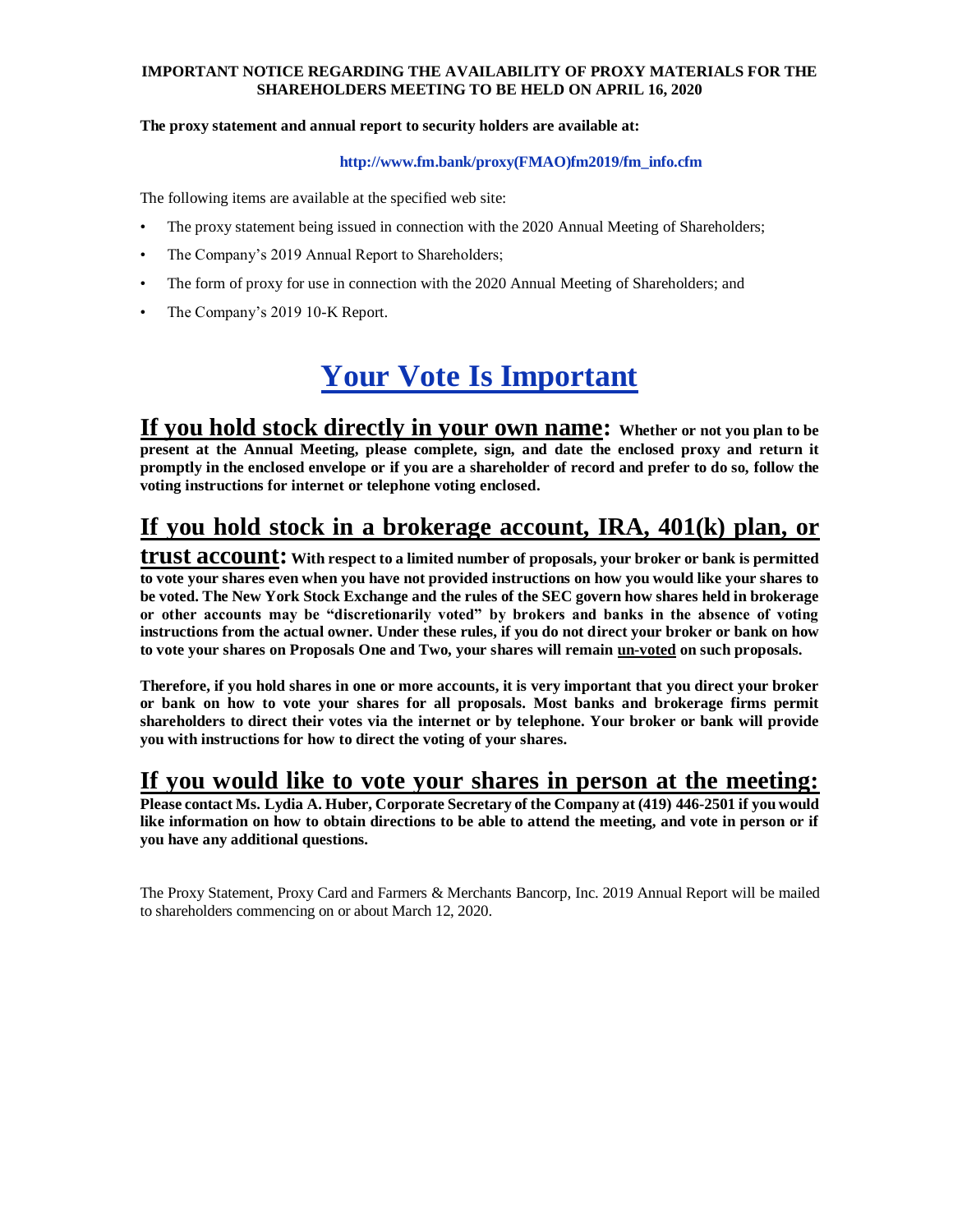**IMPORTANT NOTICE REGARDING THE AVAILABILITY OF PROXY MATERIALS FOR THE SHAREHOLDERS MEETING TO BE HELD ON APRIL 16, 2020**

**The proxy statement and annual report to security holders are available at:**

**http://www.fm.bank/proxy(FMAO)fm2019/fm_info.cfm**

The following items are available at the specified web site:

- The proxy statement being issued in connection with the 2020 Annual Meeting of Shareholders;
- The Company's 2019 Annual Report to Shareholders;
- The form of proxy for use in connection with the 2020 Annual Meeting of Shareholders; and
- The Company's 2019 10-K Report.

# Your Vote Is Important

**If you hold stock directly in your own name: Whether or not you plan to be present at the Annual Meeting, please complete, sign, and date the enclosed proxy and return it promptly in the enclosed envelope or if you are a shareholder of record and prefer to do so, follow the voting instructions for internet or telephone voting enclosed.**

**If you hold stock in a brokerage account, IRA, 401(k) plan, or trust account: With respect to a limited number of proposals, your broker or bank is permitted to vote your shares even when you have not provided instructions on how you would like your shares to be voted. The New York Stock Exchange and the rules of the SEC govern how shares held in brokerage or other accounts may be "discretionarily voted" by brokers and banks in the absence of voting instructions from the actual owner. Under these rules, if you do not direct your broker or bank on how to vote your shares on Proposals One and Two, your shares will remain un-voted on such proposals.**

**Therefore, if you hold shares in one or more accounts, it is very important that you direct your broker or bank on how to vote your shares for all proposals. Most banks and brokerage firms permit shareholders to direct their votes via the internet or by telephone. Your broker or bank will provide you with instructions for how to direct the voting of your shares.**

**If you would like to vote your shares in person at the meeting: Please contact Ms. Lydia A. Huber, Corporate Secretary of the Company at (419) 446-2501 if you would like information on how to obtain directions to be able to attend the meeting, and vote in person or if you have any additional questions.**

The Proxy Statement, Proxy Card and Farmers & Merchants Bancorp, Inc. 2019 Annual Report will be mailed to shareholders commencing on or about March 12, 2020.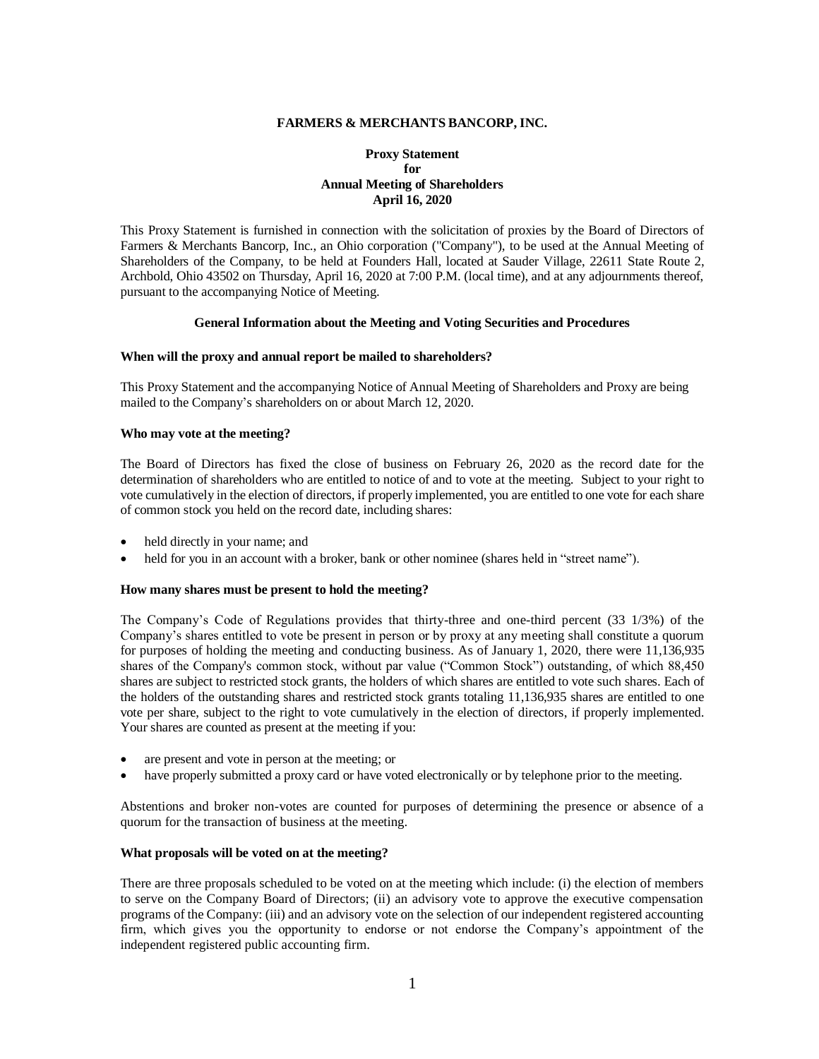**FARMERS & MERCHANTS BANCORP, INC.**

**Proxy Statement**
**for**
**Annual Meeting of Shareholders**
**April 16, 2020**

This Proxy Statement is furnished in connection with the solicitation of proxies by the Board of Directors of Farmers & Merchants Bancorp, Inc., an Ohio corporation ("Company"), to be used at the Annual Meeting of Shareholders of the Company, to be held at Founders Hall, located at Sauder Village, 22611 State Route 2, Archbold, Ohio 43502 on Thursday, April 16, 2020 at 7:00 P.M. (local time), and at any adjournments thereof, pursuant to the accompanying Notice of Meeting.

**General Information about the Meeting and Voting Securities and Procedures**

**When will the proxy and annual report be mailed to shareholders?**

This Proxy Statement and the accompanying Notice of Annual Meeting of Shareholders and Proxy are being mailed to the Company's shareholders on or about March 12, 2020.

**Who may vote at the meeting?**

The Board of Directors has fixed the close of business on February 26, 2020 as the record date for the determination of shareholders who are entitled to notice of and to vote at the meeting. Subject to your right to vote cumulatively in the election of directors, if properly implemented, you are entitled to one vote for each share of common stock you held on the record date, including shares:

- held directly in your name; and
- held for you in an account with a broker, bank or other nominee (shares held in "street name").

**How many shares must be present to hold the meeting?**

The Company's Code of Regulations provides that thirty-three and one-third percent (33 1/3%) of the Company's shares entitled to vote be present in person or by proxy at any meeting shall constitute a quorum for purposes of holding the meeting and conducting business. As of January 1, 2020, there were 11,136,935 shares of the Company's common stock, without par value ("Common Stock") outstanding, of which 88,450 shares are subject to restricted stock grants, the holders of which shares are entitled to vote such shares. Each of the holders of the outstanding shares and restricted stock grants totaling 11,136,935 shares are entitled to one vote per share, subject to the right to vote cumulatively in the election of directors, if properly implemented. Your shares are counted as present at the meeting if you:

- are present and vote in person at the meeting; or
- have properly submitted a proxy card or have voted electronically or by telephone prior to the meeting.

Abstentions and broker non-votes are counted for purposes of determining the presence or absence of a quorum for the transaction of business at the meeting.

**What proposals will be voted on at the meeting?**

There are three proposals scheduled to be voted on at the meeting which include: (i) the election of members to serve on the Company Board of Directors; (ii) an advisory vote to approve the executive compensation programs of the Company: (iii) and an advisory vote on the selection of our independent registered accounting firm, which gives you the opportunity to endorse or not endorse the Company's appointment of the independent registered public accounting firm.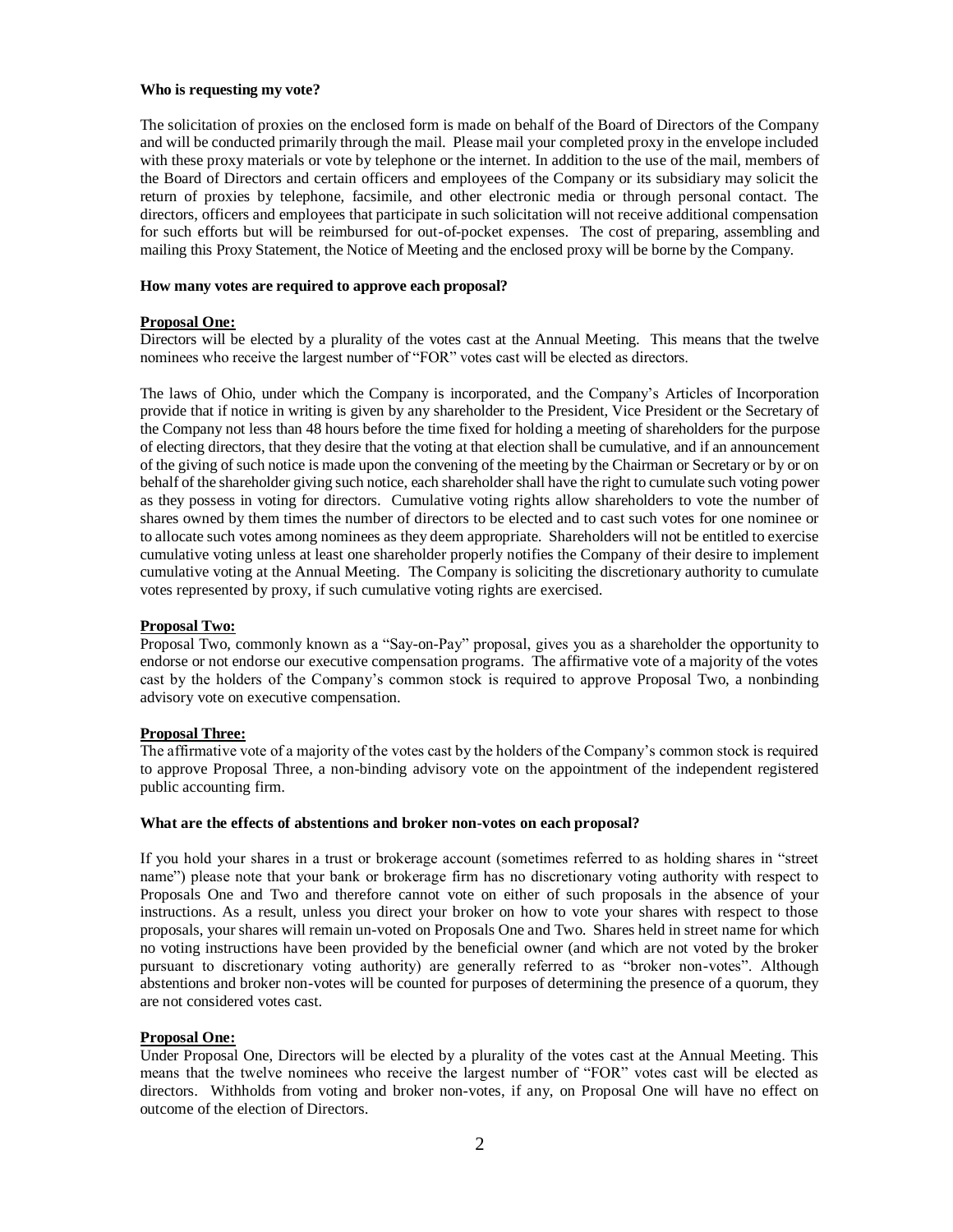**Who is requesting my vote?**

The solicitation of proxies on the enclosed form is made on behalf of the Board of Directors of the Company and will be conducted primarily through the mail. Please mail your completed proxy in the envelope included with these proxy materials or vote by telephone or the internet. In addition to the use of the mail, members of the Board of Directors and certain officers and employees of the Company or its subsidiary may solicit the return of proxies by telephone, facsimile, and other electronic media or through personal contact. The directors, officers and employees that participate in such solicitation will not receive additional compensation for such efforts but will be reimbursed for out-of-pocket expenses. The cost of preparing, assembling and mailing this Proxy Statement, the Notice of Meeting and the enclosed proxy will be borne by the Company.

**How many votes are required to approve each proposal?**

**Proposal One:**

Directors will be elected by a plurality of the votes cast at the Annual Meeting. This means that the twelve nominees who receive the largest number of "FOR" votes cast will be elected as directors.

The laws of Ohio, under which the Company is incorporated, and the Company's Articles of Incorporation provide that if notice in writing is given by any shareholder to the President, Vice President or the Secretary of the Company not less than 48 hours before the time fixed for holding a meeting of shareholders for the purpose of electing directors, that they desire that the voting at that election shall be cumulative, and if an announcement of the giving of such notice is made upon the convening of the meeting by the Chairman or Secretary or by or on behalf of the shareholder giving such notice, each shareholder shall have the right to cumulate such voting power as they possess in voting for directors. Cumulative voting rights allow shareholders to vote the number of shares owned by them times the number of directors to be elected and to cast such votes for one nominee or to allocate such votes among nominees as they deem appropriate. Shareholders will not be entitled to exercise cumulative voting unless at least one shareholder properly notifies the Company of their desire to implement cumulative voting at the Annual Meeting. The Company is soliciting the discretionary authority to cumulate votes represented by proxy, if such cumulative voting rights are exercised.

**Proposal Two:**

Proposal Two, commonly known as a "Say-on-Pay" proposal, gives you as a shareholder the opportunity to endorse or not endorse our executive compensation programs. The affirmative vote of a majority of the votes cast by the holders of the Company's common stock is required to approve Proposal Two, a nonbinding advisory vote on executive compensation.

**Proposal Three:**

The affirmative vote of a majority of the votes cast by the holders of the Company's common stock is required to approve Proposal Three, a non-binding advisory vote on the appointment of the independent registered public accounting firm.

**What are the effects of abstentions and broker non-votes on each proposal?**

If you hold your shares in a trust or brokerage account (sometimes referred to as holding shares in "street name") please note that your bank or brokerage firm has no discretionary voting authority with respect to Proposals One and Two and therefore cannot vote on either of such proposals in the absence of your instructions. As a result, unless you direct your broker on how to vote your shares with respect to those proposals, your shares will remain un-voted on Proposals One and Two. Shares held in street name for which no voting instructions have been provided by the beneficial owner (and which are not voted by the broker pursuant to discretionary voting authority) are generally referred to as "broker non-votes". Although abstentions and broker non-votes will be counted for purposes of determining the presence of a quorum, they are not considered votes cast.

**Proposal One:**

Under Proposal One, Directors will be elected by a plurality of the votes cast at the Annual Meeting. This means that the twelve nominees who receive the largest number of "FOR" votes cast will be elected as directors. Withholds from voting and broker non-votes, if any, on Proposal One will have no effect on outcome of the election of Directors.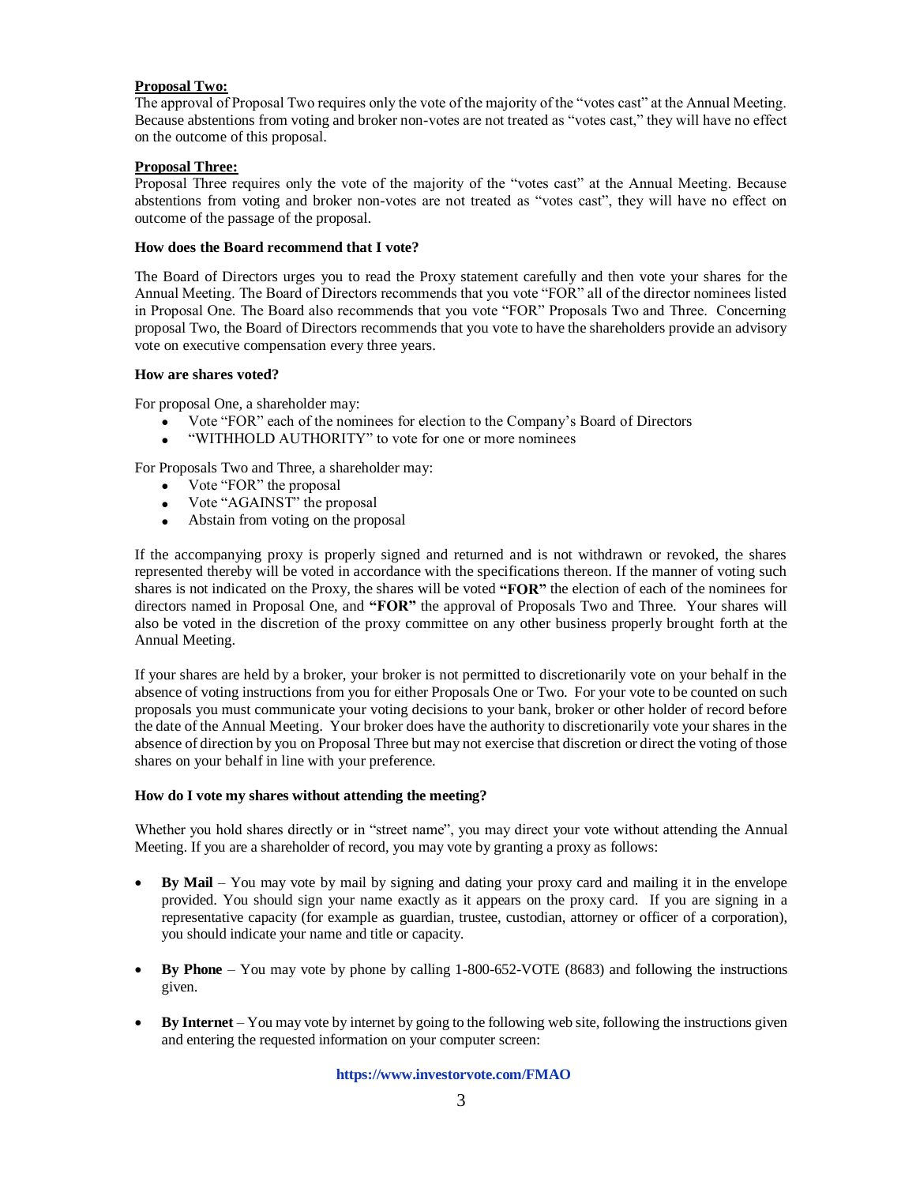**Proposal Two:**
The approval of Proposal Two requires only the vote of the majority of the "votes cast" at the Annual Meeting. Because abstentions from voting and broker non-votes are not treated as "votes cast," they will have no effect on the outcome of this proposal.

**Proposal Three:**
Proposal Three requires only the vote of the majority of the "votes cast" at the Annual Meeting. Because abstentions from voting and broker non-votes are not treated as "votes cast", they will have no effect on outcome of the passage of the proposal.

**How does the Board recommend that I vote?**

The Board of Directors urges you to read the Proxy statement carefully and then vote your shares for the Annual Meeting. The Board of Directors recommends that you vote "FOR" all of the director nominees listed in Proposal One. The Board also recommends that you vote "FOR" Proposals Two and Three. Concerning proposal Two, the Board of Directors recommends that you vote to have the shareholders provide an advisory vote on executive compensation every three years.

**How are shares voted?**

For proposal One, a shareholder may:

- Vote "FOR" each of the nominees for election to the Company's Board of Directors
- "WITHHOLD AUTHORITY" to vote for one or more nominees

For Proposals Two and Three, a shareholder may:

- Vote "FOR" the proposal
- Vote "AGAINST" the proposal
- Abstain from voting on the proposal

If the accompanying proxy is properly signed and returned and is not withdrawn or revoked, the shares represented thereby will be voted in accordance with the specifications thereon. If the manner of voting such shares is not indicated on the Proxy, the shares will be voted **"FOR"** the election of each of the nominees for directors named in Proposal One, and **"FOR"** the approval of Proposals Two and Three. Your shares will also be voted in the discretion of the proxy committee on any other business properly brought forth at the Annual Meeting.

If your shares are held by a broker, your broker is not permitted to discretionarily vote on your behalf in the absence of voting instructions from you for either Proposals One or Two. For your vote to be counted on such proposals you must communicate your voting decisions to your bank, broker or other holder of record before the date of the Annual Meeting. Your broker does have the authority to discretionarily vote your shares in the absence of direction by you on Proposal Three but may not exercise that discretion or direct the voting of those shares on your behalf in line with your preference.

**How do I vote my shares without attending the meeting?**

Whether you hold shares directly or in "street name", you may direct your vote without attending the Annual Meeting. If you are a shareholder of record, you may vote by granting a proxy as follows:

- **By Mail** – You may vote by mail by signing and dating your proxy card and mailing it in the envelope provided. You should sign your name exactly as it appears on the proxy card. If you are signing in a representative capacity (for example as guardian, trustee, custodian, attorney or officer of a corporation), you should indicate your name and title or capacity.

- **By Phone** – You may vote by phone by calling 1-800-652-VOTE (8683) and following the instructions given.

- **By Internet** – You may vote by internet by going to the following web site, following the instructions given and entering the requested information on your computer screen:

**https://www.investorvote.com/FMAO**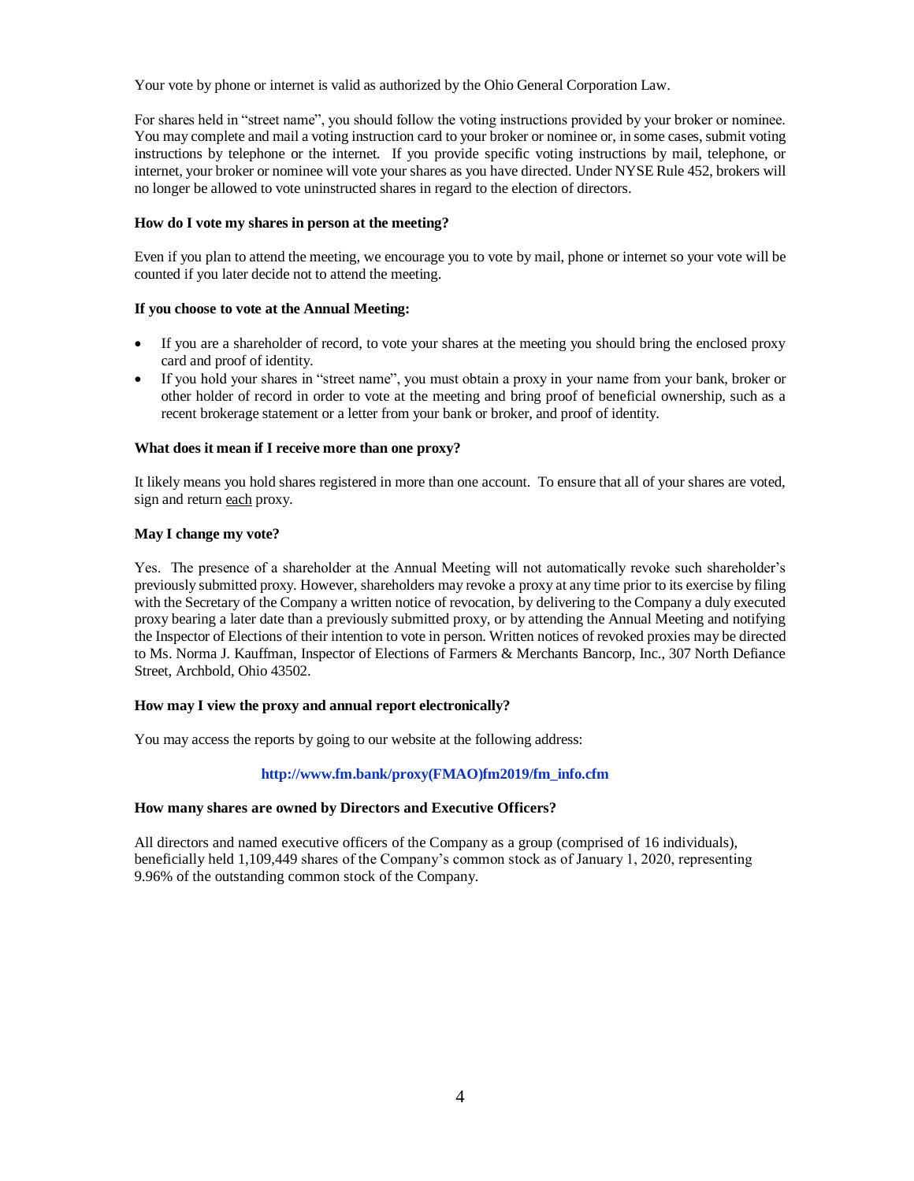Your vote by phone or internet is valid as authorized by the Ohio General Corporation Law.

For shares held in "street name", you should follow the voting instructions provided by your broker or nominee. You may complete and mail a voting instruction card to your broker or nominee or, in some cases, submit voting instructions by telephone or the internet. If you provide specific voting instructions by mail, telephone, or internet, your broker or nominee will vote your shares as you have directed. Under NYSE Rule 452, brokers will no longer be allowed to vote uninstructed shares in regard to the election of directors.

**How do I vote my shares in person at the meeting?**

Even if you plan to attend the meeting, we encourage you to vote by mail, phone or internet so your vote will be counted if you later decide not to attend the meeting.

**If you choose to vote at the Annual Meeting:**

- If you are a shareholder of record, to vote your shares at the meeting you should bring the enclosed proxy card and proof of identity.
- If you hold your shares in "street name", you must obtain a proxy in your name from your bank, broker or other holder of record in order to vote at the meeting and bring proof of beneficial ownership, such as a recent brokerage statement or a letter from your bank or broker, and proof of identity.

**What does it mean if I receive more than one proxy?**

It likely means you hold shares registered in more than one account. To ensure that all of your shares are voted, sign and return each proxy.

**May I change my vote?**

Yes. The presence of a shareholder at the Annual Meeting will not automatically revoke such shareholder's previously submitted proxy. However, shareholders may revoke a proxy at any time prior to its exercise by filing with the Secretary of the Company a written notice of revocation, by delivering to the Company a duly executed proxy bearing a later date than a previously submitted proxy, or by attending the Annual Meeting and notifying the Inspector of Elections of their intention to vote in person. Written notices of revoked proxies may be directed to Ms. Norma J. Kauffman, Inspector of Elections of Farmers & Merchants Bancorp, Inc., 307 North Defiance Street, Archbold, Ohio 43502.

**How may I view the proxy and annual report electronically?**

You may access the reports by going to our website at the following address:

**http://www.fm.bank/proxy(FMAO)fm2019/fm_info.cfm**

**How many shares are owned by Directors and Executive Officers?**

All directors and named executive officers of the Company as a group (comprised of 16 individuals), beneficially held 1,109,449 shares of the Company's common stock as of January 1, 2020, representing 9.96% of the outstanding common stock of the Company.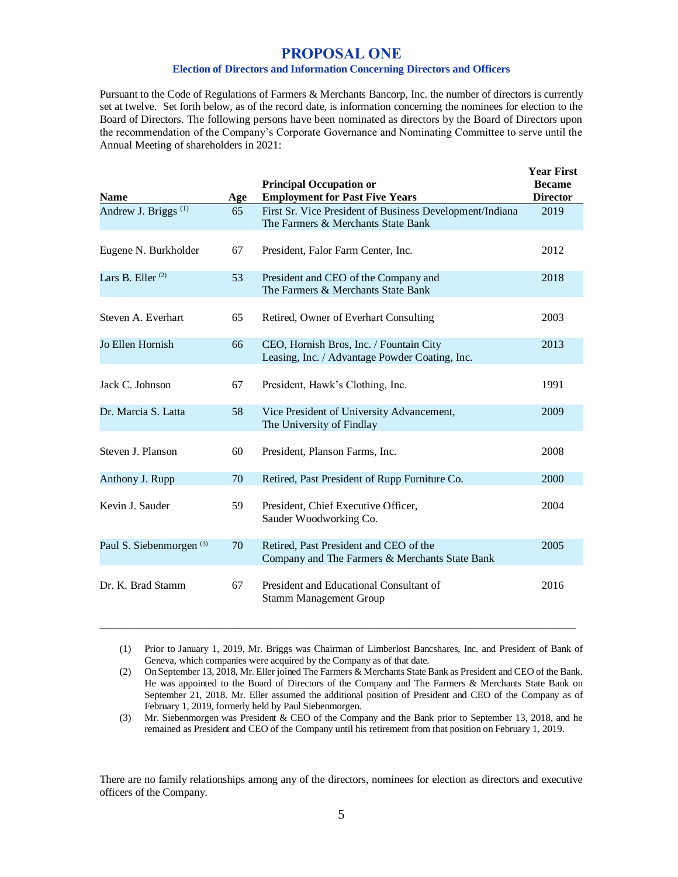# PROPOSAL ONE

## Election of Directors and Information Concerning Directors and Officers

Pursuant to the Code of Regulations of Farmers & Merchants Bancorp, Inc. the number of directors is currently set at twelve. Set forth below, as of the record date, is information concerning the nominees for election to the Board of Directors. The following persons have been nominated as directors by the Board of Directors upon the recommendation of the Company's Corporate Governance and Nominating Committee to serve until the Annual Meeting of shareholders in 2021:

| Name | Age | Principal Occupation or Employment for Past Five Years | Year First Became Director |
|---|---|---|---|
| Andrew J. Briggs (1) | 65 | First Sr. Vice President of Business Development/Indiana The Farmers & Merchants State Bank | 2019 |
| Eugene N. Burkholder | 67 | President, Falor Farm Center, Inc. | 2012 |
| Lars B. Eller (2) | 53 | President and CEO of the Company and The Farmers & Merchants State Bank | 2018 |
| Steven A. Everhart | 65 | Retired, Owner of Everhart Consulting | 2003 |
| Jo Ellen Hornish | 66 | CEO, Hornish Bros, Inc. / Fountain City Leasing, Inc. / Advantage Powder Coating, Inc. | 2013 |
| Jack C. Johnson | 67 | President, Hawk's Clothing, Inc. | 1991 |
| Dr. Marcia S. Latta | 58 | Vice President of University Advancement, The University of Findlay | 2009 |
| Steven J. Planson | 60 | President, Planson Farms, Inc. | 2008 |
| Anthony J. Rupp | 70 | Retired, Past President of Rupp Furniture Co. | 2000 |
| Kevin J. Sauder | 59 | President, Chief Executive Officer, Sauder Woodworking Co. | 2004 |
| Paul S. Siebenmorgen (3) | 70 | Retired, Past President and CEO of the Company and The Farmers & Merchants State Bank | 2005 |
| Dr. K. Brad Stamm | 67 | President and Educational Consultant of Stamm Management Group | 2016 |

(1) Prior to January 1, 2019, Mr. Briggs was Chairman of Limberlost Bancshares, Inc. and President of Bank of Geneva, which companies were acquired by the Company as of that date.

(2) On September 13, 2018, Mr. Eller joined The Farmers & Merchants State Bank as President and CEO of the Bank. He was appointed to the Board of Directors of the Company and The Farmers & Merchants State Bank on September 21, 2018. Mr. Eller assumed the additional position of President and CEO of the Company as of February 1, 2019, formerly held by Paul Siebenmorgen.

(3) Mr. Siebenmorgen was President & CEO of the Company and the Bank prior to September 13, 2018, and he remained as President and CEO of the Company until his retirement from that position on February 1, 2019.

There are no family relationships among any of the directors, nominees for election as directors and executive officers of the Company.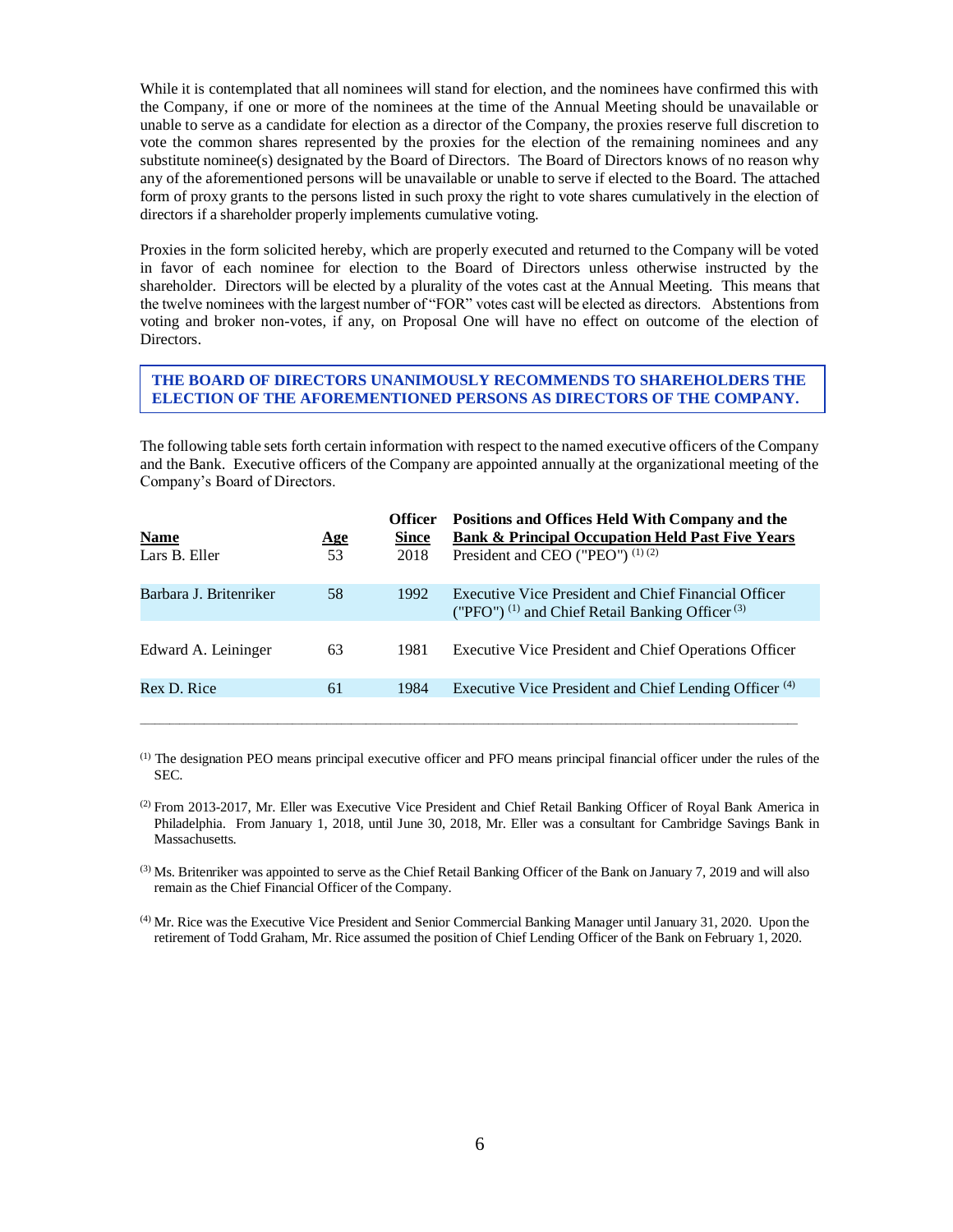While it is contemplated that all nominees will stand for election, and the nominees have confirmed this with the Company, if one or more of the nominees at the time of the Annual Meeting should be unavailable or unable to serve as a candidate for election as a director of the Company, the proxies reserve full discretion to vote the common shares represented by the proxies for the election of the remaining nominees and any substitute nominee(s) designated by the Board of Directors. The Board of Directors knows of no reason why any of the aforementioned persons will be unavailable or unable to serve if elected to the Board. The attached form of proxy grants to the persons listed in such proxy the right to vote shares cumulatively in the election of directors if a shareholder properly implements cumulative voting.

Proxies in the form solicited hereby, which are properly executed and returned to the Company will be voted in favor of each nominee for election to the Board of Directors unless otherwise instructed by the shareholder. Directors will be elected by a plurality of the votes cast at the Annual Meeting. This means that the twelve nominees with the largest number of "FOR" votes cast will be elected as directors. Abstentions from voting and broker non-votes, if any, on Proposal One will have no effect on outcome of the election of Directors.

**THE BOARD OF DIRECTORS UNANIMOUSLY RECOMMENDS TO SHAREHOLDERS THE ELECTION OF THE AFOREMENTIONED PERSONS AS DIRECTORS OF THE COMPANY.**

The following table sets forth certain information with respect to the named executive officers of the Company and the Bank. Executive officers of the Company are appointed annually at the organizational meeting of the Company's Board of Directors.

| Name | Age | Officer Since | Positions and Offices Held With Company and the Bank & Principal Occupation Held Past Five Years |
|---|---|---|---|
| Lars B. Eller | 53 | 2018 | President and CEO ("PEO") [1] [2] |
| Barbara J. Britenriker | 58 | 1992 | Executive Vice President and Chief Financial Officer ("PFO") [1] and Chief Retail Banking Officer [3] |
| Edward A. Leininger | 63 | 1981 | Executive Vice President and Chief Operations Officer |
| Rex D. Rice | 61 | 1984 | Executive Vice President and Chief Lending Officer [4] |

[1] The designation PEO means principal executive officer and PFO means principal financial officer under the rules of the SEC.

[2] From 2013-2017, Mr. Eller was Executive Vice President and Chief Retail Banking Officer of Royal Bank America in Philadelphia. From January 1, 2018, until June 30, 2018, Mr. Eller was a consultant for Cambridge Savings Bank in Massachusetts.

[3] Ms. Britenriker was appointed to serve as the Chief Retail Banking Officer of the Bank on January 7, 2019 and will also remain as the Chief Financial Officer of the Company.

[4] Mr. Rice was the Executive Vice President and Senior Commercial Banking Manager until January 31, 2020. Upon the retirement of Todd Graham, Mr. Rice assumed the position of Chief Lending Officer of the Bank on February 1, 2020.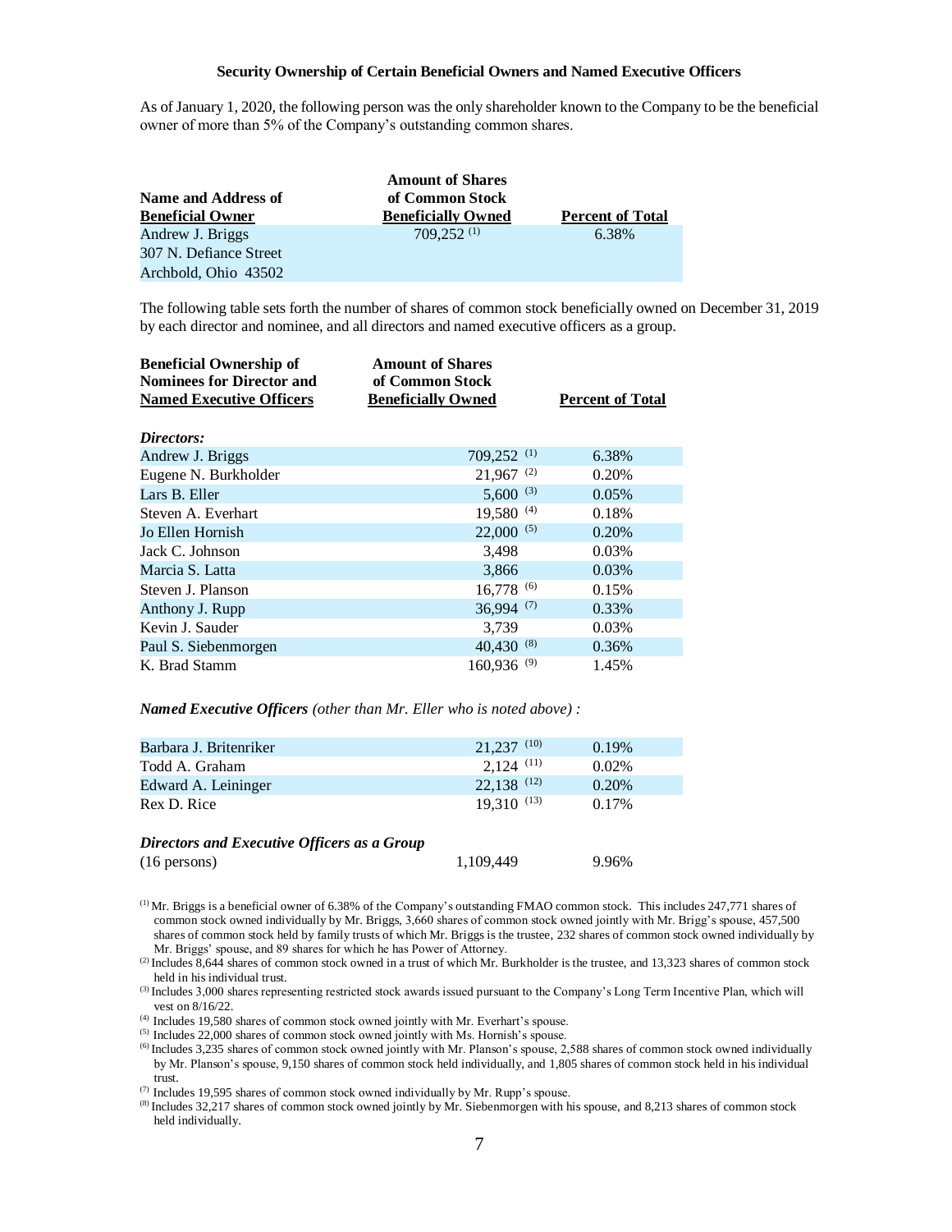**Security Ownership of Certain Beneficial Owners and Named Executive Officers**

As of January 1, 2020, the following person was the only shareholder known to the Company to be the beneficial owner of more than 5% of the Company's outstanding common shares.

| Name and Address of Beneficial Owner | Amount of Shares of Common Stock Beneficially Owned | Percent of Total |
|---|---|---|
| Andrew J. Briggs<br>307 N. Defiance Street<br>Archbold, Ohio 43502 | 709,252 (1) | 6.38% |

The following table sets forth the number of shares of common stock beneficially owned on December 31, 2019 by each director and nominee, and all directors and named executive officers as a group.

| Beneficial Ownership of Nominees for Director and Named Executive Officers | Amount of Shares of Common Stock Beneficially Owned | Percent of Total |
|---|---|---|
| ***Directors:*** | | |
| Andrew J. Briggs | 709,252 (1) | 6.38% |
| Eugene N. Burkholder | 21,967 (2) | 0.20% |
| Lars B. Eller | 5,600 (3) | 0.05% |
| Steven A. Everhart | 19,580 (4) | 0.18% |
| Jo Ellen Hornish | 22,000 (5) | 0.20% |
| Jack C. Johnson | 3,498 | 0.03% |
| Marcia S. Latta | 3,866 | 0.03% |
| Steven J. Planson | 16,778 (6) | 0.15% |
| Anthony J. Rupp | 36,994 (7) | 0.33% |
| Kevin J. Sauder | 3,739 | 0.03% |
| Paul S. Siebenmorgen | 40,430 (8) | 0.36% |
| K. Brad Stamm | 160,936 (9) | 1.45% |
| ***Named Executive Officers** (other than Mr. Eller who is noted above) :* | | |
| Barbara J. Britenriker | 21,237 (10) | 0.19% |
| Todd A. Graham | 2,124 (11) | 0.02% |
| Edward A. Leininger | 22,138 (12) | 0.20% |
| Rex D. Rice | 19,310 (13) | 0.17% |
| ***Directors and Executive Officers as a Group*** (16 persons) | 1,109,449 | 9.96% |

(1) Mr. Briggs is a beneficial owner of 6.38% of the Company's outstanding FMAO common stock. This includes 247,771 shares of common stock owned individually by Mr. Briggs, 3,660 shares of common stock owned jointly with Mr. Brigg's spouse, 457,500 shares of common stock held by family trusts of which Mr. Briggs is the trustee, 232 shares of common stock owned individually by Mr. Briggs' spouse, and 89 shares for which he has Power of Attorney.

(2) Includes 8,644 shares of common stock owned in a trust of which Mr. Burkholder is the trustee, and 13,323 shares of common stock held in his individual trust.

(3) Includes 3,000 shares representing restricted stock awards issued pursuant to the Company's Long Term Incentive Plan, which will vest on 8/16/22.

(4) Includes 19,580 shares of common stock owned jointly with Mr. Everhart's spouse.

(5) Includes 22,000 shares of common stock owned jointly with Ms. Hornish's spouse.

(6) Includes 3,235 shares of common stock owned jointly with Mr. Planson's spouse, 2,588 shares of common stock owned individually by Mr. Planson's spouse, 9,150 shares of common stock held individually, and 1,805 shares of common stock held in his individual trust.

(7) Includes 19,595 shares of common stock owned individually by Mr. Rupp's spouse.

(8) Includes 32,217 shares of common stock owned jointly by Mr. Siebenmorgen with his spouse, and 8,213 shares of common stock held individually.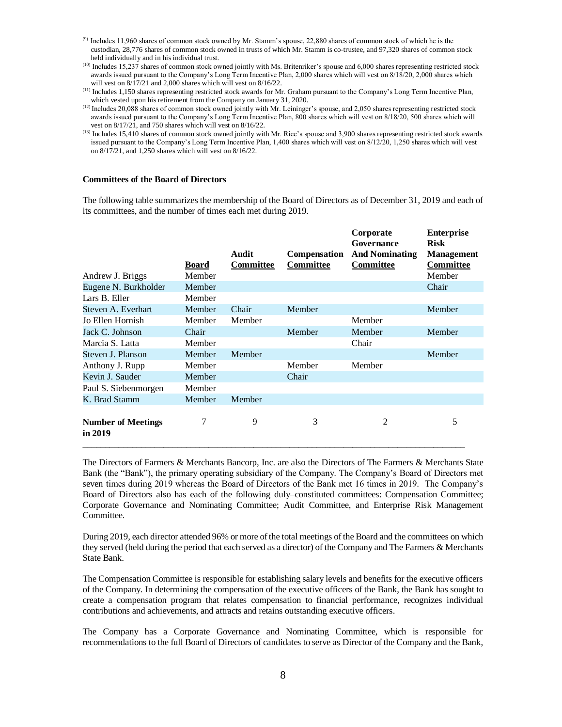(9) Includes 11,960 shares of common stock owned by Mr. Stamm's spouse, 22,880 shares of common stock of which he is the custodian, 28,776 shares of common stock owned in trusts of which Mr. Stamm is co-trustee, and 97,320 shares of common stock held individually and in his individual trust.

(10) Includes 15,237 shares of common stock owned jointly with Ms. Britenriker's spouse and 6,000 shares representing restricted stock awards issued pursuant to the Company's Long Term Incentive Plan, 2,000 shares which will vest on 8/18/20, 2,000 shares which will vest on 8/17/21 and 2,000 shares which will vest on 8/16/22.

(11) Includes 1,150 shares representing restricted stock awards for Mr. Graham pursuant to the Company's Long Term Incentive Plan, which vested upon his retirement from the Company on January 31, 2020.

(12) Includes 20,088 shares of common stock owned jointly with Mr. Leininger's spouse, and 2,050 shares representing restricted stock awards issued pursuant to the Company's Long Term Incentive Plan, 800 shares which will vest on 8/18/20, 500 shares which will vest on 8/17/21, and 750 shares which will vest on 8/16/22.

(13) Includes 15,410 shares of common stock owned jointly with Mr. Rice's spouse and 3,900 shares representing restricted stock awards issued pursuant to the Company's Long Term Incentive Plan, 1,400 shares which will vest on 8/12/20, 1,250 shares which will vest on 8/17/21, and 1,250 shares which will vest on 8/16/22.

**Committees of the Board of Directors**

The following table summarizes the membership of the Board of Directors as of December 31, 2019 and each of its committees, and the number of times each met during 2019.

| | Board | Audit Committee | Compensation Committee | Corporate Governance And Nominating Committee | Enterprise Risk Management Committee |
|---|---|---|---|---|---|
| Andrew J. Briggs | Member | | | | Member |
| Eugene N. Burkholder | Member | | | | Chair |
| Lars B. Eller | Member | | | | |
| Steven A. Everhart | Member | Chair | Member | | Member |
| Jo Ellen Hornish | Member | Member | | Member | |
| Jack C. Johnson | Chair | | Member | Member | Member |
| Marcia S. Latta | Member | | | Chair | |
| Steven J. Planson | Member | Member | | | Member |
| Anthony J. Rupp | Member | | Member | Member | |
| Kevin J. Sauder | Member | | Chair | | |
| Paul S. Siebenmorgen | Member | | | | |
| K. Brad Stamm | Member | Member | | | |
| **Number of Meetings in 2019** | 7 | 9 | 3 | 2 | 5 |

The Directors of Farmers & Merchants Bancorp, Inc. are also the Directors of The Farmers & Merchants State Bank (the "Bank"), the primary operating subsidiary of the Company. The Company's Board of Directors met seven times during 2019 whereas the Board of Directors of the Bank met 16 times in 2019. The Company's Board of Directors also has each of the following duly–constituted committees: Compensation Committee; Corporate Governance and Nominating Committee; Audit Committee, and Enterprise Risk Management Committee.

During 2019, each director attended 96% or more of the total meetings of the Board and the committees on which they served (held during the period that each served as a director) of the Company and The Farmers & Merchants State Bank.

The Compensation Committee is responsible for establishing salary levels and benefits for the executive officers of the Company. In determining the compensation of the executive officers of the Bank, the Bank has sought to create a compensation program that relates compensation to financial performance, recognizes individual contributions and achievements, and attracts and retains outstanding executive officers.

The Company has a Corporate Governance and Nominating Committee, which is responsible for recommendations to the full Board of Directors of candidates to serve as Director of the Company and the Bank,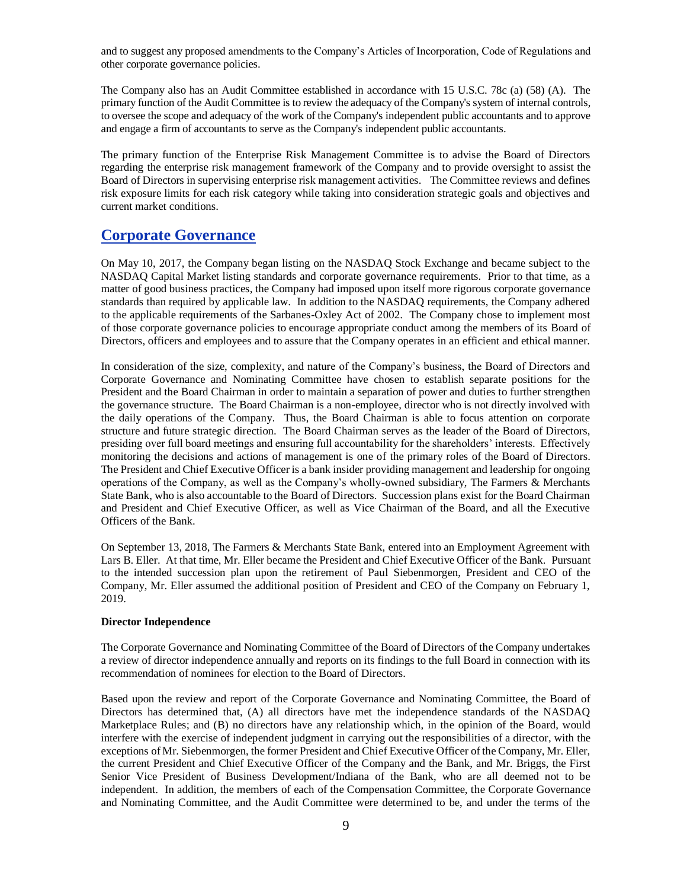and to suggest any proposed amendments to the Company's Articles of Incorporation, Code of Regulations and other corporate governance policies.

The Company also has an Audit Committee established in accordance with 15 U.S.C. 78c (a) (58) (A). The primary function of the Audit Committee is to review the adequacy of the Company's system of internal controls, to oversee the scope and adequacy of the work of the Company's independent public accountants and to approve and engage a firm of accountants to serve as the Company's independent public accountants.

The primary function of the Enterprise Risk Management Committee is to advise the Board of Directors regarding the enterprise risk management framework of the Company and to provide oversight to assist the Board of Directors in supervising enterprise risk management activities. The Committee reviews and defines risk exposure limits for each risk category while taking into consideration strategic goals and objectives and current market conditions.

## Corporate Governance

On May 10, 2017, the Company began listing on the NASDAQ Stock Exchange and became subject to the NASDAQ Capital Market listing standards and corporate governance requirements. Prior to that time, as a matter of good business practices, the Company had imposed upon itself more rigorous corporate governance standards than required by applicable law. In addition to the NASDAQ requirements, the Company adhered to the applicable requirements of the Sarbanes-Oxley Act of 2002. The Company chose to implement most of those corporate governance policies to encourage appropriate conduct among the members of its Board of Directors, officers and employees and to assure that the Company operates in an efficient and ethical manner.

In consideration of the size, complexity, and nature of the Company's business, the Board of Directors and Corporate Governance and Nominating Committee have chosen to establish separate positions for the President and the Board Chairman in order to maintain a separation of power and duties to further strengthen the governance structure. The Board Chairman is a non-employee, director who is not directly involved with the daily operations of the Company. Thus, the Board Chairman is able to focus attention on corporate structure and future strategic direction. The Board Chairman serves as the leader of the Board of Directors, presiding over full board meetings and ensuring full accountability for the shareholders' interests. Effectively monitoring the decisions and actions of management is one of the primary roles of the Board of Directors. The President and Chief Executive Officer is a bank insider providing management and leadership for ongoing operations of the Company, as well as the Company's wholly-owned subsidiary, The Farmers & Merchants State Bank, who is also accountable to the Board of Directors. Succession plans exist for the Board Chairman and President and Chief Executive Officer, as well as Vice Chairman of the Board, and all the Executive Officers of the Bank.

On September 13, 2018, The Farmers & Merchants State Bank, entered into an Employment Agreement with Lars B. Eller. At that time, Mr. Eller became the President and Chief Executive Officer of the Bank. Pursuant to the intended succession plan upon the retirement of Paul Siebenmorgen, President and CEO of the Company, Mr. Eller assumed the additional position of President and CEO of the Company on February 1, 2019.

**Director Independence**

The Corporate Governance and Nominating Committee of the Board of Directors of the Company undertakes a review of director independence annually and reports on its findings to the full Board in connection with its recommendation of nominees for election to the Board of Directors.

Based upon the review and report of the Corporate Governance and Nominating Committee, the Board of Directors has determined that, (A) all directors have met the independence standards of the NASDAQ Marketplace Rules; and (B) no directors have any relationship which, in the opinion of the Board, would interfere with the exercise of independent judgment in carrying out the responsibilities of a director, with the exceptions of Mr. Siebenmorgen, the former President and Chief Executive Officer of the Company, Mr. Eller, the current President and Chief Executive Officer of the Company and the Bank, and Mr. Briggs, the First Senior Vice President of Business Development/Indiana of the Bank, who are all deemed not to be independent. In addition, the members of each of the Compensation Committee, the Corporate Governance and Nominating Committee, and the Audit Committee were determined to be, and under the terms of the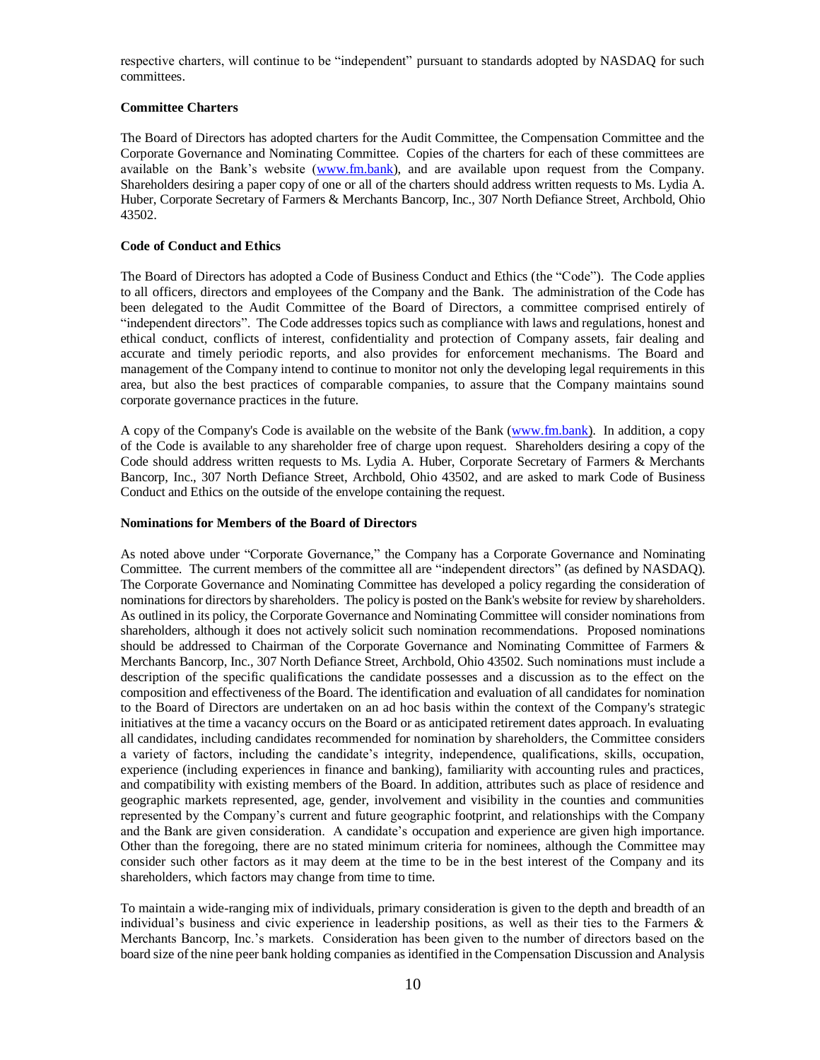respective charters, will continue to be "independent" pursuant to standards adopted by NASDAQ for such committees.

**Committee Charters**

The Board of Directors has adopted charters for the Audit Committee, the Compensation Committee and the Corporate Governance and Nominating Committee. Copies of the charters for each of these committees are available on the Bank's website (www.fm.bank), and are available upon request from the Company. Shareholders desiring a paper copy of one or all of the charters should address written requests to Ms. Lydia A. Huber, Corporate Secretary of Farmers & Merchants Bancorp, Inc., 307 North Defiance Street, Archbold, Ohio 43502.

**Code of Conduct and Ethics**

The Board of Directors has adopted a Code of Business Conduct and Ethics (the "Code"). The Code applies to all officers, directors and employees of the Company and the Bank. The administration of the Code has been delegated to the Audit Committee of the Board of Directors, a committee comprised entirely of "independent directors". The Code addresses topics such as compliance with laws and regulations, honest and ethical conduct, conflicts of interest, confidentiality and protection of Company assets, fair dealing and accurate and timely periodic reports, and also provides for enforcement mechanisms. The Board and management of the Company intend to continue to monitor not only the developing legal requirements in this area, but also the best practices of comparable companies, to assure that the Company maintains sound corporate governance practices in the future.

A copy of the Company's Code is available on the website of the Bank (www.fm.bank). In addition, a copy of the Code is available to any shareholder free of charge upon request. Shareholders desiring a copy of the Code should address written requests to Ms. Lydia A. Huber, Corporate Secretary of Farmers & Merchants Bancorp, Inc., 307 North Defiance Street, Archbold, Ohio 43502, and are asked to mark Code of Business Conduct and Ethics on the outside of the envelope containing the request.

**Nominations for Members of the Board of Directors**

As noted above under "Corporate Governance," the Company has a Corporate Governance and Nominating Committee. The current members of the committee all are "independent directors" (as defined by NASDAQ). The Corporate Governance and Nominating Committee has developed a policy regarding the consideration of nominations for directors by shareholders. The policy is posted on the Bank's website for review by shareholders. As outlined in its policy, the Corporate Governance and Nominating Committee will consider nominations from shareholders, although it does not actively solicit such nomination recommendations. Proposed nominations should be addressed to Chairman of the Corporate Governance and Nominating Committee of Farmers & Merchants Bancorp, Inc., 307 North Defiance Street, Archbold, Ohio 43502. Such nominations must include a description of the specific qualifications the candidate possesses and a discussion as to the effect on the composition and effectiveness of the Board. The identification and evaluation of all candidates for nomination to the Board of Directors are undertaken on an ad hoc basis within the context of the Company's strategic initiatives at the time a vacancy occurs on the Board or as anticipated retirement dates approach. In evaluating all candidates, including candidates recommended for nomination by shareholders, the Committee considers a variety of factors, including the candidate's integrity, independence, qualifications, skills, occupation, experience (including experiences in finance and banking), familiarity with accounting rules and practices, and compatibility with existing members of the Board. In addition, attributes such as place of residence and geographic markets represented, age, gender, involvement and visibility in the counties and communities represented by the Company's current and future geographic footprint, and relationships with the Company and the Bank are given consideration. A candidate's occupation and experience are given high importance. Other than the foregoing, there are no stated minimum criteria for nominees, although the Committee may consider such other factors as it may deem at the time to be in the best interest of the Company and its shareholders, which factors may change from time to time.

To maintain a wide-ranging mix of individuals, primary consideration is given to the depth and breadth of an individual's business and civic experience in leadership positions, as well as their ties to the Farmers & Merchants Bancorp, Inc.'s markets. Consideration has been given to the number of directors based on the board size of the nine peer bank holding companies as identified in the Compensation Discussion and Analysis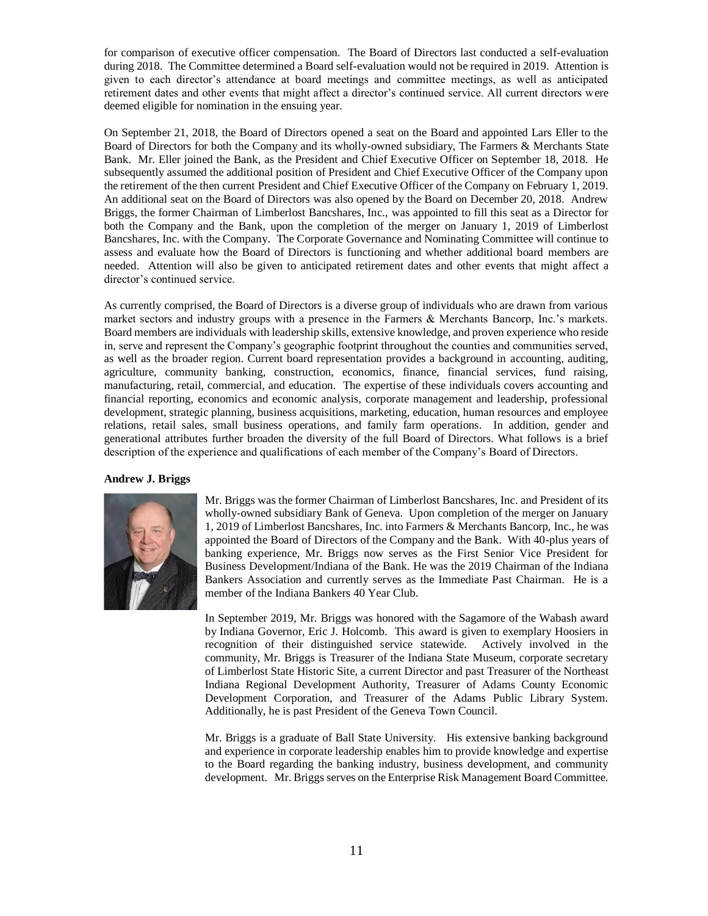for comparison of executive officer compensation. The Board of Directors last conducted a self-evaluation during 2018. The Committee determined a Board self-evaluation would not be required in 2019. Attention is given to each director's attendance at board meetings and committee meetings, as well as anticipated retirement dates and other events that might affect a director's continued service. All current directors were deemed eligible for nomination in the ensuing year.

On September 21, 2018, the Board of Directors opened a seat on the Board and appointed Lars Eller to the Board of Directors for both the Company and its wholly-owned subsidiary, The Farmers & Merchants State Bank. Mr. Eller joined the Bank, as the President and Chief Executive Officer on September 18, 2018. He subsequently assumed the additional position of President and Chief Executive Officer of the Company upon the retirement of the then current President and Chief Executive Officer of the Company on February 1, 2019. An additional seat on the Board of Directors was also opened by the Board on December 20, 2018. Andrew Briggs, the former Chairman of Limberlost Bancshares, Inc., was appointed to fill this seat as a Director for both the Company and the Bank, upon the completion of the merger on January 1, 2019 of Limberlost Bancshares, Inc. with the Company. The Corporate Governance and Nominating Committee will continue to assess and evaluate how the Board of Directors is functioning and whether additional board members are needed. Attention will also be given to anticipated retirement dates and other events that might affect a director's continued service.

As currently comprised, the Board of Directors is a diverse group of individuals who are drawn from various market sectors and industry groups with a presence in the Farmers & Merchants Bancorp, Inc.'s markets. Board members are individuals with leadership skills, extensive knowledge, and proven experience who reside in, serve and represent the Company's geographic footprint throughout the counties and communities served, as well as the broader region. Current board representation provides a background in accounting, auditing, agriculture, community banking, construction, economics, finance, financial services, fund raising, manufacturing, retail, commercial, and education. The expertise of these individuals covers accounting and financial reporting, economics and economic analysis, corporate management and leadership, professional development, strategic planning, business acquisitions, marketing, education, human resources and employee relations, retail sales, small business operations, and family farm operations. In addition, gender and generational attributes further broaden the diversity of the full Board of Directors. What follows is a brief description of the experience and qualifications of each member of the Company's Board of Directors.

**Andrew J. Briggs**

Mr. Briggs was the former Chairman of Limberlost Bancshares, Inc. and President of its wholly-owned subsidiary Bank of Geneva. Upon completion of the merger on January 1, 2019 of Limberlost Bancshares, Inc. into Farmers & Merchants Bancorp, Inc., he was appointed the Board of Directors of the Company and the Bank. With 40-plus years of banking experience, Mr. Briggs now serves as the First Senior Vice President for Business Development/Indiana of the Bank. He was the 2019 Chairman of the Indiana Bankers Association and currently serves as the Immediate Past Chairman. He is a member of the Indiana Bankers 40 Year Club.

In September 2019, Mr. Briggs was honored with the Sagamore of the Wabash award by Indiana Governor, Eric J. Holcomb. This award is given to exemplary Hoosiers in recognition of their distinguished service statewide. Actively involved in the community, Mr. Briggs is Treasurer of the Indiana State Museum, corporate secretary of Limberlost State Historic Site, a current Director and past Treasurer of the Northeast Indiana Regional Development Authority, Treasurer of Adams County Economic Development Corporation, and Treasurer of the Adams Public Library System. Additionally, he is past President of the Geneva Town Council.

Mr. Briggs is a graduate of Ball State University. His extensive banking background and experience in corporate leadership enables him to provide knowledge and expertise to the Board regarding the banking industry, business development, and community development. Mr. Briggs serves on the Enterprise Risk Management Board Committee.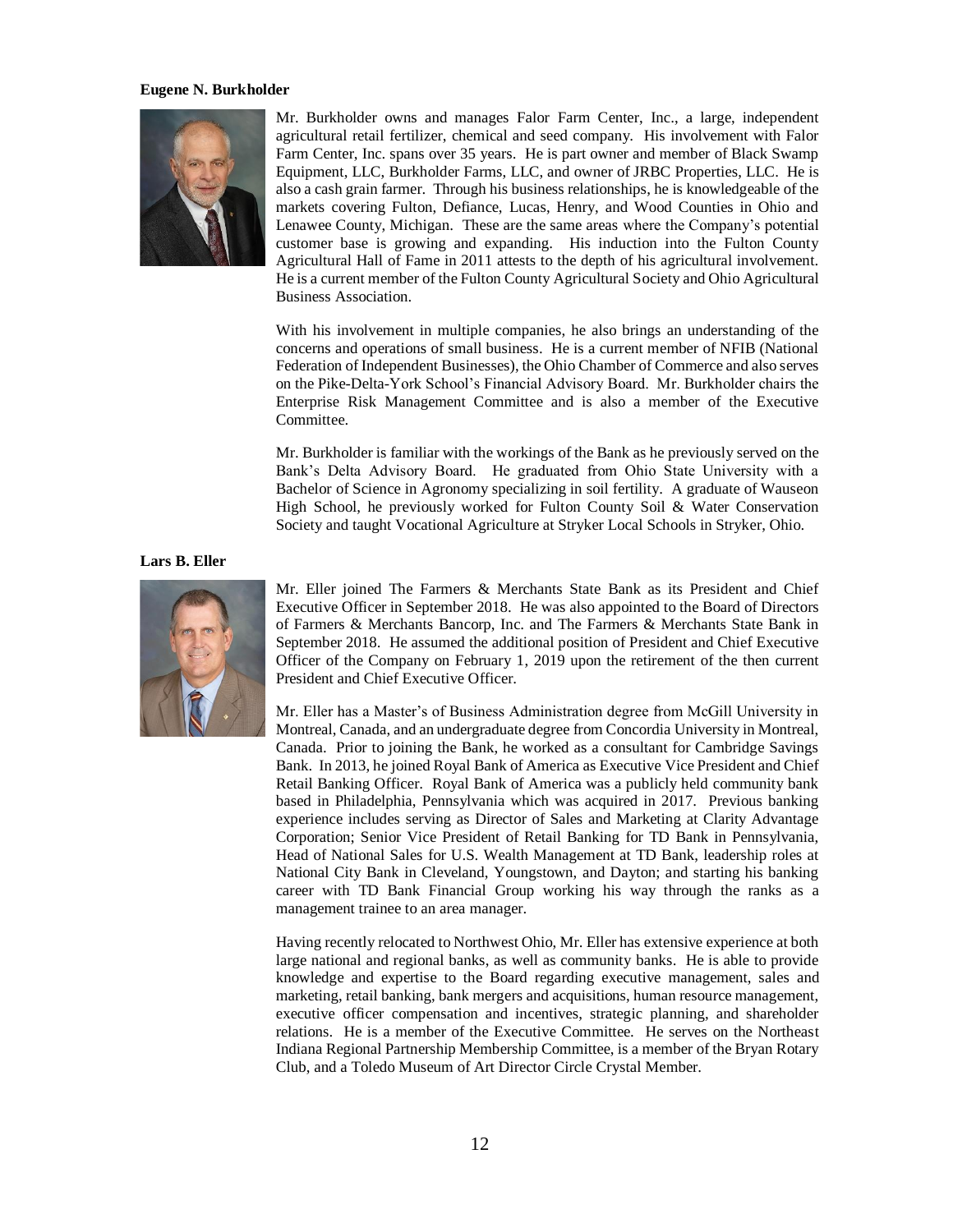**Eugene N. Burkholder**

Mr. Burkholder owns and manages Falor Farm Center, Inc., a large, independent agricultural retail fertilizer, chemical and seed company. His involvement with Falor Farm Center, Inc. spans over 35 years. He is part owner and member of Black Swamp Equipment, LLC, Burkholder Farms, LLC, and owner of JRBC Properties, LLC. He is also a cash grain farmer. Through his business relationships, he is knowledgeable of the markets covering Fulton, Defiance, Lucas, Henry, and Wood Counties in Ohio and Lenawee County, Michigan. These are the same areas where the Company's potential customer base is growing and expanding. His induction into the Fulton County Agricultural Hall of Fame in 2011 attests to the depth of his agricultural involvement. He is a current member of the Fulton County Agricultural Society and Ohio Agricultural Business Association.

With his involvement in multiple companies, he also brings an understanding of the concerns and operations of small business. He is a current member of NFIB (National Federation of Independent Businesses), the Ohio Chamber of Commerce and also serves on the Pike-Delta-York School's Financial Advisory Board. Mr. Burkholder chairs the Enterprise Risk Management Committee and is also a member of the Executive Committee.

Mr. Burkholder is familiar with the workings of the Bank as he previously served on the Bank's Delta Advisory Board. He graduated from Ohio State University with a Bachelor of Science in Agronomy specializing in soil fertility. A graduate of Wauseon High School, he previously worked for Fulton County Soil & Water Conservation Society and taught Vocational Agriculture at Stryker Local Schools in Stryker, Ohio.

**Lars B. Eller**

Mr. Eller joined The Farmers & Merchants State Bank as its President and Chief Executive Officer in September 2018. He was also appointed to the Board of Directors of Farmers & Merchants Bancorp, Inc. and The Farmers & Merchants State Bank in September 2018. He assumed the additional position of President and Chief Executive Officer of the Company on February 1, 2019 upon the retirement of the then current President and Chief Executive Officer.

Mr. Eller has a Master's of Business Administration degree from McGill University in Montreal, Canada, and an undergraduate degree from Concordia University in Montreal, Canada. Prior to joining the Bank, he worked as a consultant for Cambridge Savings Bank. In 2013, he joined Royal Bank of America as Executive Vice President and Chief Retail Banking Officer. Royal Bank of America was a publicly held community bank based in Philadelphia, Pennsylvania which was acquired in 2017. Previous banking experience includes serving as Director of Sales and Marketing at Clarity Advantage Corporation; Senior Vice President of Retail Banking for TD Bank in Pennsylvania, Head of National Sales for U.S. Wealth Management at TD Bank, leadership roles at National City Bank in Cleveland, Youngstown, and Dayton; and starting his banking career with TD Bank Financial Group working his way through the ranks as a management trainee to an area manager.

Having recently relocated to Northwest Ohio, Mr. Eller has extensive experience at both large national and regional banks, as well as community banks. He is able to provide knowledge and expertise to the Board regarding executive management, sales and marketing, retail banking, bank mergers and acquisitions, human resource management, executive officer compensation and incentives, strategic planning, and shareholder relations. He is a member of the Executive Committee. He serves on the Northeast Indiana Regional Partnership Membership Committee, is a member of the Bryan Rotary Club, and a Toledo Museum of Art Director Circle Crystal Member.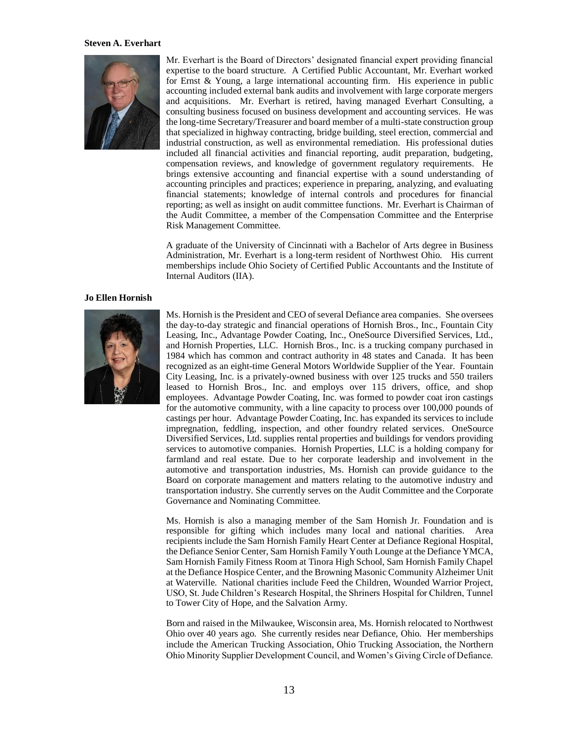**Steven A. Everhart**

Mr. Everhart is the Board of Directors' designated financial expert providing financial expertise to the board structure. A Certified Public Accountant, Mr. Everhart worked for Ernst & Young, a large international accounting firm. His experience in public accounting included external bank audits and involvement with large corporate mergers and acquisitions. Mr. Everhart is retired, having managed Everhart Consulting, a consulting business focused on business development and accounting services. He was the long-time Secretary/Treasurer and board member of a multi-state construction group that specialized in highway contracting, bridge building, steel erection, commercial and industrial construction, as well as environmental remediation. His professional duties included all financial activities and financial reporting, audit preparation, budgeting, compensation reviews, and knowledge of government regulatory requirements. He brings extensive accounting and financial expertise with a sound understanding of accounting principles and practices; experience in preparing, analyzing, and evaluating financial statements; knowledge of internal controls and procedures for financial reporting; as well as insight on audit committee functions. Mr. Everhart is Chairman of the Audit Committee, a member of the Compensation Committee and the Enterprise Risk Management Committee.

A graduate of the University of Cincinnati with a Bachelor of Arts degree in Business Administration, Mr. Everhart is a long-term resident of Northwest Ohio. His current memberships include Ohio Society of Certified Public Accountants and the Institute of Internal Auditors (IIA).

**Jo Ellen Hornish**

Ms. Hornish is the President and CEO of several Defiance area companies. She oversees the day-to-day strategic and financial operations of Hornish Bros., Inc., Fountain City Leasing, Inc., Advantage Powder Coating, Inc., OneSource Diversified Services, Ltd., and Hornish Properties, LLC. Hornish Bros., Inc. is a trucking company purchased in 1984 which has common and contract authority in 48 states and Canada. It has been recognized as an eight-time General Motors Worldwide Supplier of the Year. Fountain City Leasing, Inc. is a privately-owned business with over 125 trucks and 550 trailers leased to Hornish Bros., Inc. and employs over 115 drivers, office, and shop employees. Advantage Powder Coating, Inc. was formed to powder coat iron castings for the automotive community, with a line capacity to process over 100,000 pounds of castings per hour. Advantage Powder Coating, Inc. has expanded its services to include impregnation, feddling, inspection, and other foundry related services. OneSource Diversified Services, Ltd. supplies rental properties and buildings for vendors providing services to automotive companies. Hornish Properties, LLC is a holding company for farmland and real estate. Due to her corporate leadership and involvement in the automotive and transportation industries, Ms. Hornish can provide guidance to the Board on corporate management and matters relating to the automotive industry and transportation industry. She currently serves on the Audit Committee and the Corporate Governance and Nominating Committee.

Ms. Hornish is also a managing member of the Sam Hornish Jr. Foundation and is responsible for gifting which includes many local and national charities. Area recipients include the Sam Hornish Family Heart Center at Defiance Regional Hospital, the Defiance Senior Center, Sam Hornish Family Youth Lounge at the Defiance YMCA, Sam Hornish Family Fitness Room at Tinora High School, Sam Hornish Family Chapel at the Defiance Hospice Center, and the Browning Masonic Community Alzheimer Unit at Waterville. National charities include Feed the Children, Wounded Warrior Project, USO, St. Jude Children's Research Hospital, the Shriners Hospital for Children, Tunnel to Tower City of Hope, and the Salvation Army.

Born and raised in the Milwaukee, Wisconsin area, Ms. Hornish relocated to Northwest Ohio over 40 years ago. She currently resides near Defiance, Ohio. Her memberships include the American Trucking Association, Ohio Trucking Association, the Northern Ohio Minority Supplier Development Council, and Women's Giving Circle of Defiance.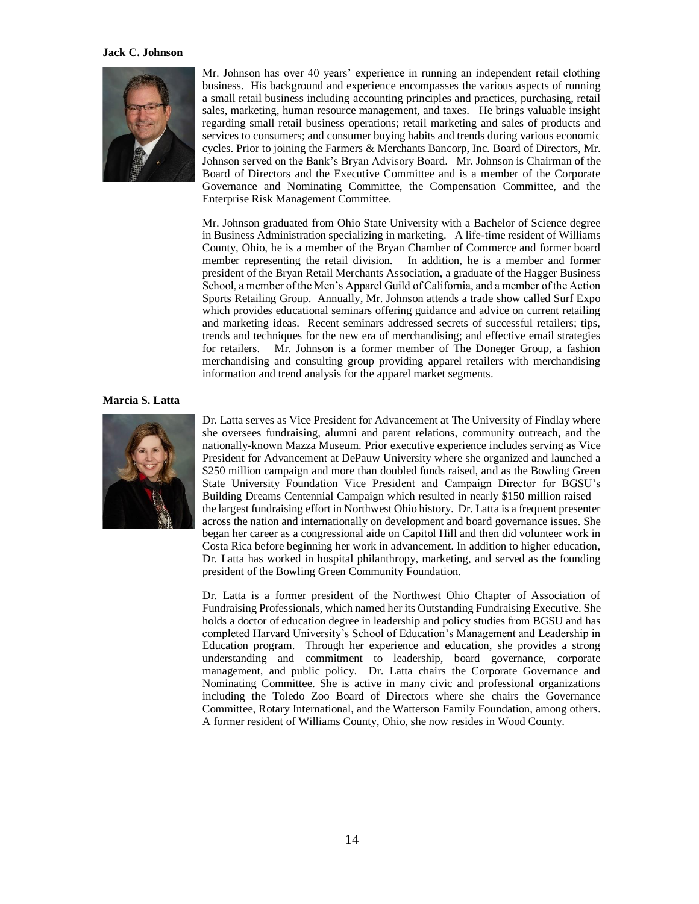**Jack C. Johnson**

Mr. Johnson has over 40 years' experience in running an independent retail clothing business. His background and experience encompasses the various aspects of running a small retail business including accounting principles and practices, purchasing, retail sales, marketing, human resource management, and taxes. He brings valuable insight regarding small retail business operations; retail marketing and sales of products and services to consumers; and consumer buying habits and trends during various economic cycles. Prior to joining the Farmers & Merchants Bancorp, Inc. Board of Directors, Mr. Johnson served on the Bank's Bryan Advisory Board. Mr. Johnson is Chairman of the Board of Directors and the Executive Committee and is a member of the Corporate Governance and Nominating Committee, the Compensation Committee, and the Enterprise Risk Management Committee.

Mr. Johnson graduated from Ohio State University with a Bachelor of Science degree in Business Administration specializing in marketing. A life-time resident of Williams County, Ohio, he is a member of the Bryan Chamber of Commerce and former board member representing the retail division. In addition, he is a member and former president of the Bryan Retail Merchants Association, a graduate of the Hagger Business School, a member of the Men's Apparel Guild of California, and a member of the Action Sports Retailing Group. Annually, Mr. Johnson attends a trade show called Surf Expo which provides educational seminars offering guidance and advice on current retailing and marketing ideas. Recent seminars addressed secrets of successful retailers; tips, trends and techniques for the new era of merchandising; and effective email strategies for retailers. Mr. Johnson is a former member of The Doneger Group, a fashion merchandising and consulting group providing apparel retailers with merchandising information and trend analysis for the apparel market segments.

**Marcia S. Latta**

Dr. Latta serves as Vice President for Advancement at The University of Findlay where she oversees fundraising, alumni and parent relations, community outreach, and the nationally-known Mazza Museum. Prior executive experience includes serving as Vice President for Advancement at DePauw University where she organized and launched a $250 million campaign and more than doubled funds raised, and as the Bowling Green State University Foundation Vice President and Campaign Director for BGSU's Building Dreams Centennial Campaign which resulted in nearly $150 million raised – the largest fundraising effort in Northwest Ohio history. Dr. Latta is a frequent presenter across the nation and internationally on development and board governance issues. She began her career as a congressional aide on Capitol Hill and then did volunteer work in Costa Rica before beginning her work in advancement. In addition to higher education, Dr. Latta has worked in hospital philanthropy, marketing, and served as the founding president of the Bowling Green Community Foundation.

Dr. Latta is a former president of the Northwest Ohio Chapter of Association of Fundraising Professionals, which named her its Outstanding Fundraising Executive. She holds a doctor of education degree in leadership and policy studies from BGSU and has completed Harvard University's School of Education's Management and Leadership in Education program. Through her experience and education, she provides a strong understanding and commitment to leadership, board governance, corporate management, and public policy. Dr. Latta chairs the Corporate Governance and Nominating Committee. She is active in many civic and professional organizations including the Toledo Zoo Board of Directors where she chairs the Governance Committee, Rotary International, and the Watterson Family Foundation, among others. A former resident of Williams County, Ohio, she now resides in Wood County.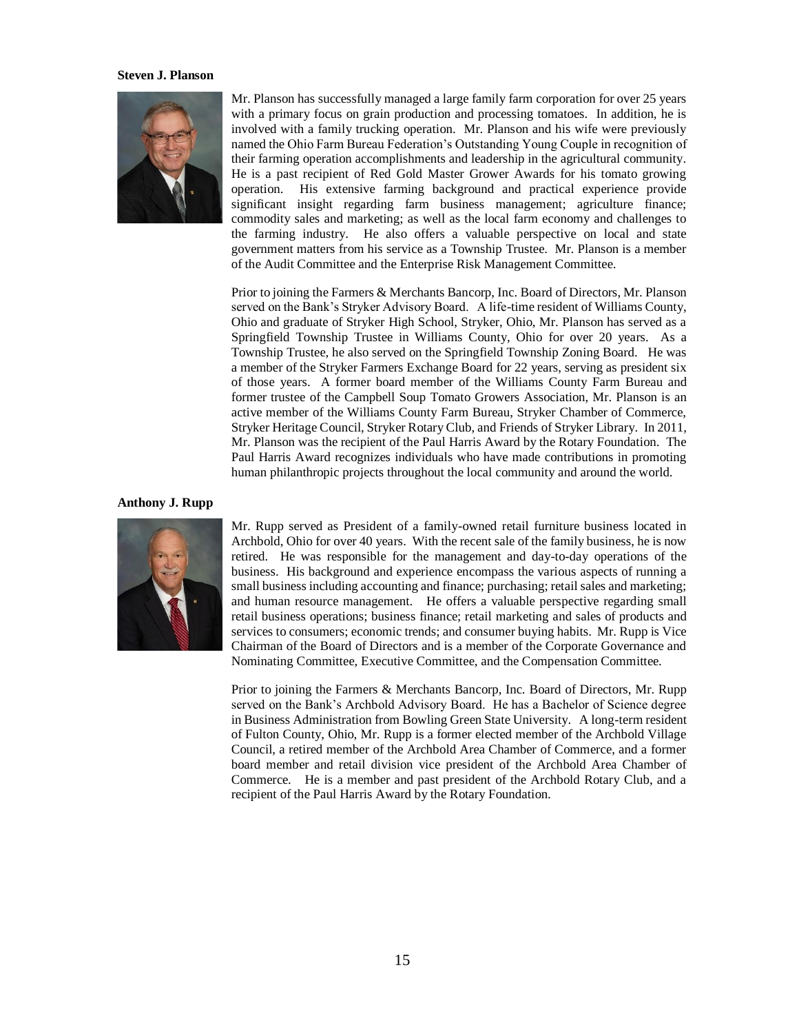**Steven J. Planson**

Mr. Planson has successfully managed a large family farm corporation for over 25 years with a primary focus on grain production and processing tomatoes. In addition, he is involved with a family trucking operation. Mr. Planson and his wife were previously named the Ohio Farm Bureau Federation's Outstanding Young Couple in recognition of their farming operation accomplishments and leadership in the agricultural community. He is a past recipient of Red Gold Master Grower Awards for his tomato growing operation. His extensive farming background and practical experience provide significant insight regarding farm business management; agriculture finance; commodity sales and marketing; as well as the local farm economy and challenges to the farming industry. He also offers a valuable perspective on local and state government matters from his service as a Township Trustee. Mr. Planson is a member of the Audit Committee and the Enterprise Risk Management Committee.

Prior to joining the Farmers & Merchants Bancorp, Inc. Board of Directors, Mr. Planson served on the Bank's Stryker Advisory Board. A life-time resident of Williams County, Ohio and graduate of Stryker High School, Stryker, Ohio, Mr. Planson has served as a Springfield Township Trustee in Williams County, Ohio for over 20 years. As a Township Trustee, he also served on the Springfield Township Zoning Board. He was a member of the Stryker Farmers Exchange Board for 22 years, serving as president six of those years. A former board member of the Williams County Farm Bureau and former trustee of the Campbell Soup Tomato Growers Association, Mr. Planson is an active member of the Williams County Farm Bureau, Stryker Chamber of Commerce, Stryker Heritage Council, Stryker Rotary Club, and Friends of Stryker Library. In 2011, Mr. Planson was the recipient of the Paul Harris Award by the Rotary Foundation. The Paul Harris Award recognizes individuals who have made contributions in promoting human philanthropic projects throughout the local community and around the world.

**Anthony J. Rupp**

Mr. Rupp served as President of a family-owned retail furniture business located in Archbold, Ohio for over 40 years. With the recent sale of the family business, he is now retired. He was responsible for the management and day-to-day operations of the business. His background and experience encompass the various aspects of running a small business including accounting and finance; purchasing; retail sales and marketing; and human resource management. He offers a valuable perspective regarding small retail business operations; business finance; retail marketing and sales of products and services to consumers; economic trends; and consumer buying habits. Mr. Rupp is Vice Chairman of the Board of Directors and is a member of the Corporate Governance and Nominating Committee, Executive Committee, and the Compensation Committee.

Prior to joining the Farmers & Merchants Bancorp, Inc. Board of Directors, Mr. Rupp served on the Bank's Archbold Advisory Board. He has a Bachelor of Science degree in Business Administration from Bowling Green State University. A long-term resident of Fulton County, Ohio, Mr. Rupp is a former elected member of the Archbold Village Council, a retired member of the Archbold Area Chamber of Commerce, and a former board member and retail division vice president of the Archbold Area Chamber of Commerce. He is a member and past president of the Archbold Rotary Club, and a recipient of the Paul Harris Award by the Rotary Foundation.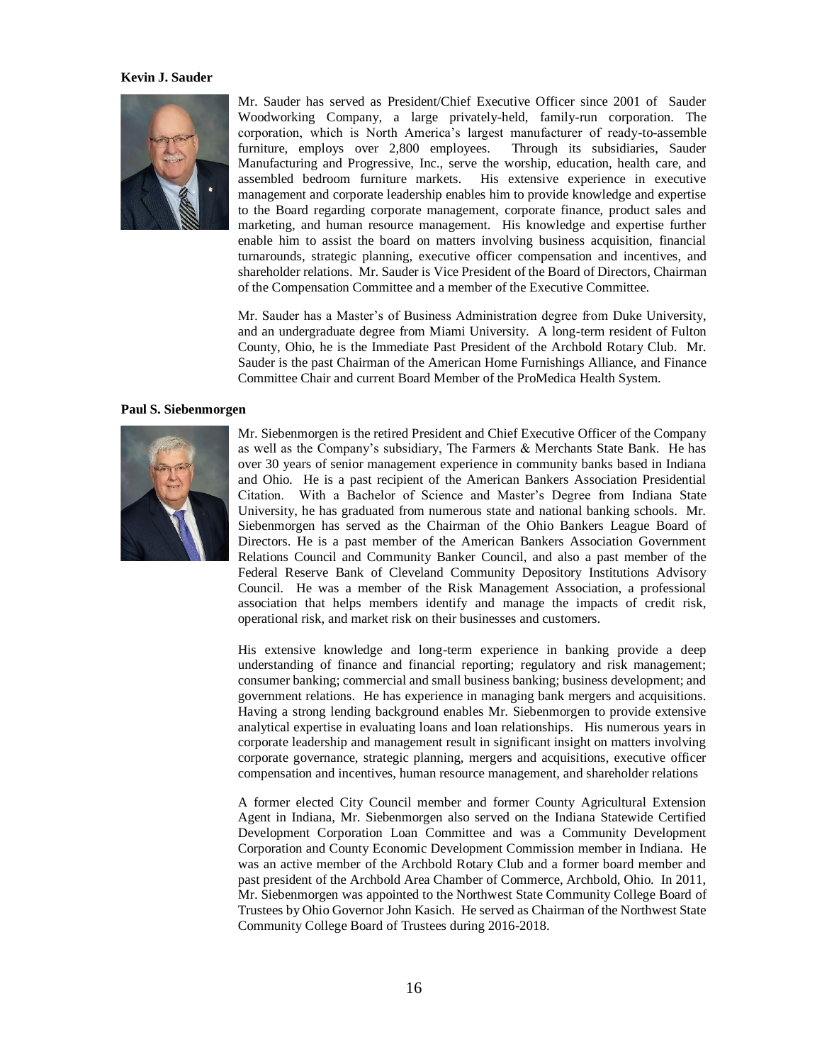**Kevin J. Sauder**

Mr. Sauder has served as President/Chief Executive Officer since 2001 of Sauder Woodworking Company, a large privately-held, family-run corporation. The corporation, which is North America's largest manufacturer of ready-to-assemble furniture, employs over 2,800 employees. Through its subsidiaries, Sauder Manufacturing and Progressive, Inc., serve the worship, education, health care, and assembled bedroom furniture markets. His extensive experience in executive management and corporate leadership enables him to provide knowledge and expertise to the Board regarding corporate management, corporate finance, product sales and marketing, and human resource management. His knowledge and expertise further enable him to assist the board on matters involving business acquisition, financial turnarounds, strategic planning, executive officer compensation and incentives, and shareholder relations. Mr. Sauder is Vice President of the Board of Directors, Chairman of the Compensation Committee and a member of the Executive Committee.

Mr. Sauder has a Master's of Business Administration degree from Duke University, and an undergraduate degree from Miami University. A long-term resident of Fulton County, Ohio, he is the Immediate Past President of the Archbold Rotary Club. Mr. Sauder is the past Chairman of the American Home Furnishings Alliance, and Finance Committee Chair and current Board Member of the ProMedica Health System.

**Paul S. Siebenmorgen**

Mr. Siebenmorgen is the retired President and Chief Executive Officer of the Company as well as the Company's subsidiary, The Farmers & Merchants State Bank. He has over 30 years of senior management experience in community banks based in Indiana and Ohio. He is a past recipient of the American Bankers Association Presidential Citation. With a Bachelor of Science and Master's Degree from Indiana State University, he has graduated from numerous state and national banking schools. Mr. Siebenmorgen has served as the Chairman of the Ohio Bankers League Board of Directors. He is a past member of the American Bankers Association Government Relations Council and Community Banker Council, and also a past member of the Federal Reserve Bank of Cleveland Community Depository Institutions Advisory Council. He was a member of the Risk Management Association, a professional association that helps members identify and manage the impacts of credit risk, operational risk, and market risk on their businesses and customers.

His extensive knowledge and long-term experience in banking provide a deep understanding of finance and financial reporting; regulatory and risk management; consumer banking; commercial and small business banking; business development; and government relations. He has experience in managing bank mergers and acquisitions. Having a strong lending background enables Mr. Siebenmorgen to provide extensive analytical expertise in evaluating loans and loan relationships. His numerous years in corporate leadership and management result in significant insight on matters involving corporate governance, strategic planning, mergers and acquisitions, executive officer compensation and incentives, human resource management, and shareholder relations

A former elected City Council member and former County Agricultural Extension Agent in Indiana, Mr. Siebenmorgen also served on the Indiana Statewide Certified Development Corporation Loan Committee and was a Community Development Corporation and County Economic Development Commission member in Indiana. He was an active member of the Archbold Rotary Club and a former board member and past president of the Archbold Area Chamber of Commerce, Archbold, Ohio. In 2011, Mr. Siebenmorgen was appointed to the Northwest State Community College Board of Trustees by Ohio Governor John Kasich. He served as Chairman of the Northwest State Community College Board of Trustees during 2016-2018.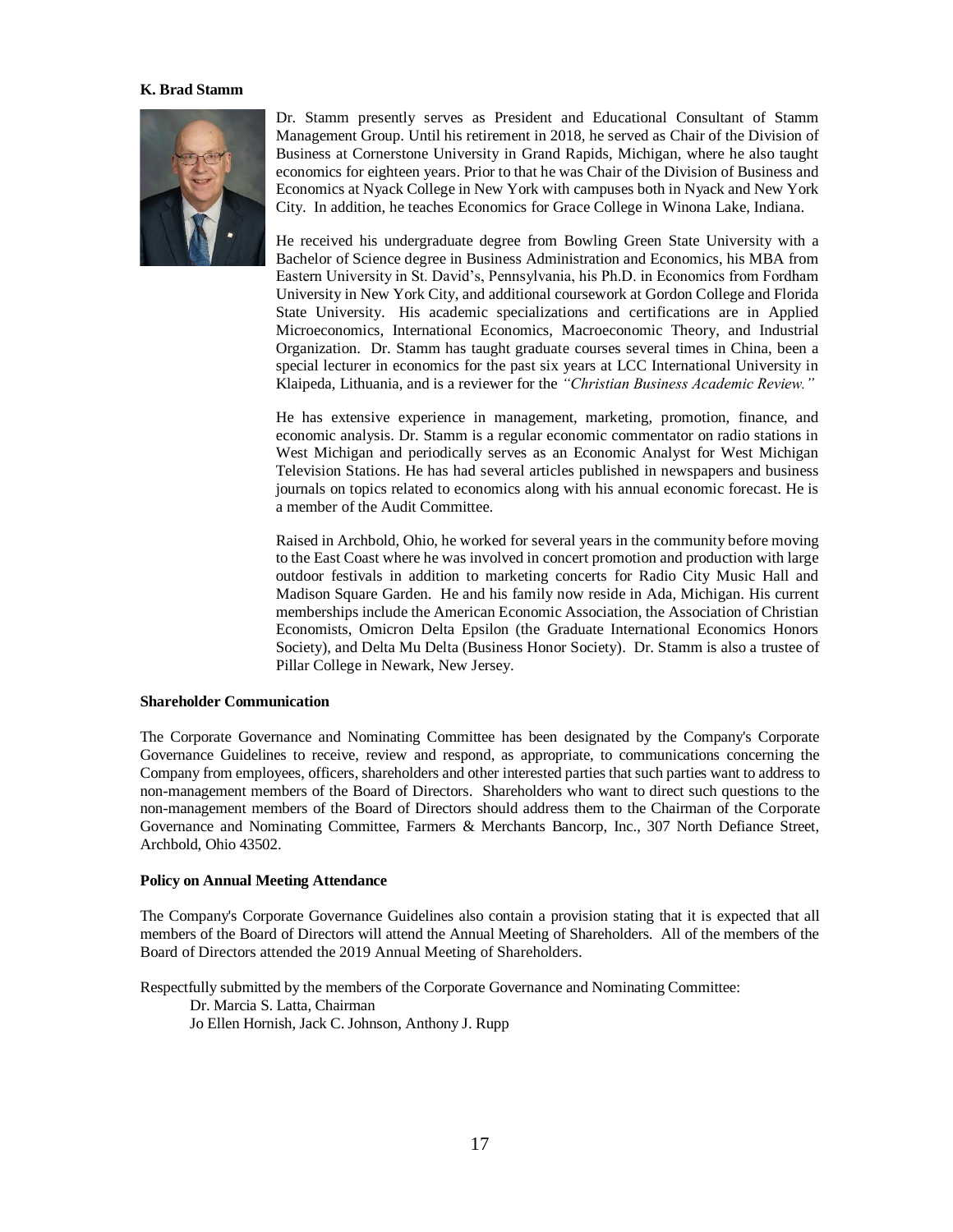**K. Brad Stamm**

Dr. Stamm presently serves as President and Educational Consultant of Stamm Management Group. Until his retirement in 2018, he served as Chair of the Division of Business at Cornerstone University in Grand Rapids, Michigan, where he also taught economics for eighteen years. Prior to that he was Chair of the Division of Business and Economics at Nyack College in New York with campuses both in Nyack and New York City. In addition, he teaches Economics for Grace College in Winona Lake, Indiana.

He received his undergraduate degree from Bowling Green State University with a Bachelor of Science degree in Business Administration and Economics, his MBA from Eastern University in St. David's, Pennsylvania, his Ph.D. in Economics from Fordham University in New York City, and additional coursework at Gordon College and Florida State University. His academic specializations and certifications are in Applied Microeconomics, International Economics, Macroeconomic Theory, and Industrial Organization. Dr. Stamm has taught graduate courses several times in China, been a special lecturer in economics for the past six years at LCC International University in Klaipeda, Lithuania, and is a reviewer for the *"Christian Business Academic Review."*

He has extensive experience in management, marketing, promotion, finance, and economic analysis. Dr. Stamm is a regular economic commentator on radio stations in West Michigan and periodically serves as an Economic Analyst for West Michigan Television Stations. He has had several articles published in newspapers and business journals on topics related to economics along with his annual economic forecast. He is a member of the Audit Committee.

Raised in Archbold, Ohio, he worked for several years in the community before moving to the East Coast where he was involved in concert promotion and production with large outdoor festivals in addition to marketing concerts for Radio City Music Hall and Madison Square Garden. He and his family now reside in Ada, Michigan. His current memberships include the American Economic Association, the Association of Christian Economists, Omicron Delta Epsilon (the Graduate International Economics Honors Society), and Delta Mu Delta (Business Honor Society). Dr. Stamm is also a trustee of Pillar College in Newark, New Jersey.

**Shareholder Communication**

The Corporate Governance and Nominating Committee has been designated by the Company's Corporate Governance Guidelines to receive, review and respond, as appropriate, to communications concerning the Company from employees, officers, shareholders and other interested parties that such parties want to address to non-management members of the Board of Directors. Shareholders who want to direct such questions to the non-management members of the Board of Directors should address them to the Chairman of the Corporate Governance and Nominating Committee, Farmers & Merchants Bancorp, Inc., 307 North Defiance Street, Archbold, Ohio 43502.

**Policy on Annual Meeting Attendance**

The Company's Corporate Governance Guidelines also contain a provision stating that it is expected that all members of the Board of Directors will attend the Annual Meeting of Shareholders. All of the members of the Board of Directors attended the 2019 Annual Meeting of Shareholders.

Respectfully submitted by the members of the Corporate Governance and Nominating Committee:

Dr. Marcia S. Latta, Chairman
Jo Ellen Hornish, Jack C. Johnson, Anthony J. Rupp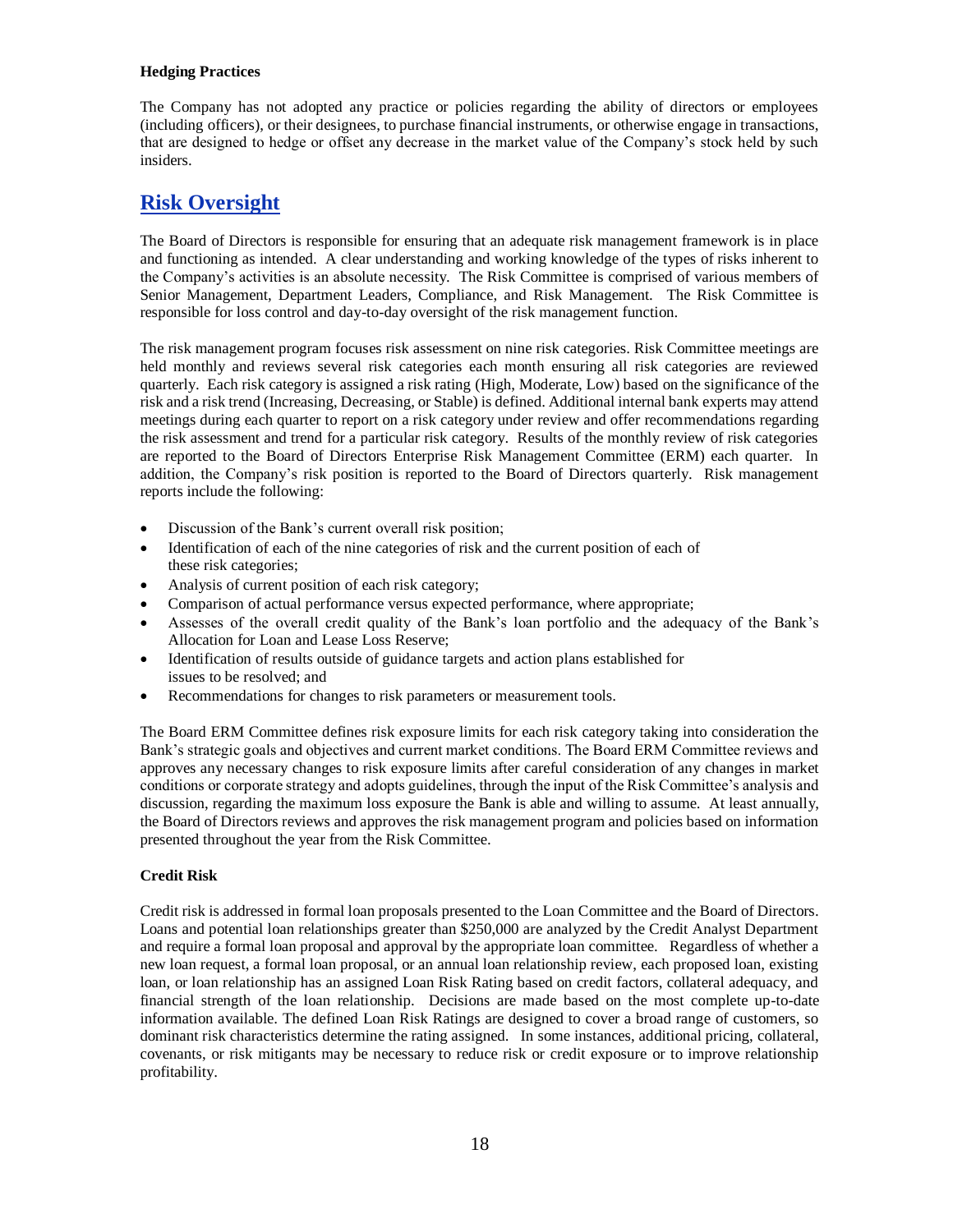#### Hedging Practices

The Company has not adopted any practice or policies regarding the ability of directors or employees (including officers), or their designees, to purchase financial instruments, or otherwise engage in transactions, that are designed to hedge or offset any decrease in the market value of the Company's stock held by such insiders.

## Risk Oversight

The Board of Directors is responsible for ensuring that an adequate risk management framework is in place and functioning as intended. A clear understanding and working knowledge of the types of risks inherent to the Company's activities is an absolute necessity. The Risk Committee is comprised of various members of Senior Management, Department Leaders, Compliance, and Risk Management. The Risk Committee is responsible for loss control and day-to-day oversight of the risk management function.

The risk management program focuses risk assessment on nine risk categories. Risk Committee meetings are held monthly and reviews several risk categories each month ensuring all risk categories are reviewed quarterly. Each risk category is assigned a risk rating (High, Moderate, Low) based on the significance of the risk and a risk trend (Increasing, Decreasing, or Stable) is defined. Additional internal bank experts may attend meetings during each quarter to report on a risk category under review and offer recommendations regarding the risk assessment and trend for a particular risk category. Results of the monthly review of risk categories are reported to the Board of Directors Enterprise Risk Management Committee (ERM) each quarter. In addition, the Company's risk position is reported to the Board of Directors quarterly. Risk management reports include the following:

- Discussion of the Bank's current overall risk position;
- Identification of each of the nine categories of risk and the current position of each of these risk categories;
- Analysis of current position of each risk category;
- Comparison of actual performance versus expected performance, where appropriate;
- Assesses of the overall credit quality of the Bank's loan portfolio and the adequacy of the Bank's Allocation for Loan and Lease Loss Reserve;
- Identification of results outside of guidance targets and action plans established for issues to be resolved; and
- Recommendations for changes to risk parameters or measurement tools.

The Board ERM Committee defines risk exposure limits for each risk category taking into consideration the Bank's strategic goals and objectives and current market conditions. The Board ERM Committee reviews and approves any necessary changes to risk exposure limits after careful consideration of any changes in market conditions or corporate strategy and adopts guidelines, through the input of the Risk Committee's analysis and discussion, regarding the maximum loss exposure the Bank is able and willing to assume. At least annually, the Board of Directors reviews and approves the risk management program and policies based on information presented throughout the year from the Risk Committee.

#### Credit Risk

Credit risk is addressed in formal loan proposals presented to the Loan Committee and the Board of Directors. Loans and potential loan relationships greater than $250,000 are analyzed by the Credit Analyst Department and require a formal loan proposal and approval by the appropriate loan committee. Regardless of whether a new loan request, a formal loan proposal, or an annual loan relationship review, each proposed loan, existing loan, or loan relationship has an assigned Loan Risk Rating based on credit factors, collateral adequacy, and financial strength of the loan relationship. Decisions are made based on the most complete up-to-date information available. The defined Loan Risk Ratings are designed to cover a broad range of customers, so dominant risk characteristics determine the rating assigned. In some instances, additional pricing, collateral, covenants, or risk mitigants may be necessary to reduce risk or credit exposure or to improve relationship profitability.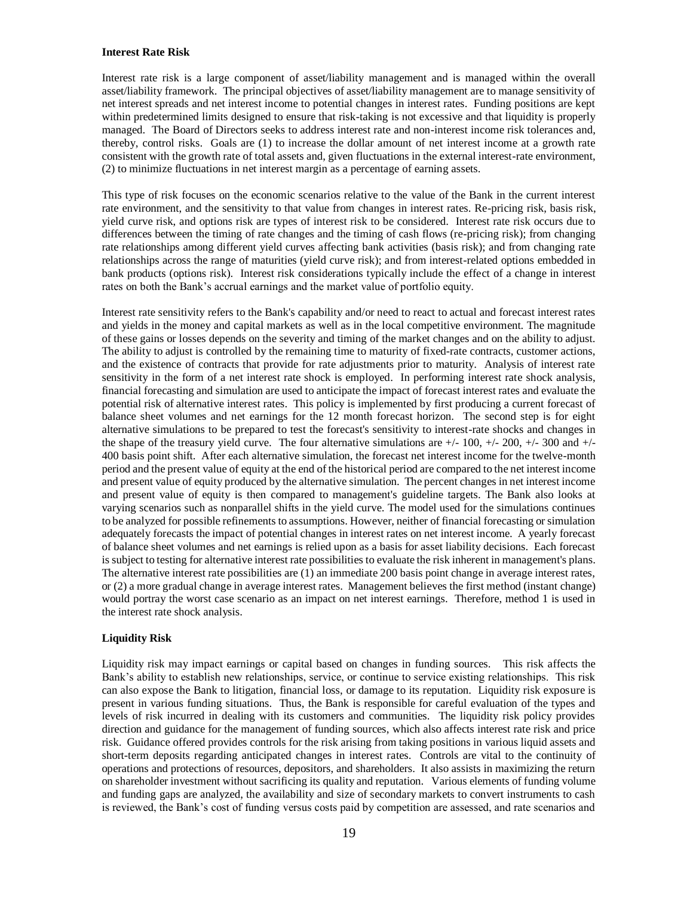**Interest Rate Risk**

Interest rate risk is a large component of asset/liability management and is managed within the overall asset/liability framework. The principal objectives of asset/liability management are to manage sensitivity of net interest spreads and net interest income to potential changes in interest rates. Funding positions are kept within predetermined limits designed to ensure that risk-taking is not excessive and that liquidity is properly managed. The Board of Directors seeks to address interest rate and non-interest income risk tolerances and, thereby, control risks. Goals are (1) to increase the dollar amount of net interest income at a growth rate consistent with the growth rate of total assets and, given fluctuations in the external interest-rate environment, (2) to minimize fluctuations in net interest margin as a percentage of earning assets.

This type of risk focuses on the economic scenarios relative to the value of the Bank in the current interest rate environment, and the sensitivity to that value from changes in interest rates. Re-pricing risk, basis risk, yield curve risk, and options risk are types of interest risk to be considered. Interest rate risk occurs due to differences between the timing of rate changes and the timing of cash flows (re-pricing risk); from changing rate relationships among different yield curves affecting bank activities (basis risk); and from changing rate relationships across the range of maturities (yield curve risk); and from interest-related options embedded in bank products (options risk). Interest risk considerations typically include the effect of a change in interest rates on both the Bank's accrual earnings and the market value of portfolio equity.

Interest rate sensitivity refers to the Bank's capability and/or need to react to actual and forecast interest rates and yields in the money and capital markets as well as in the local competitive environment. The magnitude of these gains or losses depends on the severity and timing of the market changes and on the ability to adjust. The ability to adjust is controlled by the remaining time to maturity of fixed-rate contracts, customer actions, and the existence of contracts that provide for rate adjustments prior to maturity. Analysis of interest rate sensitivity in the form of a net interest rate shock is employed. In performing interest rate shock analysis, financial forecasting and simulation are used to anticipate the impact of forecast interest rates and evaluate the potential risk of alternative interest rates. This policy is implemented by first producing a current forecast of balance sheet volumes and net earnings for the 12 month forecast horizon. The second step is for eight alternative simulations to be prepared to test the forecast's sensitivity to interest-rate shocks and changes in the shape of the treasury yield curve. The four alternative simulations are +/- 100, +/- 200, +/- 300 and +/- 400 basis point shift. After each alternative simulation, the forecast net interest income for the twelve-month period and the present value of equity at the end of the historical period are compared to the net interest income and present value of equity produced by the alternative simulation. The percent changes in net interest income and present value of equity is then compared to management's guideline targets. The Bank also looks at varying scenarios such as nonparallel shifts in the yield curve. The model used for the simulations continues to be analyzed for possible refinements to assumptions. However, neither of financial forecasting or simulation adequately forecasts the impact of potential changes in interest rates on net interest income. A yearly forecast of balance sheet volumes and net earnings is relied upon as a basis for asset liability decisions. Each forecast is subject to testing for alternative interest rate possibilities to evaluate the risk inherent in management's plans. The alternative interest rate possibilities are (1) an immediate 200 basis point change in average interest rates, or (2) a more gradual change in average interest rates. Management believes the first method (instant change) would portray the worst case scenario as an impact on net interest earnings. Therefore, method 1 is used in the interest rate shock analysis.

**Liquidity Risk**

Liquidity risk may impact earnings or capital based on changes in funding sources. This risk affects the Bank's ability to establish new relationships, service, or continue to service existing relationships. This risk can also expose the Bank to litigation, financial loss, or damage to its reputation. Liquidity risk exposure is present in various funding situations. Thus, the Bank is responsible for careful evaluation of the types and levels of risk incurred in dealing with its customers and communities. The liquidity risk policy provides direction and guidance for the management of funding sources, which also affects interest rate risk and price risk. Guidance offered provides controls for the risk arising from taking positions in various liquid assets and short-term deposits regarding anticipated changes in interest rates. Controls are vital to the continuity of operations and protections of resources, depositors, and shareholders. It also assists in maximizing the return on shareholder investment without sacrificing its quality and reputation. Various elements of funding volume and funding gaps are analyzed, the availability and size of secondary markets to convert instruments to cash is reviewed, the Bank's cost of funding versus costs paid by competition are assessed, and rate scenarios and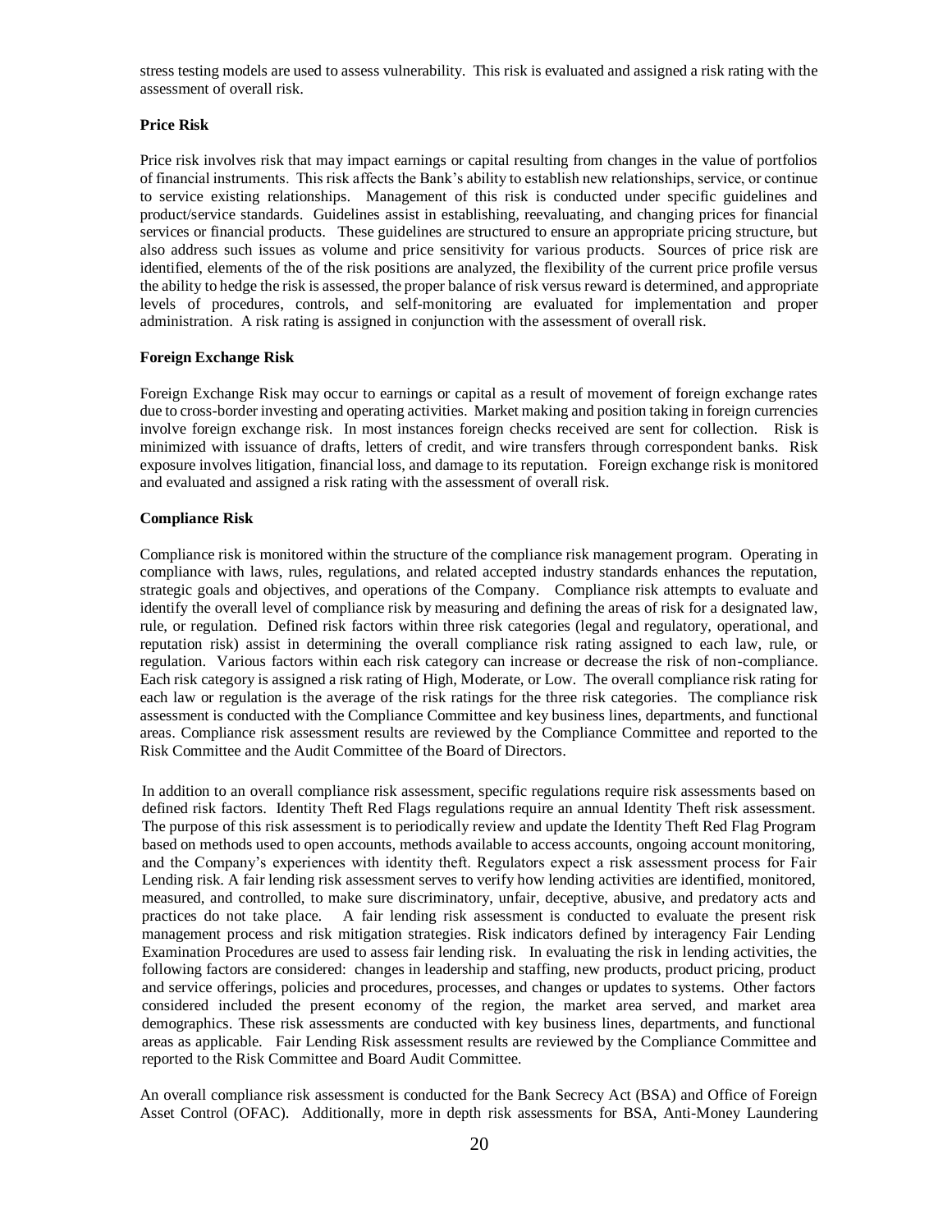stress testing models are used to assess vulnerability. This risk is evaluated and assigned a risk rating with the assessment of overall risk.

**Price Risk**

Price risk involves risk that may impact earnings or capital resulting from changes in the value of portfolios of financial instruments. This risk affects the Bank's ability to establish new relationships, service, or continue to service existing relationships. Management of this risk is conducted under specific guidelines and product/service standards. Guidelines assist in establishing, reevaluating, and changing prices for financial services or financial products. These guidelines are structured to ensure an appropriate pricing structure, but also address such issues as volume and price sensitivity for various products. Sources of price risk are identified, elements of the of the risk positions are analyzed, the flexibility of the current price profile versus the ability to hedge the risk is assessed, the proper balance of risk versus reward is determined, and appropriate levels of procedures, controls, and self-monitoring are evaluated for implementation and proper administration. A risk rating is assigned in conjunction with the assessment of overall risk.

**Foreign Exchange Risk**

Foreign Exchange Risk may occur to earnings or capital as a result of movement of foreign exchange rates due to cross-border investing and operating activities. Market making and position taking in foreign currencies involve foreign exchange risk. In most instances foreign checks received are sent for collection. Risk is minimized with issuance of drafts, letters of credit, and wire transfers through correspondent banks. Risk exposure involves litigation, financial loss, and damage to its reputation. Foreign exchange risk is monitored and evaluated and assigned a risk rating with the assessment of overall risk.

**Compliance Risk**

Compliance risk is monitored within the structure of the compliance risk management program. Operating in compliance with laws, rules, regulations, and related accepted industry standards enhances the reputation, strategic goals and objectives, and operations of the Company. Compliance risk attempts to evaluate and identify the overall level of compliance risk by measuring and defining the areas of risk for a designated law, rule, or regulation. Defined risk factors within three risk categories (legal and regulatory, operational, and reputation risk) assist in determining the overall compliance risk rating assigned to each law, rule, or regulation. Various factors within each risk category can increase or decrease the risk of non-compliance. Each risk category is assigned a risk rating of High, Moderate, or Low. The overall compliance risk rating for each law or regulation is the average of the risk ratings for the three risk categories. The compliance risk assessment is conducted with the Compliance Committee and key business lines, departments, and functional areas. Compliance risk assessment results are reviewed by the Compliance Committee and reported to the Risk Committee and the Audit Committee of the Board of Directors.

In addition to an overall compliance risk assessment, specific regulations require risk assessments based on defined risk factors. Identity Theft Red Flags regulations require an annual Identity Theft risk assessment. The purpose of this risk assessment is to periodically review and update the Identity Theft Red Flag Program based on methods used to open accounts, methods available to access accounts, ongoing account monitoring, and the Company's experiences with identity theft. Regulators expect a risk assessment process for Fair Lending risk. A fair lending risk assessment serves to verify how lending activities are identified, monitored, measured, and controlled, to make sure discriminatory, unfair, deceptive, abusive, and predatory acts and practices do not take place. A fair lending risk assessment is conducted to evaluate the present risk management process and risk mitigation strategies. Risk indicators defined by interagency Fair Lending Examination Procedures are used to assess fair lending risk. In evaluating the risk in lending activities, the following factors are considered: changes in leadership and staffing, new products, product pricing, product and service offerings, policies and procedures, processes, and changes or updates to systems. Other factors considered included the present economy of the region, the market area served, and market area demographics. These risk assessments are conducted with key business lines, departments, and functional areas as applicable. Fair Lending Risk assessment results are reviewed by the Compliance Committee and reported to the Risk Committee and Board Audit Committee.

An overall compliance risk assessment is conducted for the Bank Secrecy Act (BSA) and Office of Foreign Asset Control (OFAC). Additionally, more in depth risk assessments for BSA, Anti-Money Laundering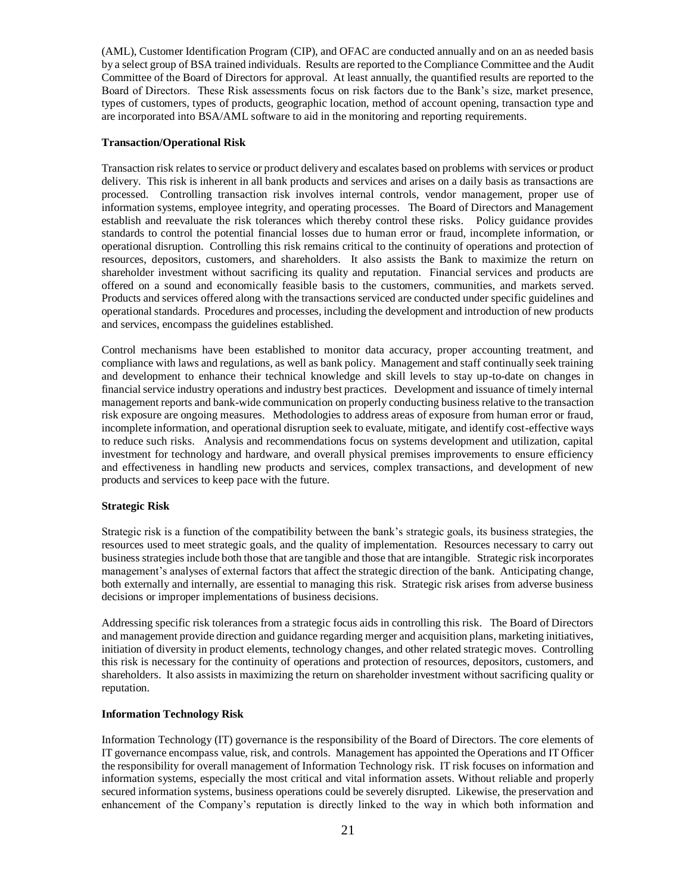(AML), Customer Identification Program (CIP), and OFAC are conducted annually and on an as needed basis by a select group of BSA trained individuals. Results are reported to the Compliance Committee and the Audit Committee of the Board of Directors for approval. At least annually, the quantified results are reported to the Board of Directors. These Risk assessments focus on risk factors due to the Bank's size, market presence, types of customers, types of products, geographic location, method of account opening, transaction type and are incorporated into BSA/AML software to aid in the monitoring and reporting requirements.

**Transaction/Operational Risk**

Transaction risk relates to service or product delivery and escalates based on problems with services or product delivery. This risk is inherent in all bank products and services and arises on a daily basis as transactions are processed. Controlling transaction risk involves internal controls, vendor management, proper use of information systems, employee integrity, and operating processes. The Board of Directors and Management establish and reevaluate the risk tolerances which thereby control these risks. Policy guidance provides standards to control the potential financial losses due to human error or fraud, incomplete information, or operational disruption. Controlling this risk remains critical to the continuity of operations and protection of resources, depositors, customers, and shareholders. It also assists the Bank to maximize the return on shareholder investment without sacrificing its quality and reputation. Financial services and products are offered on a sound and economically feasible basis to the customers, communities, and markets served. Products and services offered along with the transactions serviced are conducted under specific guidelines and operational standards. Procedures and processes, including the development and introduction of new products and services, encompass the guidelines established.

Control mechanisms have been established to monitor data accuracy, proper accounting treatment, and compliance with laws and regulations, as well as bank policy. Management and staff continually seek training and development to enhance their technical knowledge and skill levels to stay up-to-date on changes in financial service industry operations and industry best practices. Development and issuance of timely internal management reports and bank-wide communication on properly conducting business relative to the transaction risk exposure are ongoing measures. Methodologies to address areas of exposure from human error or fraud, incomplete information, and operational disruption seek to evaluate, mitigate, and identify cost-effective ways to reduce such risks. Analysis and recommendations focus on systems development and utilization, capital investment for technology and hardware, and overall physical premises improvements to ensure efficiency and effectiveness in handling new products and services, complex transactions, and development of new products and services to keep pace with the future.

**Strategic Risk**

Strategic risk is a function of the compatibility between the bank's strategic goals, its business strategies, the resources used to meet strategic goals, and the quality of implementation. Resources necessary to carry out business strategies include both those that are tangible and those that are intangible. Strategic risk incorporates management's analyses of external factors that affect the strategic direction of the bank. Anticipating change, both externally and internally, are essential to managing this risk. Strategic risk arises from adverse business decisions or improper implementations of business decisions.

Addressing specific risk tolerances from a strategic focus aids in controlling this risk. The Board of Directors and management provide direction and guidance regarding merger and acquisition plans, marketing initiatives, initiation of diversity in product elements, technology changes, and other related strategic moves. Controlling this risk is necessary for the continuity of operations and protection of resources, depositors, customers, and shareholders. It also assists in maximizing the return on shareholder investment without sacrificing quality or reputation.

**Information Technology Risk**

Information Technology (IT) governance is the responsibility of the Board of Directors. The core elements of IT governance encompass value, risk, and controls. Management has appointed the Operations and IT Officer the responsibility for overall management of Information Technology risk. IT risk focuses on information and information systems, especially the most critical and vital information assets. Without reliable and properly secured information systems, business operations could be severely disrupted. Likewise, the preservation and enhancement of the Company's reputation is directly linked to the way in which both information and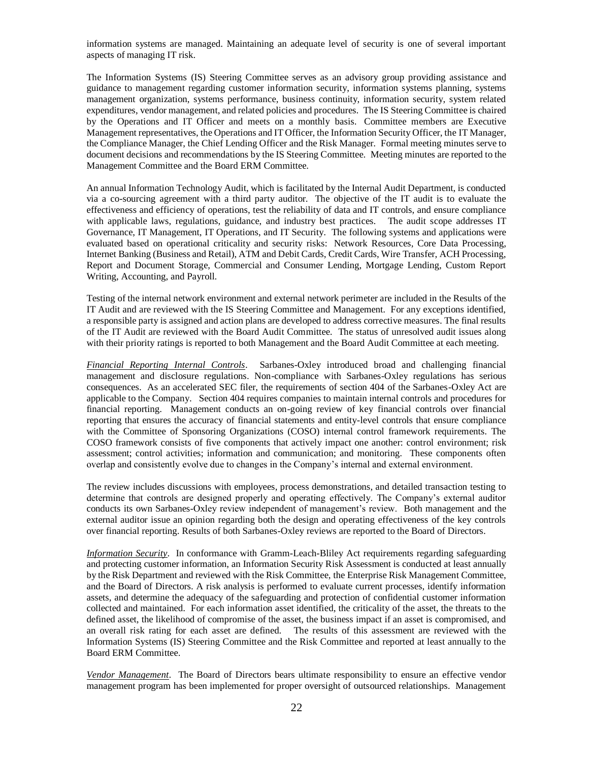information systems are managed. Maintaining an adequate level of security is one of several important aspects of managing IT risk.

The Information Systems (IS) Steering Committee serves as an advisory group providing assistance and guidance to management regarding customer information security, information systems planning, systems management organization, systems performance, business continuity, information security, system related expenditures, vendor management, and related policies and procedures. The IS Steering Committee is chaired by the Operations and IT Officer and meets on a monthly basis. Committee members are Executive Management representatives, the Operations and IT Officer, the Information Security Officer, the IT Manager, the Compliance Manager, the Chief Lending Officer and the Risk Manager. Formal meeting minutes serve to document decisions and recommendations by the IS Steering Committee. Meeting minutes are reported to the Management Committee and the Board ERM Committee.

An annual Information Technology Audit, which is facilitated by the Internal Audit Department, is conducted via a co-sourcing agreement with a third party auditor. The objective of the IT audit is to evaluate the effectiveness and efficiency of operations, test the reliability of data and IT controls, and ensure compliance with applicable laws, regulations, guidance, and industry best practices. The audit scope addresses IT Governance, IT Management, IT Operations, and IT Security. The following systems and applications were evaluated based on operational criticality and security risks: Network Resources, Core Data Processing, Internet Banking (Business and Retail), ATM and Debit Cards, Credit Cards, Wire Transfer, ACH Processing, Report and Document Storage, Commercial and Consumer Lending, Mortgage Lending, Custom Report Writing, Accounting, and Payroll.

Testing of the internal network environment and external network perimeter are included in the Results of the IT Audit and are reviewed with the IS Steering Committee and Management. For any exceptions identified, a responsible party is assigned and action plans are developed to address corrective measures. The final results of the IT Audit are reviewed with the Board Audit Committee. The status of unresolved audit issues along with their priority ratings is reported to both Management and the Board Audit Committee at each meeting.

*Financial Reporting Internal Controls*. Sarbanes-Oxley introduced broad and challenging financial management and disclosure regulations. Non-compliance with Sarbanes-Oxley regulations has serious consequences. As an accelerated SEC filer, the requirements of section 404 of the Sarbanes-Oxley Act are applicable to the Company. Section 404 requires companies to maintain internal controls and procedures for financial reporting. Management conducts an on-going review of key financial controls over financial reporting that ensures the accuracy of financial statements and entity-level controls that ensure compliance with the Committee of Sponsoring Organizations (COSO) internal control framework requirements. The COSO framework consists of five components that actively impact one another: control environment; risk assessment; control activities; information and communication; and monitoring. These components often overlap and consistently evolve due to changes in the Company's internal and external environment.

The review includes discussions with employees, process demonstrations, and detailed transaction testing to determine that controls are designed properly and operating effectively. The Company's external auditor conducts its own Sarbanes-Oxley review independent of management's review. Both management and the external auditor issue an opinion regarding both the design and operating effectiveness of the key controls over financial reporting. Results of both Sarbanes-Oxley reviews are reported to the Board of Directors.

*Information Security*. In conformance with Gramm-Leach-Bliley Act requirements regarding safeguarding and protecting customer information, an Information Security Risk Assessment is conducted at least annually by the Risk Department and reviewed with the Risk Committee, the Enterprise Risk Management Committee, and the Board of Directors. A risk analysis is performed to evaluate current processes, identify information assets, and determine the adequacy of the safeguarding and protection of confidential customer information collected and maintained. For each information asset identified, the criticality of the asset, the threats to the defined asset, the likelihood of compromise of the asset, the business impact if an asset is compromised, and an overall risk rating for each asset are defined. The results of this assessment are reviewed with the Information Systems (IS) Steering Committee and the Risk Committee and reported at least annually to the Board ERM Committee.

*Vendor Management*. The Board of Directors bears ultimate responsibility to ensure an effective vendor management program has been implemented for proper oversight of outsourced relationships. Management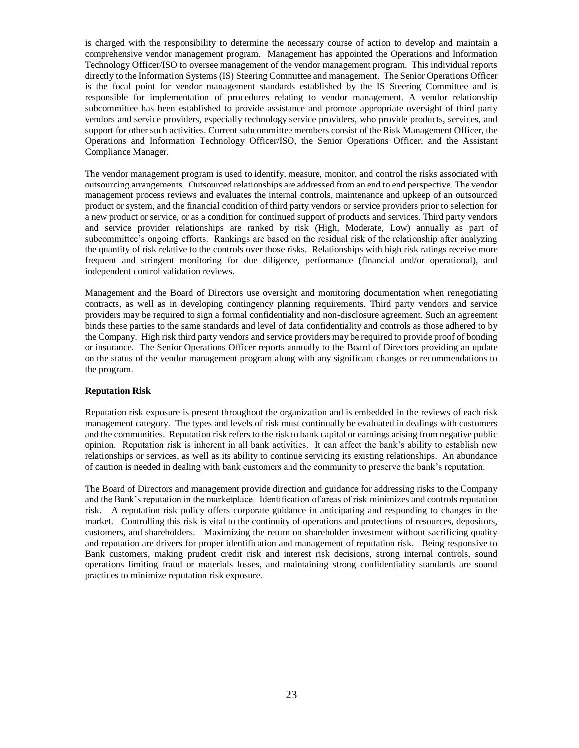is charged with the responsibility to determine the necessary course of action to develop and maintain a comprehensive vendor management program. Management has appointed the Operations and Information Technology Officer/ISO to oversee management of the vendor management program. This individual reports directly to the Information Systems (IS) Steering Committee and management. The Senior Operations Officer is the focal point for vendor management standards established by the IS Steering Committee and is responsible for implementation of procedures relating to vendor management. A vendor relationship subcommittee has been established to provide assistance and promote appropriate oversight of third party vendors and service providers, especially technology service providers, who provide products, services, and support for other such activities. Current subcommittee members consist of the Risk Management Officer, the Operations and Information Technology Officer/ISO, the Senior Operations Officer, and the Assistant Compliance Manager.

The vendor management program is used to identify, measure, monitor, and control the risks associated with outsourcing arrangements. Outsourced relationships are addressed from an end to end perspective. The vendor management process reviews and evaluates the internal controls, maintenance and upkeep of an outsourced product or system, and the financial condition of third party vendors or service providers prior to selection for a new product or service, or as a condition for continued support of products and services. Third party vendors and service provider relationships are ranked by risk (High, Moderate, Low) annually as part of subcommittee's ongoing efforts. Rankings are based on the residual risk of the relationship after analyzing the quantity of risk relative to the controls over those risks. Relationships with high risk ratings receive more frequent and stringent monitoring for due diligence, performance (financial and/or operational), and independent control validation reviews.

Management and the Board of Directors use oversight and monitoring documentation when renegotiating contracts, as well as in developing contingency planning requirements. Third party vendors and service providers may be required to sign a formal confidentiality and non-disclosure agreement. Such an agreement binds these parties to the same standards and level of data confidentiality and controls as those adhered to by the Company. High risk third party vendors and service providers may be required to provide proof of bonding or insurance. The Senior Operations Officer reports annually to the Board of Directors providing an update on the status of the vendor management program along with any significant changes or recommendations to the program.

**Reputation Risk**

Reputation risk exposure is present throughout the organization and is embedded in the reviews of each risk management category. The types and levels of risk must continually be evaluated in dealings with customers and the communities. Reputation risk refers to the risk to bank capital or earnings arising from negative public opinion. Reputation risk is inherent in all bank activities. It can affect the bank's ability to establish new relationships or services, as well as its ability to continue servicing its existing relationships. An abundance of caution is needed in dealing with bank customers and the community to preserve the bank's reputation.

The Board of Directors and management provide direction and guidance for addressing risks to the Company and the Bank's reputation in the marketplace. Identification of areas of risk minimizes and controls reputation risk. A reputation risk policy offers corporate guidance in anticipating and responding to changes in the market. Controlling this risk is vital to the continuity of operations and protections of resources, depositors, customers, and shareholders. Maximizing the return on shareholder investment without sacrificing quality and reputation are drivers for proper identification and management of reputation risk. Being responsive to Bank customers, making prudent credit risk and interest risk decisions, strong internal controls, sound operations limiting fraud or materials losses, and maintaining strong confidentiality standards are sound practices to minimize reputation risk exposure.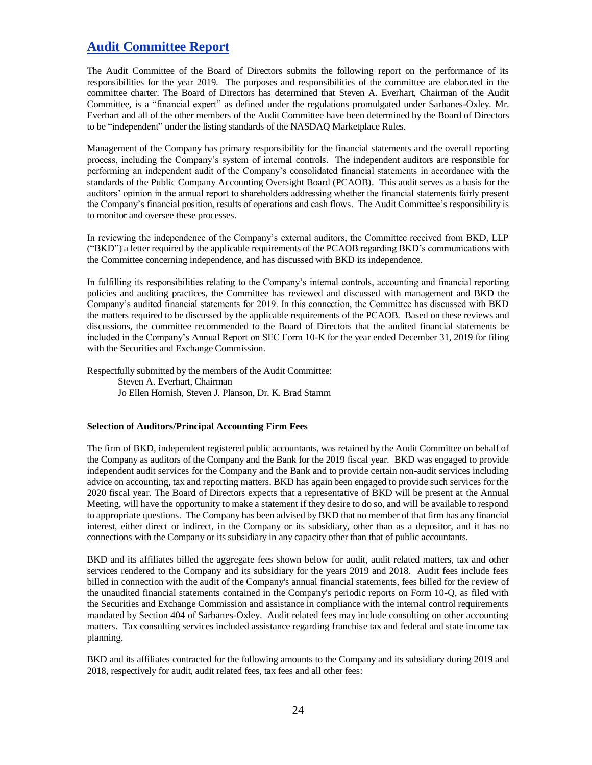## Audit Committee Report

The Audit Committee of the Board of Directors submits the following report on the performance of its responsibilities for the year 2019. The purposes and responsibilities of the committee are elaborated in the committee charter. The Board of Directors has determined that Steven A. Everhart, Chairman of the Audit Committee, is a "financial expert" as defined under the regulations promulgated under Sarbanes-Oxley. Mr. Everhart and all of the other members of the Audit Committee have been determined by the Board of Directors to be "independent" under the listing standards of the NASDAQ Marketplace Rules.

Management of the Company has primary responsibility for the financial statements and the overall reporting process, including the Company's system of internal controls. The independent auditors are responsible for performing an independent audit of the Company's consolidated financial statements in accordance with the standards of the Public Company Accounting Oversight Board (PCAOB). This audit serves as a basis for the auditors' opinion in the annual report to shareholders addressing whether the financial statements fairly present the Company's financial position, results of operations and cash flows. The Audit Committee's responsibility is to monitor and oversee these processes.

In reviewing the independence of the Company's external auditors, the Committee received from BKD, LLP ("BKD") a letter required by the applicable requirements of the PCAOB regarding BKD's communications with the Committee concerning independence, and has discussed with BKD its independence.

In fulfilling its responsibilities relating to the Company's internal controls, accounting and financial reporting policies and auditing practices, the Committee has reviewed and discussed with management and BKD the Company's audited financial statements for 2019. In this connection, the Committee has discussed with BKD the matters required to be discussed by the applicable requirements of the PCAOB. Based on these reviews and discussions, the committee recommended to the Board of Directors that the audited financial statements be included in the Company's Annual Report on SEC Form 10-K for the year ended December 31, 2019 for filing with the Securities and Exchange Commission.

Respectfully submitted by the members of the Audit Committee:
Steven A. Everhart, Chairman
Jo Ellen Hornish, Steven J. Planson, Dr. K. Brad Stamm

**Selection of Auditors/Principal Accounting Firm Fees**

The firm of BKD, independent registered public accountants, was retained by the Audit Committee on behalf of the Company as auditors of the Company and the Bank for the 2019 fiscal year. BKD was engaged to provide independent audit services for the Company and the Bank and to provide certain non-audit services including advice on accounting, tax and reporting matters. BKD has again been engaged to provide such services for the 2020 fiscal year. The Board of Directors expects that a representative of BKD will be present at the Annual Meeting, will have the opportunity to make a statement if they desire to do so, and will be available to respond to appropriate questions. The Company has been advised by BKD that no member of that firm has any financial interest, either direct or indirect, in the Company or its subsidiary, other than as a depositor, and it has no connections with the Company or its subsidiary in any capacity other than that of public accountants.

BKD and its affiliates billed the aggregate fees shown below for audit, audit related matters, tax and other services rendered to the Company and its subsidiary for the years 2019 and 2018. Audit fees include fees billed in connection with the audit of the Company's annual financial statements, fees billed for the review of the unaudited financial statements contained in the Company's periodic reports on Form 10-Q, as filed with the Securities and Exchange Commission and assistance in compliance with the internal control requirements mandated by Section 404 of Sarbanes-Oxley. Audit related fees may include consulting on other accounting matters. Tax consulting services included assistance regarding franchise tax and federal and state income tax planning.

BKD and its affiliates contracted for the following amounts to the Company and its subsidiary during 2019 and 2018, respectively for audit, audit related fees, tax fees and all other fees: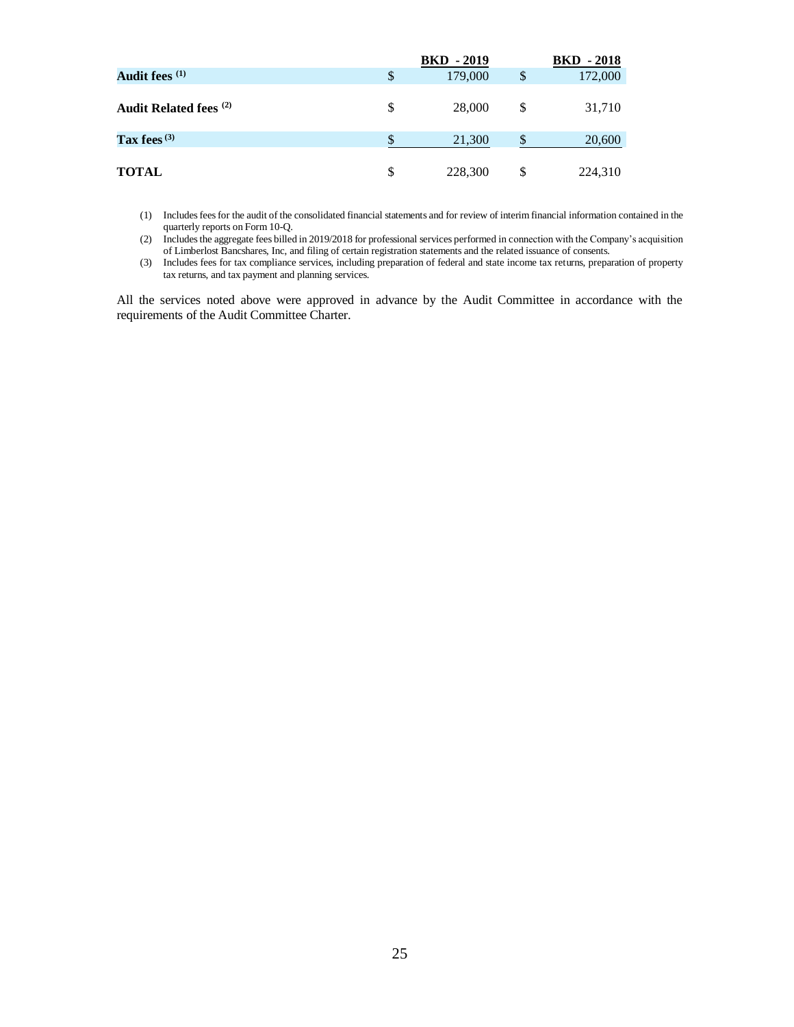| | BKD - 2019 | BKD - 2018 |
|---|---|---|
| **Audit fees** (1) | $ 179,000 | $ 172,000 |
| **Audit Related fees** (2) | $ 28,000 | $ 31,710 |
| **Tax fees** (3) | $ 21,300 | $ 20,600 |
| **TOTAL** | $ 228,300 | $ 224,310 |

(1) Includes fees for the audit of the consolidated financial statements and for review of interim financial information contained in the quarterly reports on Form 10-Q.

(2) Includes the aggregate fees billed in 2019/2018 for professional services performed in connection with the Company's acquisition of Limberlost Bancshares, Inc, and filing of certain registration statements and the related issuance of consents.

(3) Includes fees for tax compliance services, including preparation of federal and state income tax returns, preparation of property tax returns, and tax payment and planning services.

All the services noted above were approved in advance by the Audit Committee in accordance with the requirements of the Audit Committee Charter.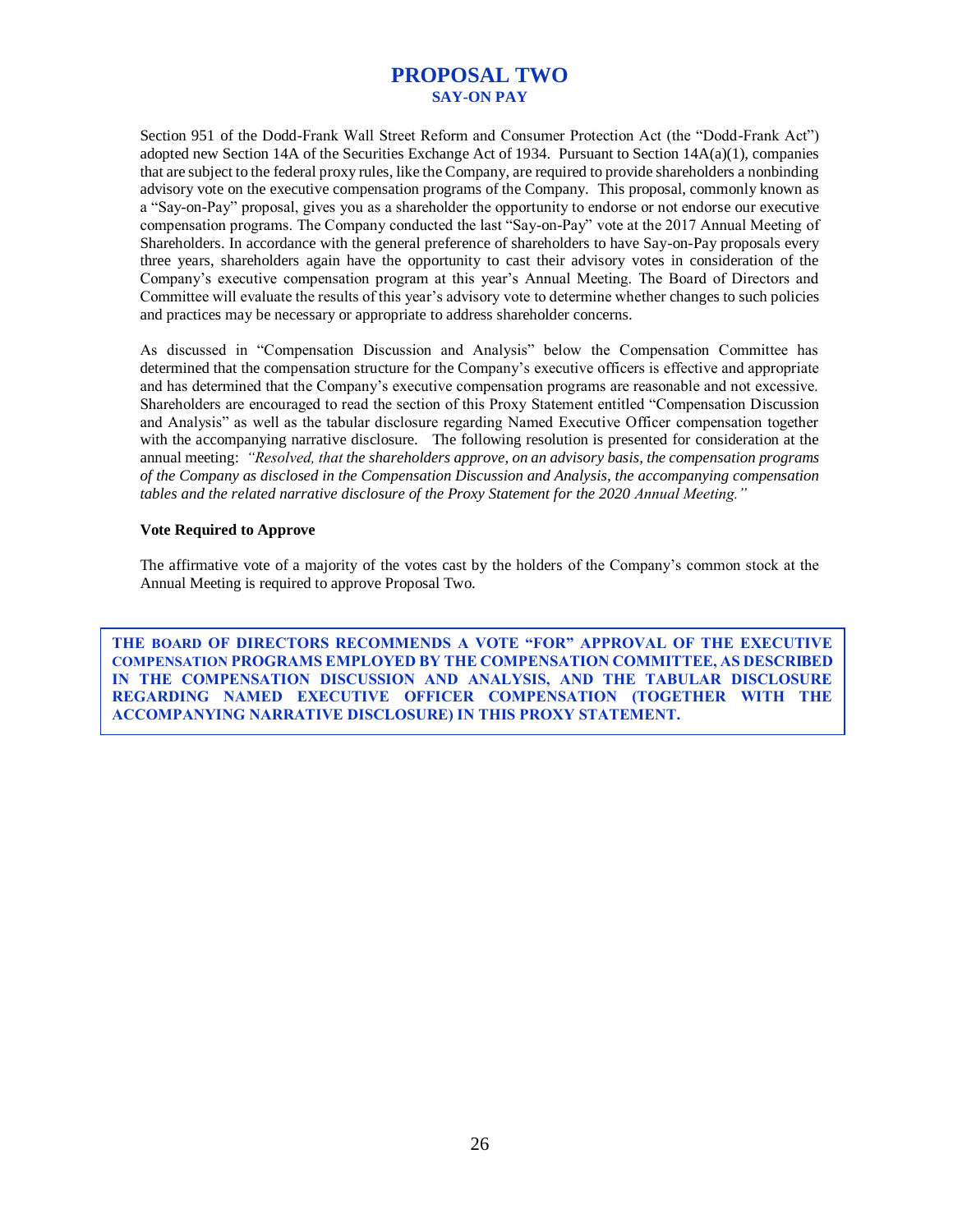# PROPOSAL TWO

## SAY-ON PAY

Section 951 of the Dodd-Frank Wall Street Reform and Consumer Protection Act (the "Dodd-Frank Act") adopted new Section 14A of the Securities Exchange Act of 1934. Pursuant to Section 14A(a)(1), companies that are subject to the federal proxy rules, like the Company, are required to provide shareholders a nonbinding advisory vote on the executive compensation programs of the Company. This proposal, commonly known as a "Say-on-Pay" proposal, gives you as a shareholder the opportunity to endorse or not endorse our executive compensation programs. The Company conducted the last "Say-on-Pay" vote at the 2017 Annual Meeting of Shareholders. In accordance with the general preference of shareholders to have Say-on-Pay proposals every three years, shareholders again have the opportunity to cast their advisory votes in consideration of the Company's executive compensation program at this year's Annual Meeting. The Board of Directors and Committee will evaluate the results of this year's advisory vote to determine whether changes to such policies and practices may be necessary or appropriate to address shareholder concerns.

As discussed in "Compensation Discussion and Analysis" below the Compensation Committee has determined that the compensation structure for the Company's executive officers is effective and appropriate and has determined that the Company's executive compensation programs are reasonable and not excessive. Shareholders are encouraged to read the section of this Proxy Statement entitled "Compensation Discussion and Analysis" as well as the tabular disclosure regarding Named Executive Officer compensation together with the accompanying narrative disclosure. The following resolution is presented for consideration at the annual meeting: *"Resolved, that the shareholders approve, on an advisory basis, the compensation programs of the Company as disclosed in the Compensation Discussion and Analysis, the accompanying compensation tables and the related narrative disclosure of the Proxy Statement for the 2020 Annual Meeting."*

**Vote Required to Approve**

The affirmative vote of a majority of the votes cast by the holders of the Company's common stock at the Annual Meeting is required to approve Proposal Two.

**THE BOARD OF DIRECTORS RECOMMENDS A VOTE "FOR" APPROVAL OF THE EXECUTIVE COMPENSATION PROGRAMS EMPLOYED BY THE COMPENSATION COMMITTEE, AS DESCRIBED IN THE COMPENSATION DISCUSSION AND ANALYSIS, AND THE TABULAR DISCLOSURE REGARDING NAMED EXECUTIVE OFFICER COMPENSATION (TOGETHER WITH THE ACCOMPANYING NARRATIVE DISCLOSURE) IN THIS PROXY STATEMENT.**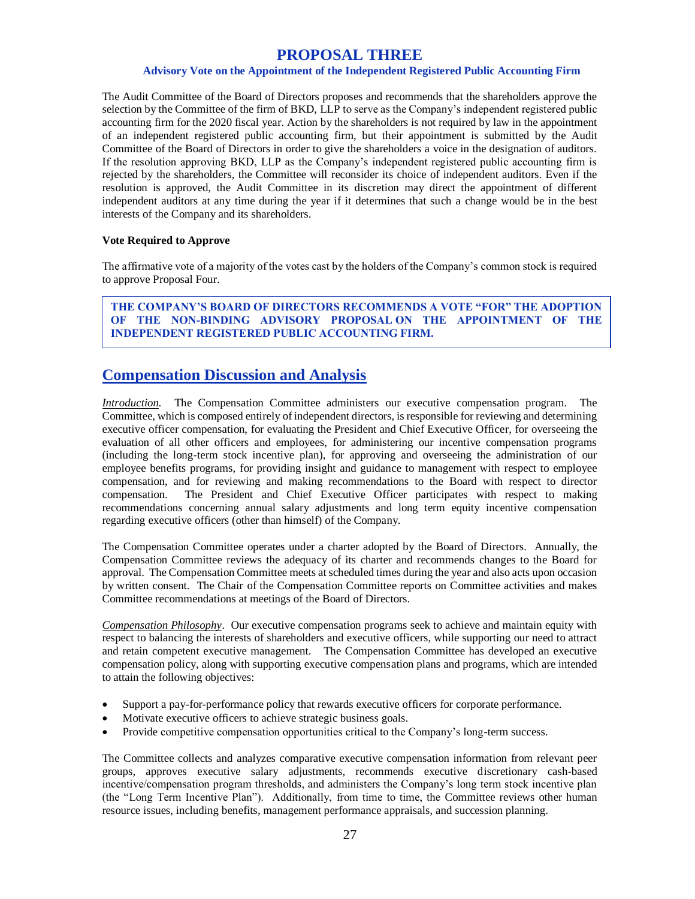# PROPOSAL THREE

### Advisory Vote on the Appointment of the Independent Registered Public Accounting Firm

The Audit Committee of the Board of Directors proposes and recommends that the shareholders approve the selection by the Committee of the firm of BKD, LLP to serve as the Company's independent registered public accounting firm for the 2020 fiscal year. Action by the shareholders is not required by law in the appointment of an independent registered public accounting firm, but their appointment is submitted by the Audit Committee of the Board of Directors in order to give the shareholders a voice in the designation of auditors. If the resolution approving BKD, LLP as the Company's independent registered public accounting firm is rejected by the shareholders, the Committee will reconsider its choice of independent auditors. Even if the resolution is approved, the Audit Committee in its discretion may direct the appointment of different independent auditors at any time during the year if it determines that such a change would be in the best interests of the Company and its shareholders.

**Vote Required to Approve**

The affirmative vote of a majority of the votes cast by the holders of the Company's common stock is required to approve Proposal Four.

**THE COMPANY'S BOARD OF DIRECTORS RECOMMENDS A VOTE "FOR" THE ADOPTION OF THE NON-BINDING ADVISORY PROPOSAL ON THE APPOINTMENT OF THE INDEPENDENT REGISTERED PUBLIC ACCOUNTING FIRM.**

## Compensation Discussion and Analysis

*Introduction.* The Compensation Committee administers our executive compensation program. The Committee, which is composed entirely of independent directors, is responsible for reviewing and determining executive officer compensation, for evaluating the President and Chief Executive Officer, for overseeing the evaluation of all other officers and employees, for administering our incentive compensation programs (including the long-term stock incentive plan), for approving and overseeing the administration of our employee benefits programs, for providing insight and guidance to management with respect to employee compensation, and for reviewing and making recommendations to the Board with respect to director compensation. The President and Chief Executive Officer participates with respect to making recommendations concerning annual salary adjustments and long term equity incentive compensation regarding executive officers (other than himself) of the Company.

The Compensation Committee operates under a charter adopted by the Board of Directors. Annually, the Compensation Committee reviews the adequacy of its charter and recommends changes to the Board for approval. The Compensation Committee meets at scheduled times during the year and also acts upon occasion by written consent. The Chair of the Compensation Committee reports on Committee activities and makes Committee recommendations at meetings of the Board of Directors.

*Compensation Philosophy*. Our executive compensation programs seek to achieve and maintain equity with respect to balancing the interests of shareholders and executive officers, while supporting our need to attract and retain competent executive management. The Compensation Committee has developed an executive compensation policy, along with supporting executive compensation plans and programs, which are intended to attain the following objectives:

- Support a pay-for-performance policy that rewards executive officers for corporate performance.
- Motivate executive officers to achieve strategic business goals.
- Provide competitive compensation opportunities critical to the Company's long-term success.

The Committee collects and analyzes comparative executive compensation information from relevant peer groups, approves executive salary adjustments, recommends executive discretionary cash-based incentive/compensation program thresholds, and administers the Company's long term stock incentive plan (the "Long Term Incentive Plan"). Additionally, from time to time, the Committee reviews other human resource issues, including benefits, management performance appraisals, and succession planning.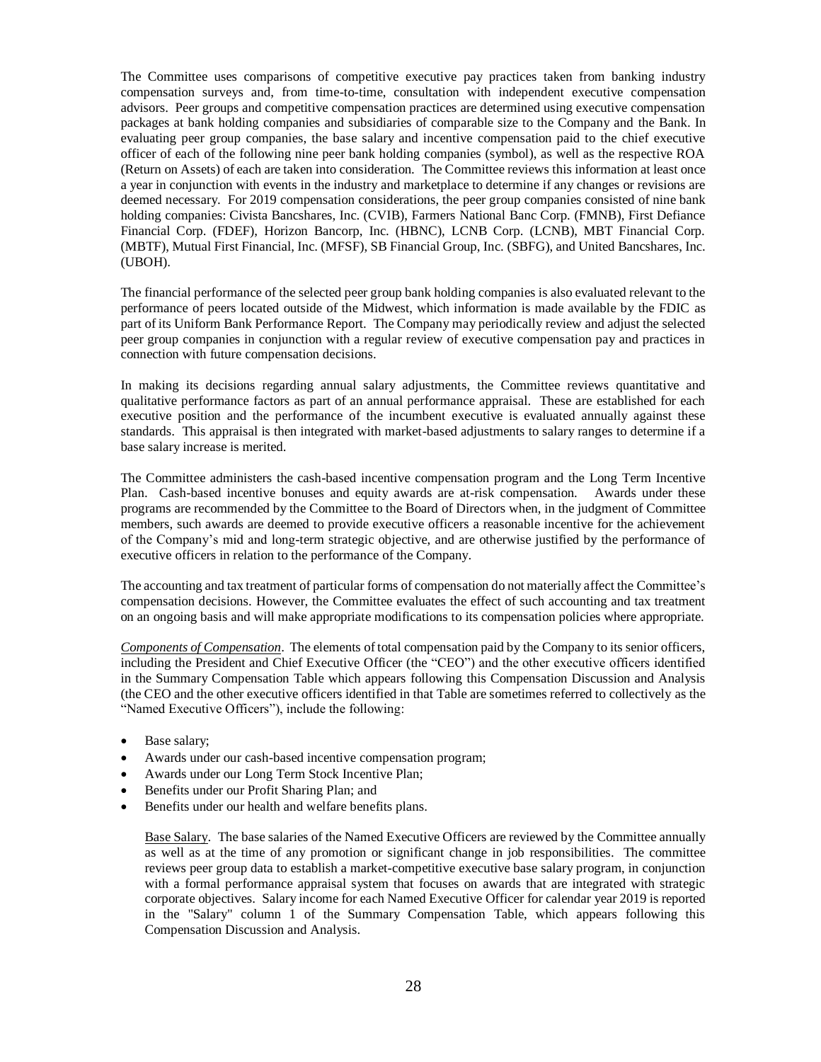The Committee uses comparisons of competitive executive pay practices taken from banking industry compensation surveys and, from time-to-time, consultation with independent executive compensation advisors. Peer groups and competitive compensation practices are determined using executive compensation packages at bank holding companies and subsidiaries of comparable size to the Company and the Bank. In evaluating peer group companies, the base salary and incentive compensation paid to the chief executive officer of each of the following nine peer bank holding companies (symbol), as well as the respective ROA (Return on Assets) of each are taken into consideration. The Committee reviews this information at least once a year in conjunction with events in the industry and marketplace to determine if any changes or revisions are deemed necessary. For 2019 compensation considerations, the peer group companies consisted of nine bank holding companies: Civista Bancshares, Inc. (CVIB), Farmers National Banc Corp. (FMNB), First Defiance Financial Corp. (FDEF), Horizon Bancorp, Inc. (HBNC), LCNB Corp. (LCNB), MBT Financial Corp. (MBTF), Mutual First Financial, Inc. (MFSF), SB Financial Group, Inc. (SBFG), and United Bancshares, Inc. (UBOH).

The financial performance of the selected peer group bank holding companies is also evaluated relevant to the performance of peers located outside of the Midwest, which information is made available by the FDIC as part of its Uniform Bank Performance Report. The Company may periodically review and adjust the selected peer group companies in conjunction with a regular review of executive compensation pay and practices in connection with future compensation decisions.

In making its decisions regarding annual salary adjustments, the Committee reviews quantitative and qualitative performance factors as part of an annual performance appraisal. These are established for each executive position and the performance of the incumbent executive is evaluated annually against these standards. This appraisal is then integrated with market-based adjustments to salary ranges to determine if a base salary increase is merited.

The Committee administers the cash-based incentive compensation program and the Long Term Incentive Plan. Cash-based incentive bonuses and equity awards are at-risk compensation. Awards under these programs are recommended by the Committee to the Board of Directors when, in the judgment of Committee members, such awards are deemed to provide executive officers a reasonable incentive for the achievement of the Company's mid and long-term strategic objective, and are otherwise justified by the performance of executive officers in relation to the performance of the Company.

The accounting and tax treatment of particular forms of compensation do not materially affect the Committee's compensation decisions. However, the Committee evaluates the effect of such accounting and tax treatment on an ongoing basis and will make appropriate modifications to its compensation policies where appropriate.

*Components of Compensation*. The elements of total compensation paid by the Company to its senior officers, including the President and Chief Executive Officer (the "CEO") and the other executive officers identified in the Summary Compensation Table which appears following this Compensation Discussion and Analysis (the CEO and the other executive officers identified in that Table are sometimes referred to collectively as the "Named Executive Officers"), include the following:

- Base salary;
- Awards under our cash-based incentive compensation program;
- Awards under our Long Term Stock Incentive Plan;
- Benefits under our Profit Sharing Plan; and
- Benefits under our health and welfare benefits plans.

Base Salary. The base salaries of the Named Executive Officers are reviewed by the Committee annually as well as at the time of any promotion or significant change in job responsibilities. The committee reviews peer group data to establish a market-competitive executive base salary program, in conjunction with a formal performance appraisal system that focuses on awards that are integrated with strategic corporate objectives. Salary income for each Named Executive Officer for calendar year 2019 is reported in the "Salary" column 1 of the Summary Compensation Table, which appears following this Compensation Discussion and Analysis.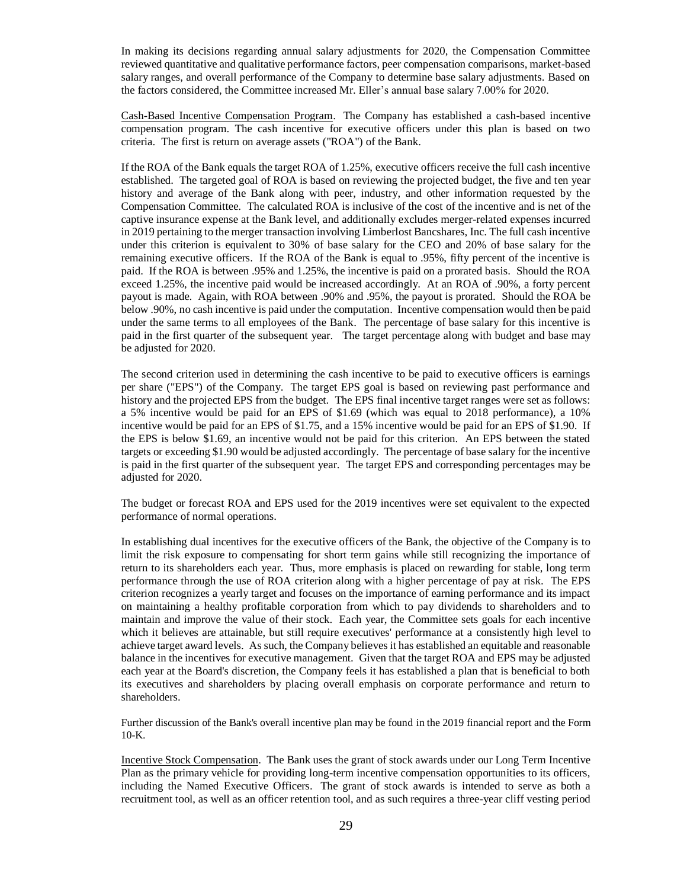In making its decisions regarding annual salary adjustments for 2020, the Compensation Committee reviewed quantitative and qualitative performance factors, peer compensation comparisons, market-based salary ranges, and overall performance of the Company to determine base salary adjustments. Based on the factors considered, the Committee increased Mr. Eller's annual base salary 7.00% for 2020.

Cash-Based Incentive Compensation Program. The Company has established a cash-based incentive compensation program. The cash incentive for executive officers under this plan is based on two criteria. The first is return on average assets ("ROA") of the Bank.

If the ROA of the Bank equals the target ROA of 1.25%, executive officers receive the full cash incentive established. The targeted goal of ROA is based on reviewing the projected budget, the five and ten year history and average of the Bank along with peer, industry, and other information requested by the Compensation Committee. The calculated ROA is inclusive of the cost of the incentive and is net of the captive insurance expense at the Bank level, and additionally excludes merger-related expenses incurred in 2019 pertaining to the merger transaction involving Limberlost Bancshares, Inc. The full cash incentive under this criterion is equivalent to 30% of base salary for the CEO and 20% of base salary for the remaining executive officers. If the ROA of the Bank is equal to .95%, fifty percent of the incentive is paid. If the ROA is between .95% and 1.25%, the incentive is paid on a prorated basis. Should the ROA exceed 1.25%, the incentive paid would be increased accordingly. At an ROA of .90%, a forty percent payout is made. Again, with ROA between .90% and .95%, the payout is prorated. Should the ROA be below .90%, no cash incentive is paid under the computation. Incentive compensation would then be paid under the same terms to all employees of the Bank. The percentage of base salary for this incentive is paid in the first quarter of the subsequent year. The target percentage along with budget and base may be adjusted for 2020.

The second criterion used in determining the cash incentive to be paid to executive officers is earnings per share ("EPS") of the Company. The target EPS goal is based on reviewing past performance and history and the projected EPS from the budget. The EPS final incentive target ranges were set as follows: a 5% incentive would be paid for an EPS of $1.69 (which was equal to 2018 performance), a 10% incentive would be paid for an EPS of $1.75, and a 15% incentive would be paid for an EPS of $1.90. If the EPS is below $1.69, an incentive would not be paid for this criterion. An EPS between the stated targets or exceeding $1.90 would be adjusted accordingly. The percentage of base salary for the incentive is paid in the first quarter of the subsequent year. The target EPS and corresponding percentages may be adjusted for 2020.

The budget or forecast ROA and EPS used for the 2019 incentives were set equivalent to the expected performance of normal operations.

In establishing dual incentives for the executive officers of the Bank, the objective of the Company is to limit the risk exposure to compensating for short term gains while still recognizing the importance of return to its shareholders each year. Thus, more emphasis is placed on rewarding for stable, long term performance through the use of ROA criterion along with a higher percentage of pay at risk. The EPS criterion recognizes a yearly target and focuses on the importance of earning performance and its impact on maintaining a healthy profitable corporation from which to pay dividends to shareholders and to maintain and improve the value of their stock. Each year, the Committee sets goals for each incentive which it believes are attainable, but still require executives' performance at a consistently high level to achieve target award levels. As such, the Company believes it has established an equitable and reasonable balance in the incentives for executive management. Given that the target ROA and EPS may be adjusted each year at the Board's discretion, the Company feels it has established a plan that is beneficial to both its executives and shareholders by placing overall emphasis on corporate performance and return to shareholders.

Further discussion of the Bank's overall incentive plan may be found in the 2019 financial report and the Form 10-K.

Incentive Stock Compensation. The Bank uses the grant of stock awards under our Long Term Incentive Plan as the primary vehicle for providing long-term incentive compensation opportunities to its officers, including the Named Executive Officers. The grant of stock awards is intended to serve as both a recruitment tool, as well as an officer retention tool, and as such requires a three-year cliff vesting period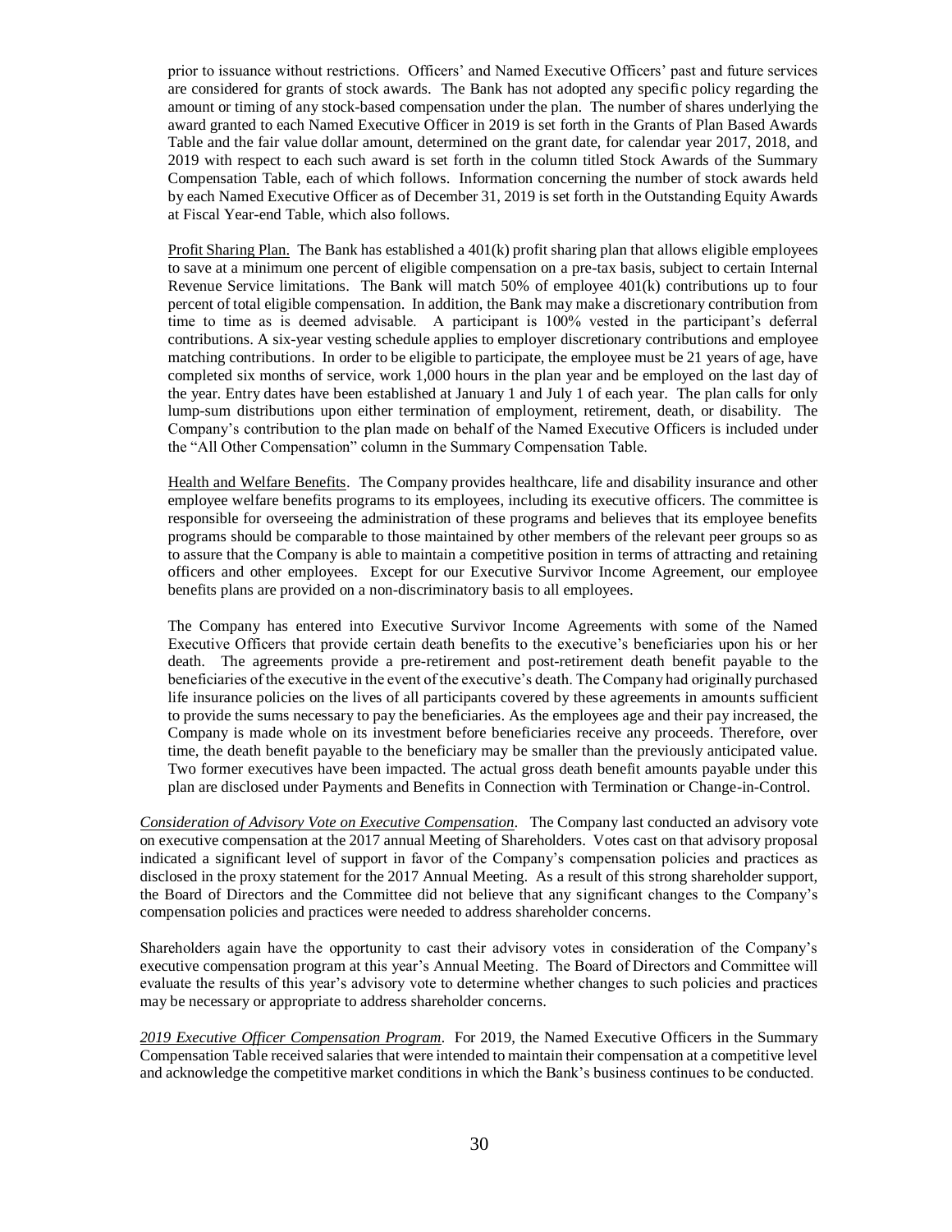prior to issuance without restrictions. Officers' and Named Executive Officers' past and future services are considered for grants of stock awards. The Bank has not adopted any specific policy regarding the amount or timing of any stock-based compensation under the plan. The number of shares underlying the award granted to each Named Executive Officer in 2019 is set forth in the Grants of Plan Based Awards Table and the fair value dollar amount, determined on the grant date, for calendar year 2017, 2018, and 2019 with respect to each such award is set forth in the column titled Stock Awards of the Summary Compensation Table, each of which follows. Information concerning the number of stock awards held by each Named Executive Officer as of December 31, 2019 is set forth in the Outstanding Equity Awards at Fiscal Year-end Table, which also follows.

Profit Sharing Plan. The Bank has established a 401(k) profit sharing plan that allows eligible employees to save at a minimum one percent of eligible compensation on a pre-tax basis, subject to certain Internal Revenue Service limitations. The Bank will match 50% of employee 401(k) contributions up to four percent of total eligible compensation. In addition, the Bank may make a discretionary contribution from time to time as is deemed advisable. A participant is 100% vested in the participant's deferral contributions. A six-year vesting schedule applies to employer discretionary contributions and employee matching contributions. In order to be eligible to participate, the employee must be 21 years of age, have completed six months of service, work 1,000 hours in the plan year and be employed on the last day of the year. Entry dates have been established at January 1 and July 1 of each year. The plan calls for only lump-sum distributions upon either termination of employment, retirement, death, or disability. The Company's contribution to the plan made on behalf of the Named Executive Officers is included under the "All Other Compensation" column in the Summary Compensation Table.

Health and Welfare Benefits. The Company provides healthcare, life and disability insurance and other employee welfare benefits programs to its employees, including its executive officers. The committee is responsible for overseeing the administration of these programs and believes that its employee benefits programs should be comparable to those maintained by other members of the relevant peer groups so as to assure that the Company is able to maintain a competitive position in terms of attracting and retaining officers and other employees. Except for our Executive Survivor Income Agreement, our employee benefits plans are provided on a non-discriminatory basis to all employees.

The Company has entered into Executive Survivor Income Agreements with some of the Named Executive Officers that provide certain death benefits to the executive's beneficiaries upon his or her death. The agreements provide a pre-retirement and post-retirement death benefit payable to the beneficiaries of the executive in the event of the executive's death. The Company had originally purchased life insurance policies on the lives of all participants covered by these agreements in amounts sufficient to provide the sums necessary to pay the beneficiaries. As the employees age and their pay increased, the Company is made whole on its investment before beneficiaries receive any proceeds. Therefore, over time, the death benefit payable to the beneficiary may be smaller than the previously anticipated value. Two former executives have been impacted. The actual gross death benefit amounts payable under this plan are disclosed under Payments and Benefits in Connection with Termination or Change-in-Control.

*Consideration of Advisory Vote on Executive Compensation*. The Company last conducted an advisory vote on executive compensation at the 2017 annual Meeting of Shareholders. Votes cast on that advisory proposal indicated a significant level of support in favor of the Company's compensation policies and practices as disclosed in the proxy statement for the 2017 Annual Meeting. As a result of this strong shareholder support, the Board of Directors and the Committee did not believe that any significant changes to the Company's compensation policies and practices were needed to address shareholder concerns.

Shareholders again have the opportunity to cast their advisory votes in consideration of the Company's executive compensation program at this year's Annual Meeting. The Board of Directors and Committee will evaluate the results of this year's advisory vote to determine whether changes to such policies and practices may be necessary or appropriate to address shareholder concerns.

*2019 Executive Officer Compensation Program*. For 2019, the Named Executive Officers in the Summary Compensation Table received salaries that were intended to maintain their compensation at a competitive level and acknowledge the competitive market conditions in which the Bank's business continues to be conducted.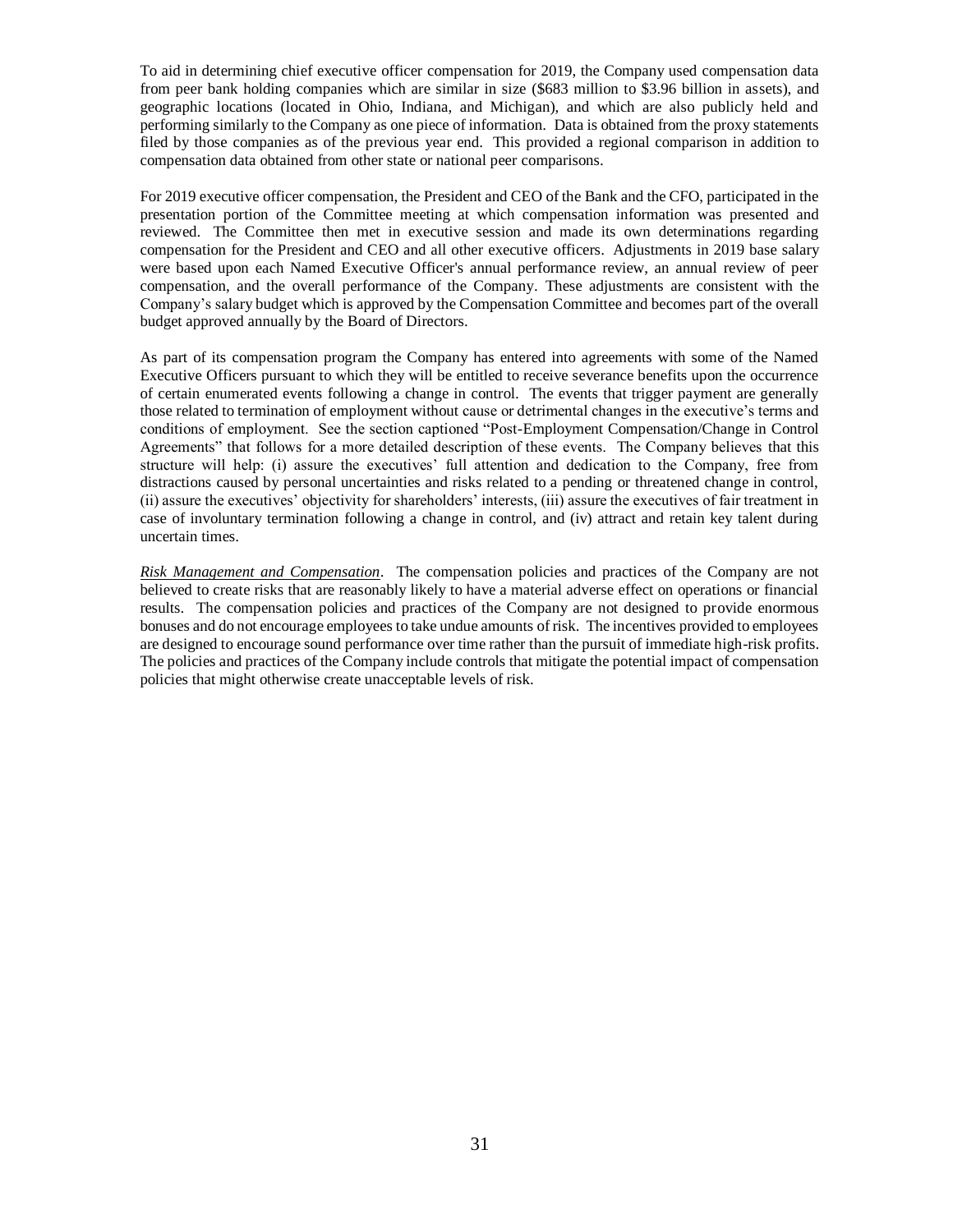To aid in determining chief executive officer compensation for 2019, the Company used compensation data from peer bank holding companies which are similar in size ($683 million to $3.96 billion in assets), and geographic locations (located in Ohio, Indiana, and Michigan), and which are also publicly held and performing similarly to the Company as one piece of information. Data is obtained from the proxy statements filed by those companies as of the previous year end. This provided a regional comparison in addition to compensation data obtained from other state or national peer comparisons.

For 2019 executive officer compensation, the President and CEO of the Bank and the CFO, participated in the presentation portion of the Committee meeting at which compensation information was presented and reviewed. The Committee then met in executive session and made its own determinations regarding compensation for the President and CEO and all other executive officers. Adjustments in 2019 base salary were based upon each Named Executive Officer's annual performance review, an annual review of peer compensation, and the overall performance of the Company. These adjustments are consistent with the Company's salary budget which is approved by the Compensation Committee and becomes part of the overall budget approved annually by the Board of Directors.

As part of its compensation program the Company has entered into agreements with some of the Named Executive Officers pursuant to which they will be entitled to receive severance benefits upon the occurrence of certain enumerated events following a change in control. The events that trigger payment are generally those related to termination of employment without cause or detrimental changes in the executive's terms and conditions of employment. See the section captioned "Post-Employment Compensation/Change in Control Agreements" that follows for a more detailed description of these events. The Company believes that this structure will help: (i) assure the executives' full attention and dedication to the Company, free from distractions caused by personal uncertainties and risks related to a pending or threatened change in control, (ii) assure the executives' objectivity for shareholders' interests, (iii) assure the executives of fair treatment in case of involuntary termination following a change in control, and (iv) attract and retain key talent during uncertain times.

*Risk Management and Compensation*. The compensation policies and practices of the Company are not believed to create risks that are reasonably likely to have a material adverse effect on operations or financial results. The compensation policies and practices of the Company are not designed to provide enormous bonuses and do not encourage employees to take undue amounts of risk. The incentives provided to employees are designed to encourage sound performance over time rather than the pursuit of immediate high-risk profits. The policies and practices of the Company include controls that mitigate the potential impact of compensation policies that might otherwise create unacceptable levels of risk.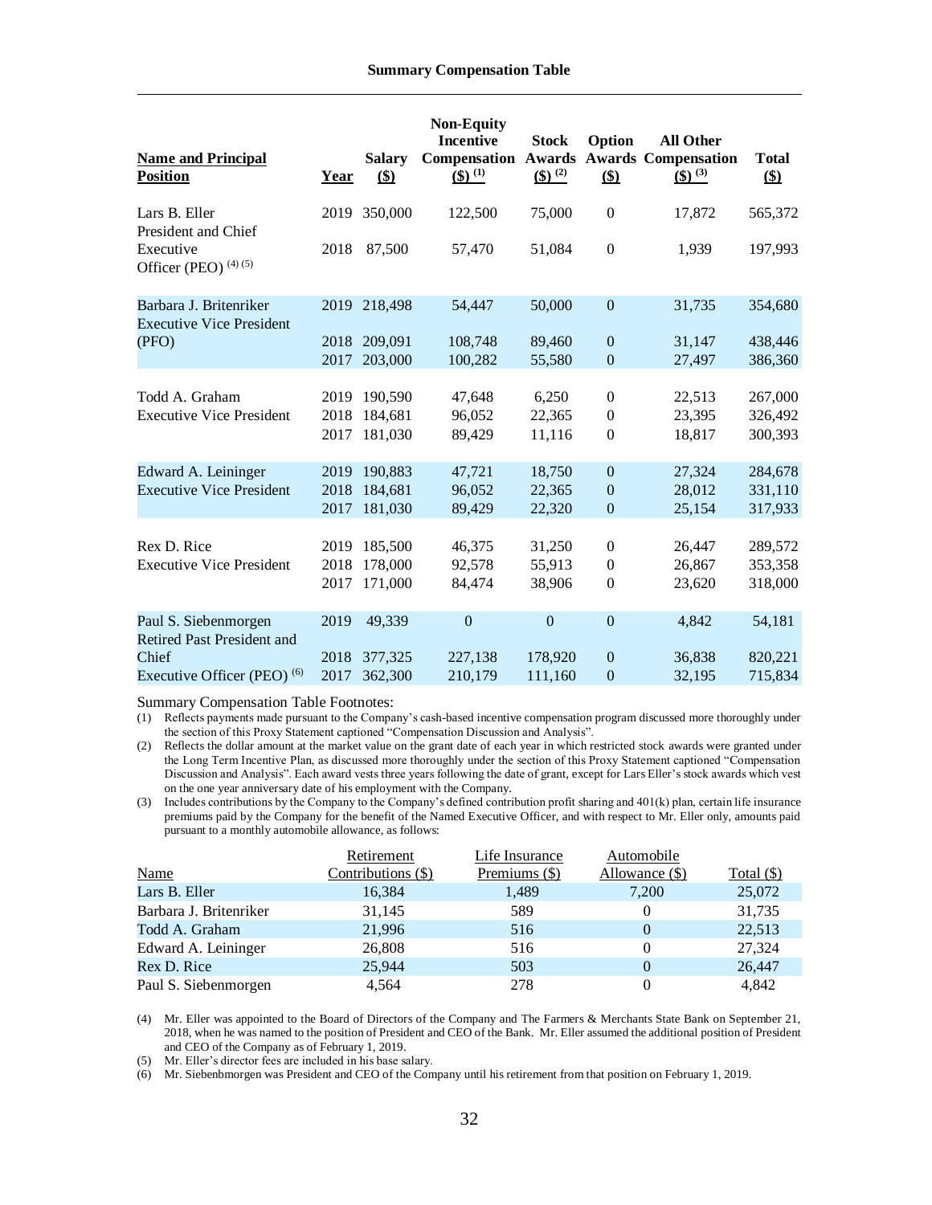## Summary Compensation Table

| Name and Principal Position | Year | Salary ($) | Non-Equity Incentive Compensation ($) [1] | Stock Awards ($) [2] | Option Awards ($) | All Other Compensation ($) [3] | Total ($) |
|---|---|---|---|---|---|---|---|
| Lars B. Eller | 2019 | 350,000 | 122,500 | 75,000 | 0 | 17,872 | 565,372 |
| President and Chief Executive Officer (PEO) [4] [5] | 2018 | 87,500 | 57,470 | 51,084 | 0 | 1,939 | 197,993 |
| Barbara J. Britenriker | 2019 | 218,498 | 54,447 | 50,000 | 0 | 31,735 | 354,680 |
| Executive Vice President (PFO) | 2018 | 209,091 | 108,748 | 89,460 | 0 | 31,147 | 438,446 |
| | 2017 | 203,000 | 100,282 | 55,580 | 0 | 27,497 | 386,360 |
| Todd A. Graham | 2019 | 190,590 | 47,648 | 6,250 | 0 | 22,513 | 267,000 |
| Executive Vice President | 2018 | 184,681 | 96,052 | 22,365 | 0 | 23,395 | 326,492 |
| | 2017 | 181,030 | 89,429 | 11,116 | 0 | 18,817 | 300,393 |
| Edward A. Leininger | 2019 | 190,883 | 47,721 | 18,750 | 0 | 27,324 | 284,678 |
| Executive Vice President | 2018 | 184,681 | 96,052 | 22,365 | 0 | 28,012 | 331,110 |
| | 2017 | 181,030 | 89,429 | 22,320 | 0 | 25,154 | 317,933 |
| Rex D. Rice | 2019 | 185,500 | 46,375 | 31,250 | 0 | 26,447 | 289,572 |
| Executive Vice President | 2018 | 178,000 | 92,578 | 55,913 | 0 | 26,867 | 353,358 |
| | 2017 | 171,000 | 84,474 | 38,906 | 0 | 23,620 | 318,000 |
| Paul S. Siebenmorgen | 2019 | 49,339 | 0 | 0 | 0 | 4,842 | 54,181 |
| Retired Past President and Chief Executive Officer (PEO) [6] | 2018 | 377,325 | 227,138 | 178,920 | 0 | 36,838 | 820,221 |
| | 2017 | 362,300 | 210,179 | 111,160 | 0 | 32,195 | 715,834 |

Summary Compensation Table Footnotes:

(1) Reflects payments made pursuant to the Company's cash-based incentive compensation program discussed more thoroughly under the section of this Proxy Statement captioned "Compensation Discussion and Analysis".

(2) Reflects the dollar amount at the market value on the grant date of each year in which restricted stock awards were granted under the Long Term Incentive Plan, as discussed more thoroughly under the section of this Proxy Statement captioned "Compensation Discussion and Analysis". Each award vests three years following the date of grant, except for Lars Eller's stock awards which vest on the one year anniversary date of his employment with the Company.

(3) Includes contributions by the Company to the Company's defined contribution profit sharing and 401(k) plan, certain life insurance premiums paid by the Company for the benefit of the Named Executive Officer, and with respect to Mr. Eller only, amounts paid pursuant to a monthly automobile allowance, as follows:

| Name | Retirement Contributions ($) | Life Insurance Premiums ($) | Automobile Allowance ($) | Total ($) |
|---|---|---|---|---|
| Lars B. Eller | 16,384 | 1,489 | 7,200 | 25,072 |
| Barbara J. Britenriker | 31,145 | 589 | 0 | 31,735 |
| Todd A. Graham | 21,996 | 516 | 0 | 22,513 |
| Edward A. Leininger | 26,808 | 516 | 0 | 27,324 |
| Rex D. Rice | 25,944 | 503 | 0 | 26,447 |
| Paul S. Siebenmorgen | 4,564 | 278 | 0 | 4,842 |

(4) Mr. Eller was appointed to the Board of Directors of the Company and The Farmers & Merchants State Bank on September 21, 2018, when he was named to the position of President and CEO of the Bank. Mr. Eller assumed the additional position of President and CEO of the Company as of February 1, 2019.

(5) Mr. Eller's director fees are included in his base salary.

(6) Mr. Siebenbmorgen was President and CEO of the Company until his retirement from that position on February 1, 2019.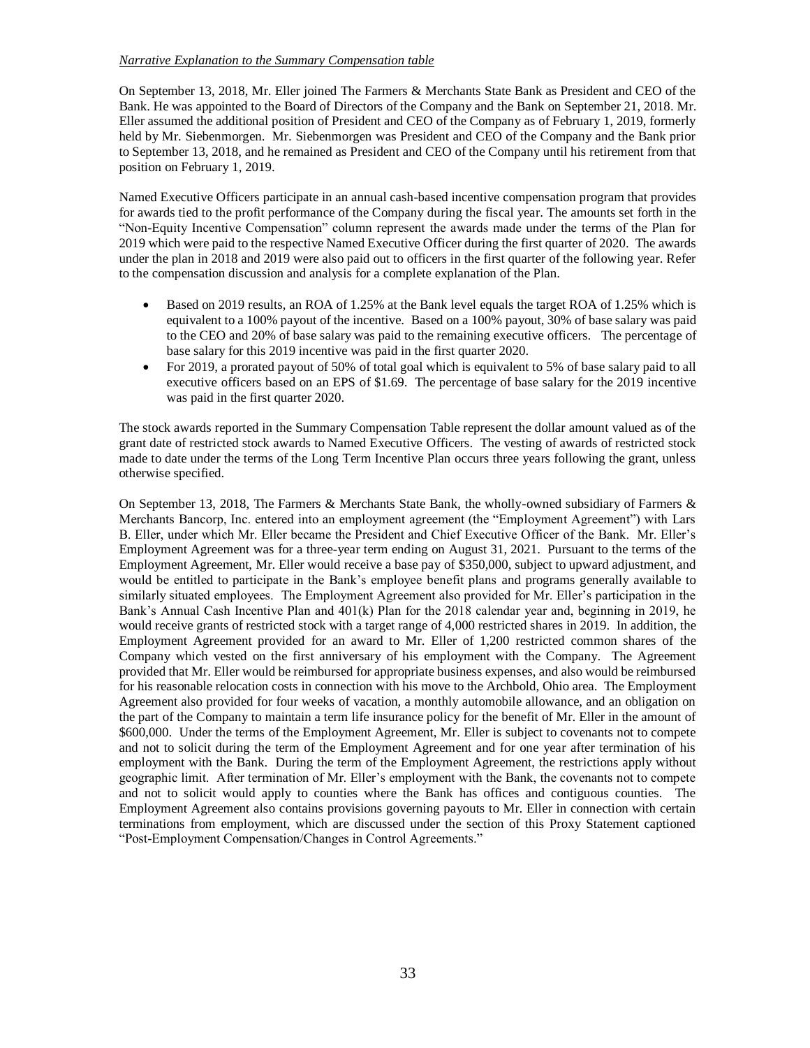*Narrative Explanation to the Summary Compensation table*

On September 13, 2018, Mr. Eller joined The Farmers & Merchants State Bank as President and CEO of the Bank. He was appointed to the Board of Directors of the Company and the Bank on September 21, 2018. Mr. Eller assumed the additional position of President and CEO of the Company as of February 1, 2019, formerly held by Mr. Siebenmorgen. Mr. Siebenmorgen was President and CEO of the Company and the Bank prior to September 13, 2018, and he remained as President and CEO of the Company until his retirement from that position on February 1, 2019.

Named Executive Officers participate in an annual cash-based incentive compensation program that provides for awards tied to the profit performance of the Company during the fiscal year. The amounts set forth in the "Non-Equity Incentive Compensation" column represent the awards made under the terms of the Plan for 2019 which were paid to the respective Named Executive Officer during the first quarter of 2020. The awards under the plan in 2018 and 2019 were also paid out to officers in the first quarter of the following year. Refer to the compensation discussion and analysis for a complete explanation of the Plan.

- Based on 2019 results, an ROA of 1.25% at the Bank level equals the target ROA of 1.25% which is equivalent to a 100% payout of the incentive. Based on a 100% payout, 30% of base salary was paid to the CEO and 20% of base salary was paid to the remaining executive officers. The percentage of base salary for this 2019 incentive was paid in the first quarter 2020.
- For 2019, a prorated payout of 50% of total goal which is equivalent to 5% of base salary paid to all executive officers based on an EPS of $1.69. The percentage of base salary for the 2019 incentive was paid in the first quarter 2020.

The stock awards reported in the Summary Compensation Table represent the dollar amount valued as of the grant date of restricted stock awards to Named Executive Officers. The vesting of awards of restricted stock made to date under the terms of the Long Term Incentive Plan occurs three years following the grant, unless otherwise specified.

On September 13, 2018, The Farmers & Merchants State Bank, the wholly-owned subsidiary of Farmers & Merchants Bancorp, Inc. entered into an employment agreement (the "Employment Agreement") with Lars B. Eller, under which Mr. Eller became the President and Chief Executive Officer of the Bank. Mr. Eller's Employment Agreement was for a three-year term ending on August 31, 2021. Pursuant to the terms of the Employment Agreement, Mr. Eller would receive a base pay of $350,000, subject to upward adjustment, and would be entitled to participate in the Bank's employee benefit plans and programs generally available to similarly situated employees. The Employment Agreement also provided for Mr. Eller's participation in the Bank's Annual Cash Incentive Plan and 401(k) Plan for the 2018 calendar year and, beginning in 2019, he would receive grants of restricted stock with a target range of 4,000 restricted shares in 2019. In addition, the Employment Agreement provided for an award to Mr. Eller of 1,200 restricted common shares of the Company which vested on the first anniversary of his employment with the Company. The Agreement provided that Mr. Eller would be reimbursed for appropriate business expenses, and also would be reimbursed for his reasonable relocation costs in connection with his move to the Archbold, Ohio area. The Employment Agreement also provided for four weeks of vacation, a monthly automobile allowance, and an obligation on the part of the Company to maintain a term life insurance policy for the benefit of Mr. Eller in the amount of $600,000. Under the terms of the Employment Agreement, Mr. Eller is subject to covenants not to compete and not to solicit during the term of the Employment Agreement and for one year after termination of his employment with the Bank. During the term of the Employment Agreement, the restrictions apply without geographic limit. After termination of Mr. Eller's employment with the Bank, the covenants not to compete and not to solicit would apply to counties where the Bank has offices and contiguous counties. The Employment Agreement also contains provisions governing payouts to Mr. Eller in connection with certain terminations from employment, which are discussed under the section of this Proxy Statement captioned "Post-Employment Compensation/Changes in Control Agreements."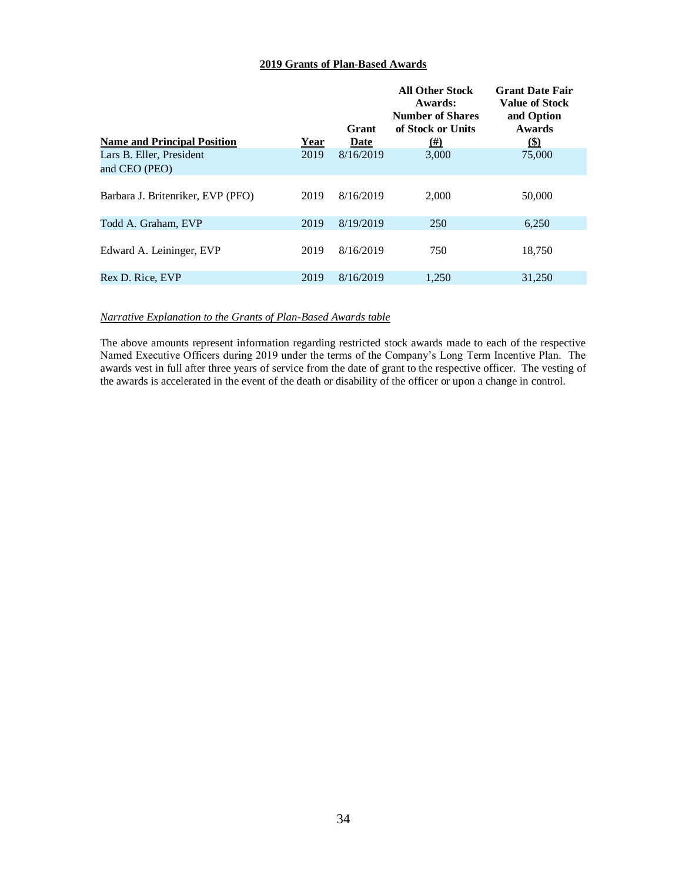**2019 Grants of Plan-Based Awards**

| Name and Principal Position | Year | Grant Date | All Other Stock Awards: Number of Shares of Stock or Units (#) | Grant Date Fair Value of Stock and Option Awards ($) |
|---|---|---|---|---|
| Lars B. Eller, President and CEO (PEO) | 2019 | 8/16/2019 | 3,000 | 75,000 |
| Barbara J. Britenriker, EVP (PFO) | 2019 | 8/16/2019 | 2,000 | 50,000 |
| Todd A. Graham, EVP | 2019 | 8/19/2019 | 250 | 6,250 |
| Edward A. Leininger, EVP | 2019 | 8/16/2019 | 750 | 18,750 |
| Rex D. Rice, EVP | 2019 | 8/16/2019 | 1,250 | 31,250 |

*Narrative Explanation to the Grants of Plan-Based Awards table*

The above amounts represent information regarding restricted stock awards made to each of the respective Named Executive Officers during 2019 under the terms of the Company's Long Term Incentive Plan. The awards vest in full after three years of service from the date of grant to the respective officer. The vesting of the awards is accelerated in the event of the death or disability of the officer or upon a change in control.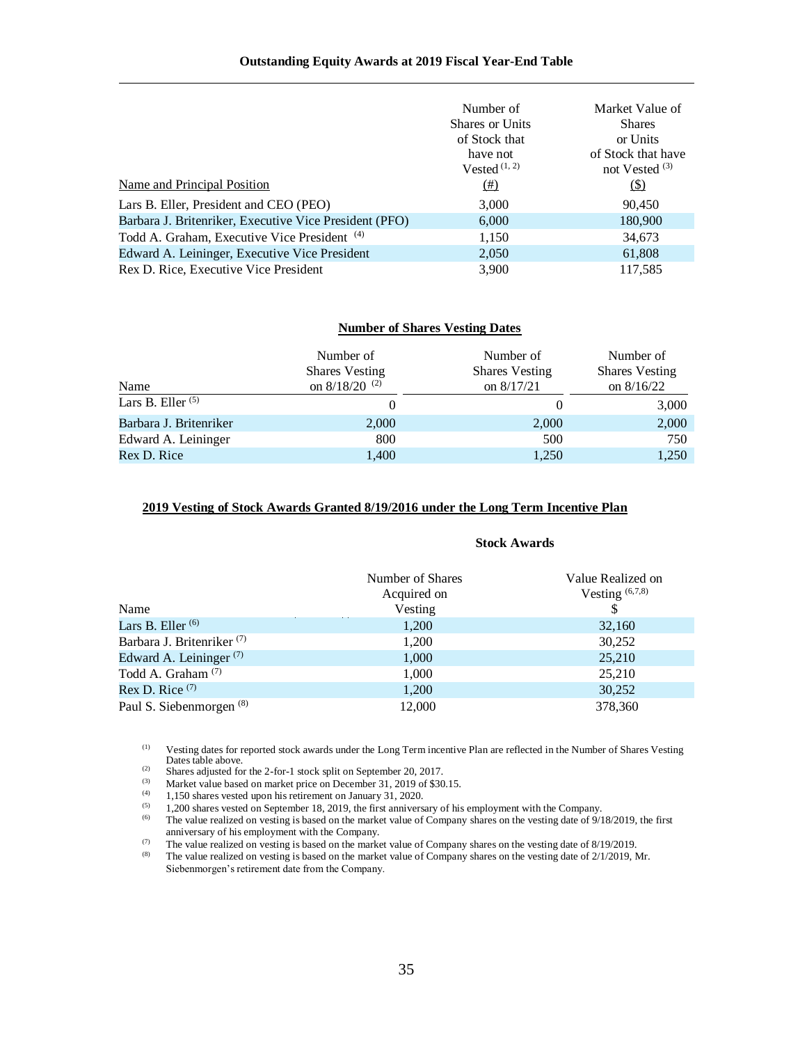**Outstanding Equity Awards at 2019 Fiscal Year-End Table**

| Name and Principal Position | Number of Shares or Units of Stock that have not Vested [1, 2] (#) | Market Value of Shares or Units of Stock that have not Vested [3] ($) |
|---|---|---|
| Lars B. Eller, President and CEO (PEO) | 3,000 | 90,450 |
| Barbara J. Britenriker, Executive Vice President (PFO) | 6,000 | 180,900 |
| Todd A. Graham, Executive Vice President [4] | 1,150 | 34,673 |
| Edward A. Leininger, Executive Vice President | 2,050 | 61,808 |
| Rex D. Rice, Executive Vice President | 3,900 | 117,585 |

**Number of Shares Vesting Dates**

| Name | Number of Shares Vesting on 8/18/20 [2] | Number of Shares Vesting on 8/17/21 | Number of Shares Vesting on 8/16/22 |
|---|---|---|---|
| Lars B. Eller [5] | 0 | 0 | 3,000 |
| Barbara J. Britenriker | 2,000 | 2,000 | 2,000 |
| Edward A. Leininger | 800 | 500 | 750 |
| Rex D. Rice | 1,400 | 1,250 | 1,250 |

**2019 Vesting of Stock Awards Granted 8/19/2016 under the Long Term Incentive Plan**

| | Stock Awards | |
|---|---|---|
| Name | Number of Shares Acquired on Vesting | Value Realized on Vesting [6,7,8] $ |
| Lars B. Eller [6] | 1,200 | 32,160 |
| Barbara J. Britenriker [7] | 1,200 | 30,252 |
| Edward A. Leininger [7] | 1,000 | 25,210 |
| Todd A. Graham [7] | 1,000 | 25,210 |
| Rex D. Rice [7] | 1,200 | 30,252 |
| Paul S. Siebenmorgen [8] | 12,000 | 378,360 |

(1) Vesting dates for reported stock awards under the Long Term incentive Plan are reflected in the Number of Shares Vesting Dates table above.

(2) Shares adjusted for the 2-for-1 stock split on September 20, 2017.

(3) Market value based on market price on December 31, 2019 of $30.15.

(4) 1,150 shares vested upon his retirement on January 31, 2020.

(5) 1,200 shares vested on September 18, 2019, the first anniversary of his employment with the Company.

(6) The value realized on vesting is based on the market value of Company shares on the vesting date of 9/18/2019, the first anniversary of his employment with the Company.

(7) The value realized on vesting is based on the market value of Company shares on the vesting date of 8/19/2019.

(8) The value realized on vesting is based on the market value of Company shares on the vesting date of 2/1/2019, Mr. Siebenmorgen's retirement date from the Company.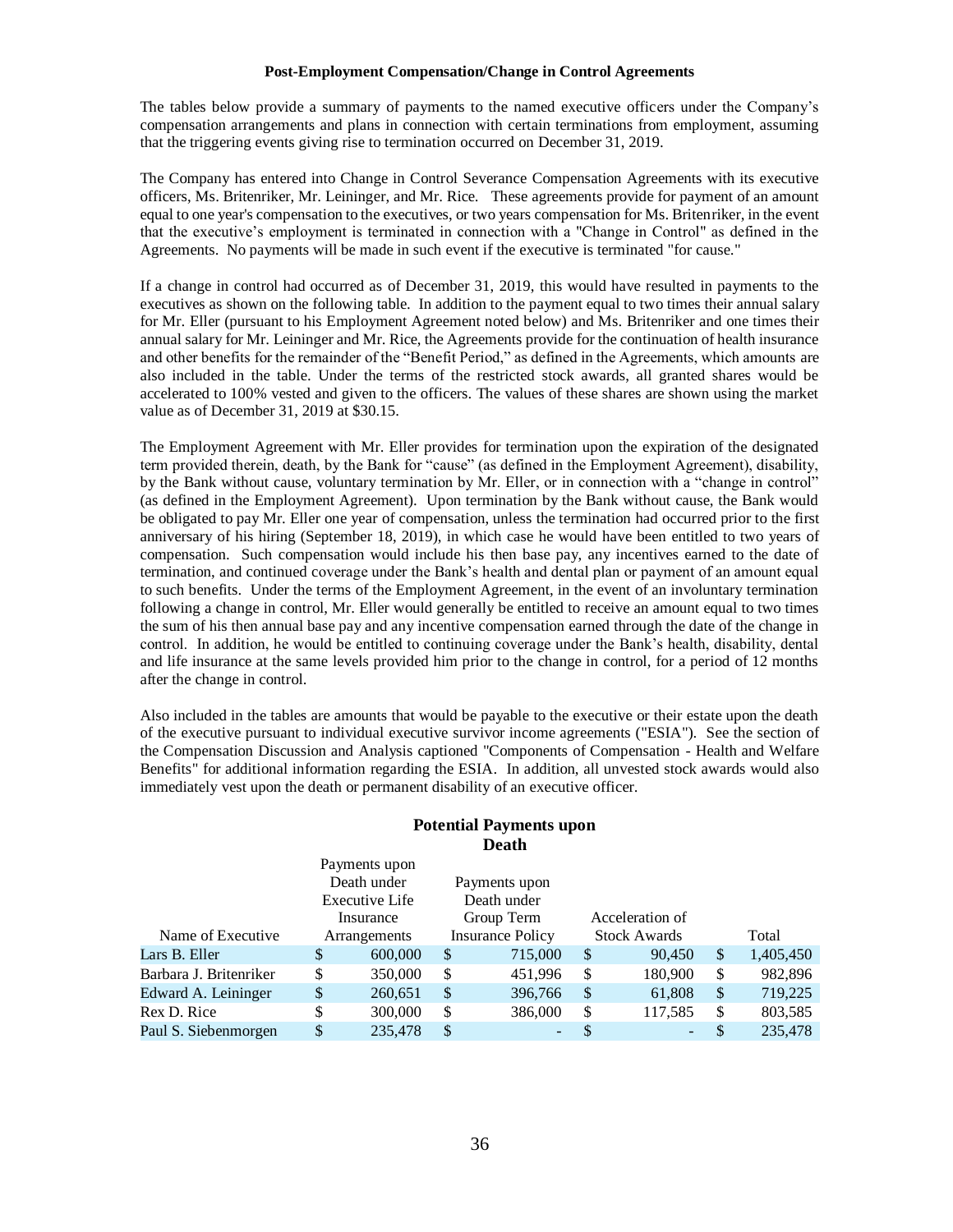**Post-Employment Compensation/Change in Control Agreements**

The tables below provide a summary of payments to the named executive officers under the Company's compensation arrangements and plans in connection with certain terminations from employment, assuming that the triggering events giving rise to termination occurred on December 31, 2019.

The Company has entered into Change in Control Severance Compensation Agreements with its executive officers, Ms. Britenriker, Mr. Leininger, and Mr. Rice. These agreements provide for payment of an amount equal to one year's compensation to the executives, or two years compensation for Ms. Britenriker, in the event that the executive's employment is terminated in connection with a "Change in Control" as defined in the Agreements. No payments will be made in such event if the executive is terminated "for cause."

If a change in control had occurred as of December 31, 2019, this would have resulted in payments to the executives as shown on the following table. In addition to the payment equal to two times their annual salary for Mr. Eller (pursuant to his Employment Agreement noted below) and Ms. Britenriker and one times their annual salary for Mr. Leininger and Mr. Rice, the Agreements provide for the continuation of health insurance and other benefits for the remainder of the "Benefit Period," as defined in the Agreements, which amounts are also included in the table. Under the terms of the restricted stock awards, all granted shares would be accelerated to 100% vested and given to the officers. The values of these shares are shown using the market value as of December 31, 2019 at $30.15.

The Employment Agreement with Mr. Eller provides for termination upon the expiration of the designated term provided therein, death, by the Bank for "cause" (as defined in the Employment Agreement), disability, by the Bank without cause, voluntary termination by Mr. Eller, or in connection with a "change in control" (as defined in the Employment Agreement). Upon termination by the Bank without cause, the Bank would be obligated to pay Mr. Eller one year of compensation, unless the termination had occurred prior to the first anniversary of his hiring (September 18, 2019), in which case he would have been entitled to two years of compensation. Such compensation would include his then base pay, any incentives earned to the date of termination, and continued coverage under the Bank's health and dental plan or payment of an amount equal to such benefits. Under the terms of the Employment Agreement, in the event of an involuntary termination following a change in control, Mr. Eller would generally be entitled to receive an amount equal to two times the sum of his then annual base pay and any incentive compensation earned through the date of the change in control. In addition, he would be entitled to continuing coverage under the Bank's health, disability, dental and life insurance at the same levels provided him prior to the change in control, for a period of 12 months after the change in control.

Also included in the tables are amounts that would be payable to the executive or their estate upon the death of the executive pursuant to individual executive survivor income agreements ("ESIA"). See the section of the Compensation Discussion and Analysis captioned "Components of Compensation - Health and Welfare Benefits" for additional information regarding the ESIA. In addition, all unvested stock awards would also immediately vest upon the death or permanent disability of an executive officer.

**Potential Payments upon Death**

| Name of Executive | Payments upon Death under Executive Life Insurance Arrangements | Payments upon Death under Group Term Insurance Policy | Acceleration of Stock Awards | Total |
|---|---|---|---|---|
| Lars B. Eller | $ 600,000 | $ 715,000 | $ 90,450 | $ 1,405,450 |
| Barbara J. Britenriker | $ 350,000 | $ 451,996 | $ 180,900 | $ 982,896 |
| Edward A. Leininger | $ 260,651 | $ 396,766 | $ 61,808 | $ 719,225 |
| Rex D. Rice | $ 300,000 | $ 386,000 | $ 117,585 | $ 803,585 |
| Paul S. Siebenmorgen | $ 235,478 | $ - | $ - | $ 235,478 |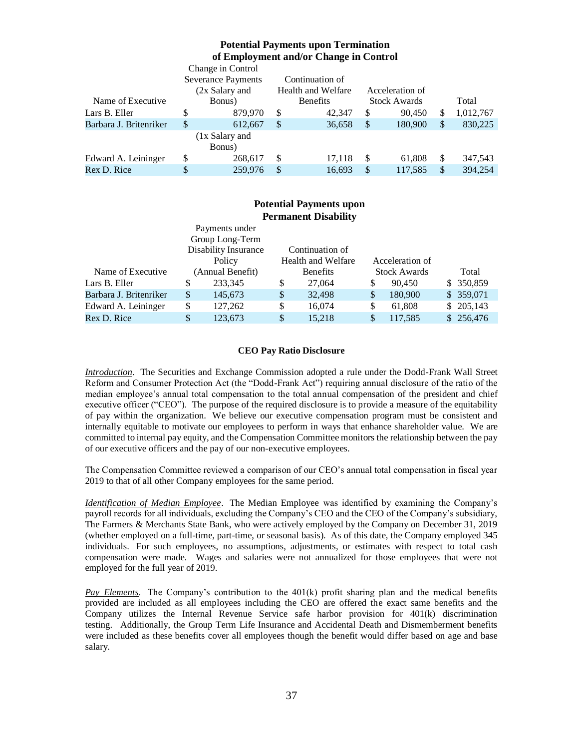## Potential Payments upon Termination of Employment and/or Change in Control

| Name of Executive | Change in Control Severance Payments (2x Salary and Bonus) | Continuation of Health and Welfare Benefits | Acceleration of Stock Awards | Total |
|---|---|---|---|---|
| Lars B. Eller | $ 879,970 | $ 42,347 | $ 90,450 | $ 1,012,767 |
| Barbara J. Britenriker | $ 612,667 | $ 36,658 | $ 180,900 | $ 830,225 |
| | (1x Salary and Bonus) | | | |
| Edward A. Leininger | $ 268,617 | $ 17,118 | $ 61,808 | $ 347,543 |
| Rex D. Rice | $ 259,976 | $ 16,693 | $ 117,585 | $ 394,254 |

## Potential Payments upon Permanent Disability

| Name of Executive | Payments under Group Long-Term Disability Insurance Policy (Annual Benefit) | Continuation of Health and Welfare Benefits | Acceleration of Stock Awards | Total |
|---|---|---|---|---|
| Lars B. Eller | $ 233,345 | $ 27,064 | $ 90,450 | $ 350,859 |
| Barbara J. Britenriker | $ 145,673 | $ 32,498 | $ 180,900 | $ 359,071 |
| Edward A. Leininger | $ 127,262 | $ 16,074 | $ 61,808 | $ 205,143 |
| Rex D. Rice | $ 123,673 | $ 15,218 | $ 117,585 | $ 256,476 |

### CEO Pay Ratio Disclosure

*Introduction*. The Securities and Exchange Commission adopted a rule under the Dodd-Frank Wall Street Reform and Consumer Protection Act (the "Dodd-Frank Act") requiring annual disclosure of the ratio of the median employee's annual total compensation to the total annual compensation of the president and chief executive officer ("CEO"). The purpose of the required disclosure is to provide a measure of the equitability of pay within the organization. We believe our executive compensation program must be consistent and internally equitable to motivate our employees to perform in ways that enhance shareholder value. We are committed to internal pay equity, and the Compensation Committee monitors the relationship between the pay of our executive officers and the pay of our non-executive employees.

The Compensation Committee reviewed a comparison of our CEO's annual total compensation in fiscal year 2019 to that of all other Company employees for the same period.

*Identification of Median Employee*. The Median Employee was identified by examining the Company's payroll records for all individuals, excluding the Company's CEO and the CEO of the Company's subsidiary, The Farmers & Merchants State Bank, who were actively employed by the Company on December 31, 2019 (whether employed on a full-time, part-time, or seasonal basis). As of this date, the Company employed 345 individuals. For such employees, no assumptions, adjustments, or estimates with respect to total cash compensation were made. Wages and salaries were not annualized for those employees that were not employed for the full year of 2019.

*Pay Elements*. The Company's contribution to the 401(k) profit sharing plan and the medical benefits provided are included as all employees including the CEO are offered the exact same benefits and the Company utilizes the Internal Revenue Service safe harbor provision for 401(k) discrimination testing. Additionally, the Group Term Life Insurance and Accidental Death and Dismemberment benefits were included as these benefits cover all employees though the benefit would differ based on age and base salary.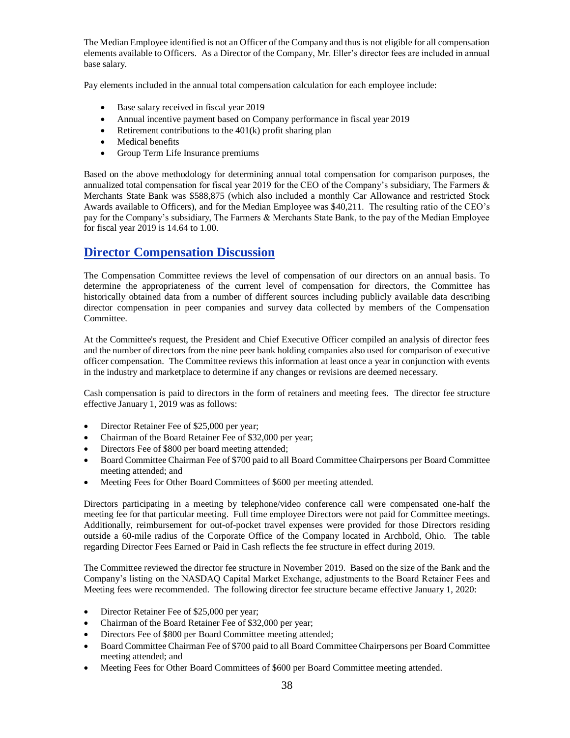The Median Employee identified is not an Officer of the Company and thus is not eligible for all compensation elements available to Officers. As a Director of the Company, Mr. Eller's director fees are included in annual base salary.

Pay elements included in the annual total compensation calculation for each employee include:

- Base salary received in fiscal year 2019
- Annual incentive payment based on Company performance in fiscal year 2019
- Retirement contributions to the 401(k) profit sharing plan
- Medical benefits
- Group Term Life Insurance premiums

Based on the above methodology for determining annual total compensation for comparison purposes, the annualized total compensation for fiscal year 2019 for the CEO of the Company's subsidiary, The Farmers & Merchants State Bank was $588,875 (which also included a monthly Car Allowance and restricted Stock Awards available to Officers), and for the Median Employee was $40,211. The resulting ratio of the CEO's pay for the Company's subsidiary, The Farmers & Merchants State Bank, to the pay of the Median Employee for fiscal year 2019 is 14.64 to 1.00.

## Director Compensation Discussion

The Compensation Committee reviews the level of compensation of our directors on an annual basis. To determine the appropriateness of the current level of compensation for directors, the Committee has historically obtained data from a number of different sources including publicly available data describing director compensation in peer companies and survey data collected by members of the Compensation Committee.

At the Committee's request, the President and Chief Executive Officer compiled an analysis of director fees and the number of directors from the nine peer bank holding companies also used for comparison of executive officer compensation. The Committee reviews this information at least once a year in conjunction with events in the industry and marketplace to determine if any changes or revisions are deemed necessary.

Cash compensation is paid to directors in the form of retainers and meeting fees. The director fee structure effective January 1, 2019 was as follows:

- Director Retainer Fee of $25,000 per year;
- Chairman of the Board Retainer Fee of $32,000 per year;
- Directors Fee of $800 per board meeting attended;
- Board Committee Chairman Fee of $700 paid to all Board Committee Chairpersons per Board Committee meeting attended; and
- Meeting Fees for Other Board Committees of $600 per meeting attended.

Directors participating in a meeting by telephone/video conference call were compensated one-half the meeting fee for that particular meeting. Full time employee Directors were not paid for Committee meetings. Additionally, reimbursement for out-of-pocket travel expenses were provided for those Directors residing outside a 60-mile radius of the Corporate Office of the Company located in Archbold, Ohio. The table regarding Director Fees Earned or Paid in Cash reflects the fee structure in effect during 2019.

The Committee reviewed the director fee structure in November 2019. Based on the size of the Bank and the Company's listing on the NASDAQ Capital Market Exchange, adjustments to the Board Retainer Fees and Meeting fees were recommended. The following director fee structure became effective January 1, 2020:

- Director Retainer Fee of $25,000 per year;
- Chairman of the Board Retainer Fee of $32,000 per year;
- Directors Fee of $800 per Board Committee meeting attended;
- Board Committee Chairman Fee of $700 paid to all Board Committee Chairpersons per Board Committee meeting attended; and
- Meeting Fees for Other Board Committees of $600 per Board Committee meeting attended.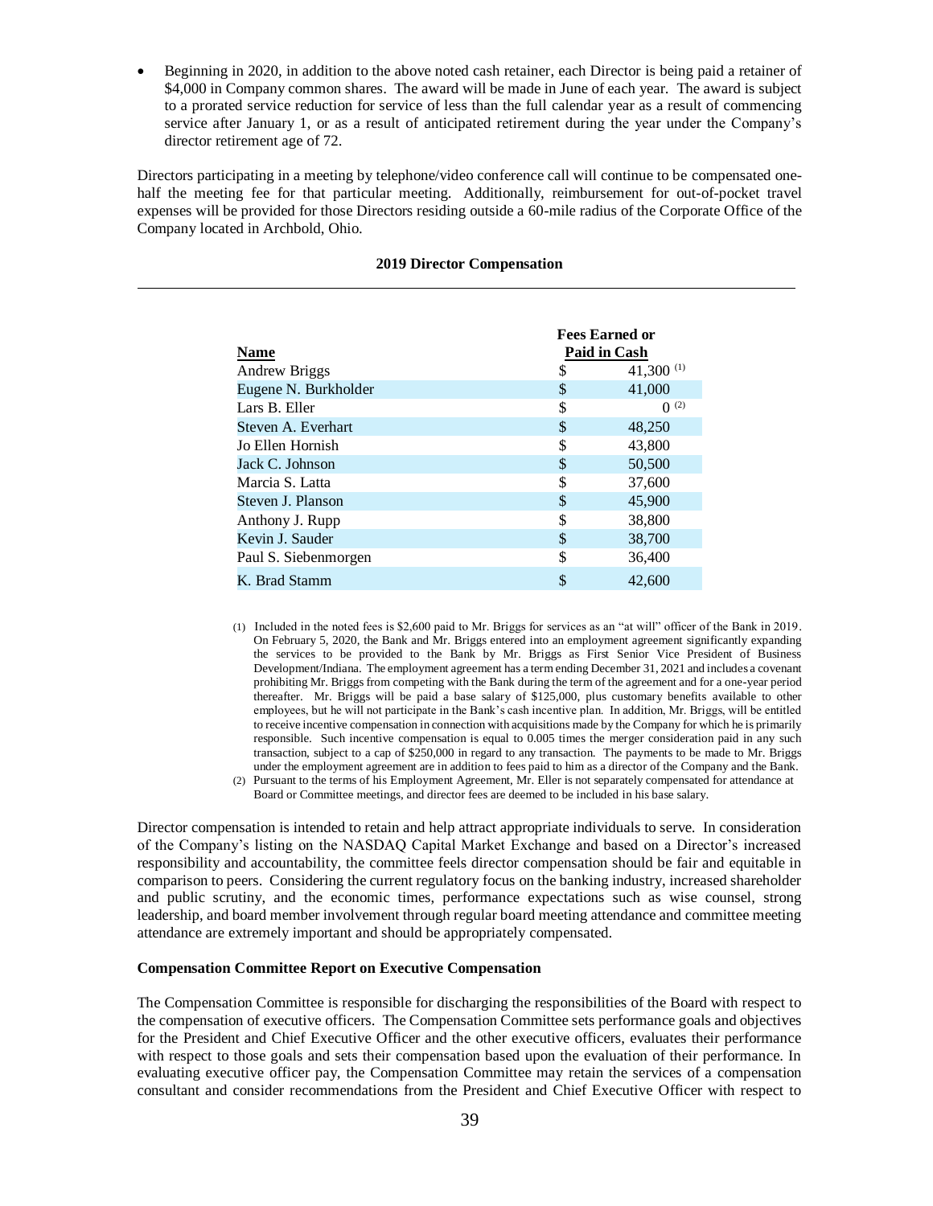- Beginning in 2020, in addition to the above noted cash retainer, each Director is being paid a retainer of $4,000 in Company common shares. The award will be made in June of each year. The award is subject to a prorated service reduction for service of less than the full calendar year as a result of commencing service after January 1, or as a result of anticipated retirement during the year under the Company's director retirement age of 72.

Directors participating in a meeting by telephone/video conference call will continue to be compensated one-half the meeting fee for that particular meeting. Additionally, reimbursement for out-of-pocket travel expenses will be provided for those Directors residing outside a 60-mile radius of the Corporate Office of the Company located in Archbold, Ohio.

**2019 Director Compensation**

| Name | Fees Earned or Paid in Cash |
|---|---|
| Andrew Briggs | $ 41,300 (1) |
| Eugene N. Burkholder | $ 41,000 |
| Lars B. Eller | $ 0 (2) |
| Steven A. Everhart | $ 48,250 |
| Jo Ellen Hornish | $ 43,800 |
| Jack C. Johnson | $ 50,500 |
| Marcia S. Latta | $ 37,600 |
| Steven J. Planson | $ 45,900 |
| Anthony J. Rupp | $ 38,800 |
| Kevin J. Sauder | $ 38,700 |
| Paul S. Siebenmorgen | $ 36,400 |
| K. Brad Stamm | $ 42,600 |

(1) Included in the noted fees is $2,600 paid to Mr. Briggs for services as an "at will" officer of the Bank in 2019. On February 5, 2020, the Bank and Mr. Briggs entered into an employment agreement significantly expanding the services to be provided to the Bank by Mr. Briggs as First Senior Vice President of Business Development/Indiana. The employment agreement has a term ending December 31, 2021 and includes a covenant prohibiting Mr. Briggs from competing with the Bank during the term of the agreement and for a one-year period thereafter. Mr. Briggs will be paid a base salary of $125,000, plus customary benefits available to other employees, but he will not participate in the Bank's cash incentive plan. In addition, Mr. Briggs, will be entitled to receive incentive compensation in connection with acquisitions made by the Company for which he is primarily responsible. Such incentive compensation is equal to 0.005 times the merger consideration paid in any such transaction, subject to a cap of $250,000 in regard to any transaction. The payments to be made to Mr. Briggs under the employment agreement are in addition to fees paid to him as a director of the Company and the Bank.

(2) Pursuant to the terms of his Employment Agreement, Mr. Eller is not separately compensated for attendance at Board or Committee meetings, and director fees are deemed to be included in his base salary.

Director compensation is intended to retain and help attract appropriate individuals to serve. In consideration of the Company's listing on the NASDAQ Capital Market Exchange and based on a Director's increased responsibility and accountability, the committee feels director compensation should be fair and equitable in comparison to peers. Considering the current regulatory focus on the banking industry, increased shareholder and public scrutiny, and the economic times, performance expectations such as wise counsel, strong leadership, and board member involvement through regular board meeting attendance and committee meeting attendance are extremely important and should be appropriately compensated.

**Compensation Committee Report on Executive Compensation**

The Compensation Committee is responsible for discharging the responsibilities of the Board with respect to the compensation of executive officers. The Compensation Committee sets performance goals and objectives for the President and Chief Executive Officer and the other executive officers, evaluates their performance with respect to those goals and sets their compensation based upon the evaluation of their performance. In evaluating executive officer pay, the Compensation Committee may retain the services of a compensation consultant and consider recommendations from the President and Chief Executive Officer with respect to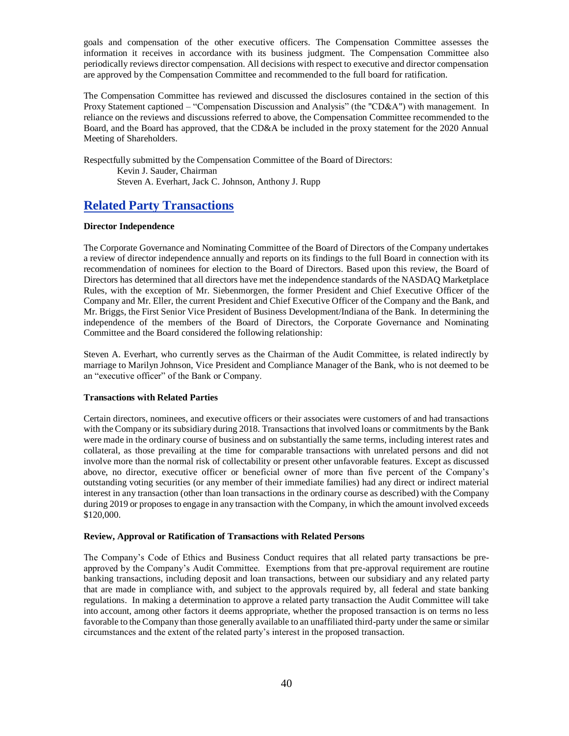goals and compensation of the other executive officers. The Compensation Committee assesses the information it receives in accordance with its business judgment. The Compensation Committee also periodically reviews director compensation. All decisions with respect to executive and director compensation are approved by the Compensation Committee and recommended to the full board for ratification.

The Compensation Committee has reviewed and discussed the disclosures contained in the section of this Proxy Statement captioned – "Compensation Discussion and Analysis" (the "CD&A") with management. In reliance on the reviews and discussions referred to above, the Compensation Committee recommended to the Board, and the Board has approved, that the CD&A be included in the proxy statement for the 2020 Annual Meeting of Shareholders.

Respectfully submitted by the Compensation Committee of the Board of Directors:
Kevin J. Sauder, Chairman
Steven A. Everhart, Jack C. Johnson, Anthony J. Rupp

## Related Party Transactions

**Director Independence**

The Corporate Governance and Nominating Committee of the Board of Directors of the Company undertakes a review of director independence annually and reports on its findings to the full Board in connection with its recommendation of nominees for election to the Board of Directors. Based upon this review, the Board of Directors has determined that all directors have met the independence standards of the NASDAQ Marketplace Rules, with the exception of Mr. Siebenmorgen, the former President and Chief Executive Officer of the Company and Mr. Eller, the current President and Chief Executive Officer of the Company and the Bank, and Mr. Briggs, the First Senior Vice President of Business Development/Indiana of the Bank. In determining the independence of the members of the Board of Directors, the Corporate Governance and Nominating Committee and the Board considered the following relationship:

Steven A. Everhart, who currently serves as the Chairman of the Audit Committee, is related indirectly by marriage to Marilyn Johnson, Vice President and Compliance Manager of the Bank, who is not deemed to be an "executive officer" of the Bank or Company.

**Transactions with Related Parties**

Certain directors, nominees, and executive officers or their associates were customers of and had transactions with the Company or its subsidiary during 2018. Transactions that involved loans or commitments by the Bank were made in the ordinary course of business and on substantially the same terms, including interest rates and collateral, as those prevailing at the time for comparable transactions with unrelated persons and did not involve more than the normal risk of collectability or present other unfavorable features. Except as discussed above, no director, executive officer or beneficial owner of more than five percent of the Company's outstanding voting securities (or any member of their immediate families) had any direct or indirect material interest in any transaction (other than loan transactions in the ordinary course as described) with the Company during 2019 or proposes to engage in any transaction with the Company, in which the amount involved exceeds $120,000.

**Review, Approval or Ratification of Transactions with Related Persons**

The Company's Code of Ethics and Business Conduct requires that all related party transactions be pre-approved by the Company's Audit Committee. Exemptions from that pre-approval requirement are routine banking transactions, including deposit and loan transactions, between our subsidiary and any related party that are made in compliance with, and subject to the approvals required by, all federal and state banking regulations. In making a determination to approve a related party transaction the Audit Committee will take into account, among other factors it deems appropriate, whether the proposed transaction is on terms no less favorable to the Company than those generally available to an unaffiliated third-party under the same or similar circumstances and the extent of the related party's interest in the proposed transaction.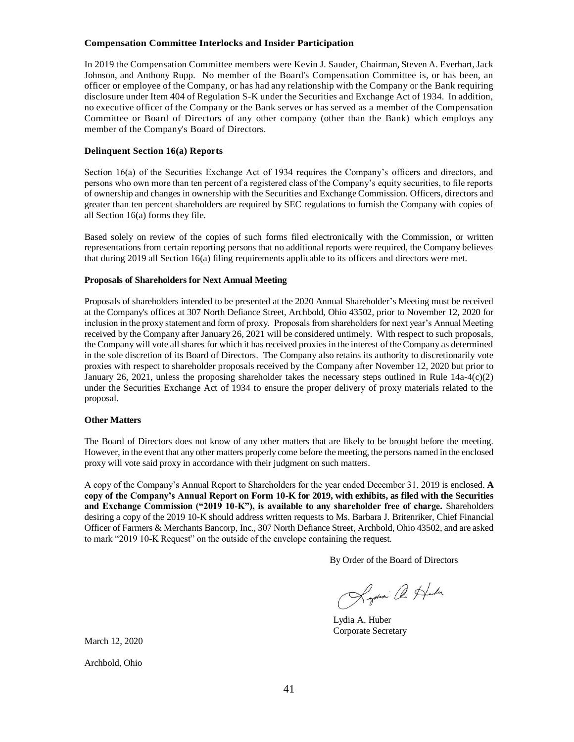**Compensation Committee Interlocks and Insider Participation**

In 2019 the Compensation Committee members were Kevin J. Sauder, Chairman, Steven A. Everhart, Jack Johnson, and Anthony Rupp. No member of the Board's Compensation Committee is, or has been, an officer or employee of the Company, or has had any relationship with the Company or the Bank requiring disclosure under Item 404 of Regulation S-K under the Securities and Exchange Act of 1934. In addition, no executive officer of the Company or the Bank serves or has served as a member of the Compensation Committee or Board of Directors of any other company (other than the Bank) which employs any member of the Company's Board of Directors.

**Delinquent Section 16(a) Reports**

Section 16(a) of the Securities Exchange Act of 1934 requires the Company's officers and directors, and persons who own more than ten percent of a registered class of the Company's equity securities, to file reports of ownership and changes in ownership with the Securities and Exchange Commission. Officers, directors and greater than ten percent shareholders are required by SEC regulations to furnish the Company with copies of all Section 16(a) forms they file.

Based solely on review of the copies of such forms filed electronically with the Commission, or written representations from certain reporting persons that no additional reports were required, the Company believes that during 2019 all Section 16(a) filing requirements applicable to its officers and directors were met.

**Proposals of Shareholders for Next Annual Meeting**

Proposals of shareholders intended to be presented at the 2020 Annual Shareholder's Meeting must be received at the Company's offices at 307 North Defiance Street, Archbold, Ohio 43502, prior to November 12, 2020 for inclusion in the proxy statement and form of proxy. Proposals from shareholders for next year's Annual Meeting received by the Company after January 26, 2021 will be considered untimely. With respect to such proposals, the Company will vote all shares for which it has received proxies in the interest of the Company as determined in the sole discretion of its Board of Directors. The Company also retains its authority to discretionarily vote proxies with respect to shareholder proposals received by the Company after November 12, 2020 but prior to January 26, 2021, unless the proposing shareholder takes the necessary steps outlined in Rule 14a-4(c)(2) under the Securities Exchange Act of 1934 to ensure the proper delivery of proxy materials related to the proposal.

**Other Matters**

The Board of Directors does not know of any other matters that are likely to be brought before the meeting. However, in the event that any other matters properly come before the meeting, the persons named in the enclosed proxy will vote said proxy in accordance with their judgment on such matters.

A copy of the Company's Annual Report to Shareholders for the year ended December 31, 2019 is enclosed. **A copy of the Company's Annual Report on Form 10-K for 2019, with exhibits, as filed with the Securities and Exchange Commission ("2019 10-K"), is available to any shareholder free of charge.** Shareholders desiring a copy of the 2019 10-K should address written requests to Ms. Barbara J. Britenriker, Chief Financial Officer of Farmers & Merchants Bancorp, Inc., 307 North Defiance Street, Archbold, Ohio 43502, and are asked to mark "2019 10-K Request" on the outside of the envelope containing the request.

By Order of the Board of Directors

Lydia A. Huber
Corporate Secretary

March 12, 2020

Archbold, Ohio